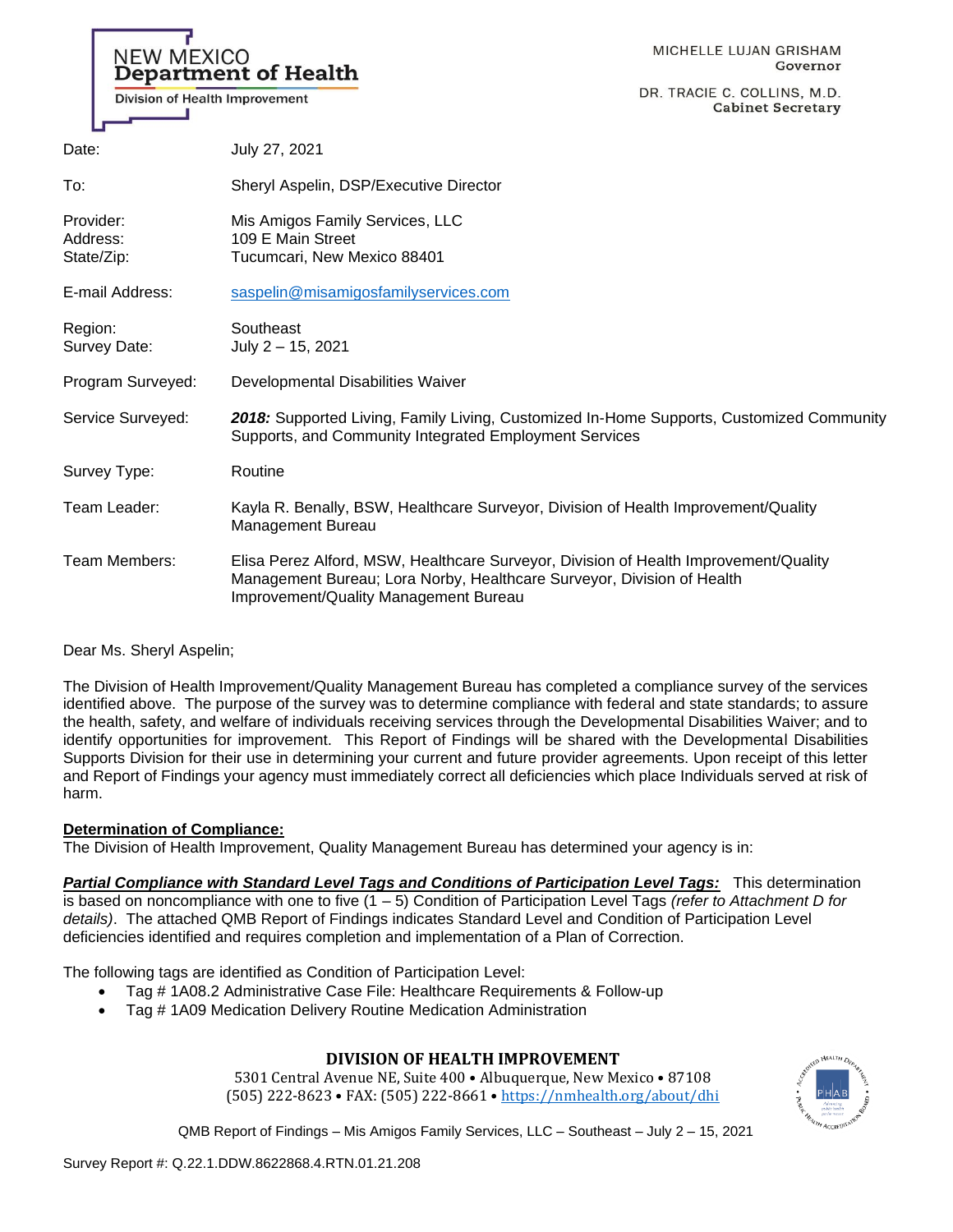NEW MEXICO
**Department of Health**
Division of Health Improvement

MICHELLE LUJAN GRISHAM
**Governor**

DR. TRACIE C. COLLINS, M.D.
**Cabinet Secretary**

| | |
|---|---|
| Date: | July 27, 2021 |
| To: | Sheryl Aspelin, DSP/Executive Director |
| Provider: <br> Address: <br> State/Zip: | Mis Amigos Family Services, LLC <br> 109 E Main Street <br> Tucumcari, New Mexico 88401 |
| E-mail Address: | saspelin@misamigosfamilyservices.com |
| Region: <br> Survey Date: | Southeast <br> July 2 – 15, 2021 |
| Program Surveyed: | Developmental Disabilities Waiver |
| Service Surveyed: | ***2018:*** Supported Living, Family Living, Customized In-Home Supports, Customized Community Supports, and Community Integrated Employment Services |
| Survey Type: | Routine |
| Team Leader: | Kayla R. Benally, BSW, Healthcare Surveyor, Division of Health Improvement/Quality Management Bureau |
| Team Members: | Elisa Perez Alford, MSW, Healthcare Surveyor, Division of Health Improvement/Quality Management Bureau; Lora Norby, Healthcare Surveyor, Division of Health Improvement/Quality Management Bureau |

Dear Ms. Sheryl Aspelin;

The Division of Health Improvement/Quality Management Bureau has completed a compliance survey of the services identified above. The purpose of the survey was to determine compliance with federal and state standards; to assure the health, safety, and welfare of individuals receiving services through the Developmental Disabilities Waiver; and to identify opportunities for improvement. This Report of Findings will be shared with the Developmental Disabilities Supports Division for their use in determining your current and future provider agreements. Upon receipt of this letter and Report of Findings your agency must immediately correct all deficiencies which place Individuals served at risk of harm.

**Determination of Compliance:**

The Division of Health Improvement, Quality Management Bureau has determined your agency is in:

***Partial Compliance with Standard Level Tags and Conditions of Participation Level Tags:*** This determination is based on noncompliance with one to five (1 – 5) Condition of Participation Level Tags *(refer to Attachment D for details)*. The attached QMB Report of Findings indicates Standard Level and Condition of Participation Level deficiencies identified and requires completion and implementation of a Plan of Correction.

The following tags are identified as Condition of Participation Level:

- Tag # 1A08.2 Administrative Case File: Healthcare Requirements & Follow-up
- Tag # 1A09 Medication Delivery Routine Medication Administration

**DIVISION OF HEALTH IMPROVEMENT**
5301 Central Avenue NE, Suite 400 • Albuquerque, New Mexico • 87108
(505) 222-8623 • FAX: (505) 222-8661 • https://nmhealth.org/about/dhi

QMB Report of Findings – Mis Amigos Family Services, LLC – Southeast – July 2 – 15, 2021

Survey Report #: Q.22.1.DDW.8622868.4.RTN.01.21.208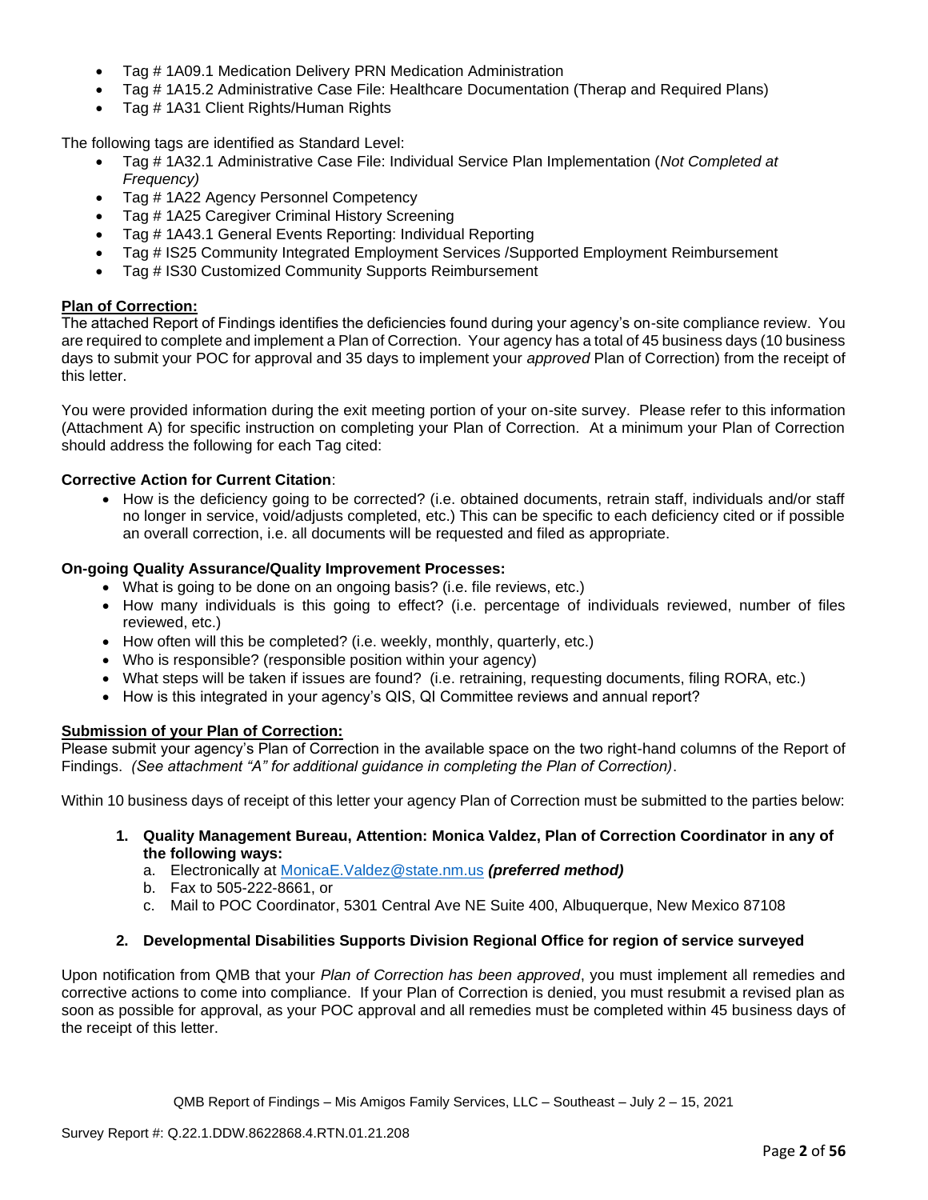- Tag # 1A09.1 Medication Delivery PRN Medication Administration
- Tag # 1A15.2 Administrative Case File: Healthcare Documentation (Therap and Required Plans)
- Tag # 1A31 Client Rights/Human Rights

The following tags are identified as Standard Level:

- Tag # 1A32.1 Administrative Case File: Individual Service Plan Implementation (*Not Completed at Frequency)*
- Tag # 1A22 Agency Personnel Competency
- Tag # 1A25 Caregiver Criminal History Screening
- Tag # 1A43.1 General Events Reporting: Individual Reporting
- Tag # IS25 Community Integrated Employment Services /Supported Employment Reimbursement
- Tag # IS30 Customized Community Supports Reimbursement

**Plan of Correction:**

The attached Report of Findings identifies the deficiencies found during your agency's on-site compliance review. You are required to complete and implement a Plan of Correction. Your agency has a total of 45 business days (10 business days to submit your POC for approval and 35 days to implement your *approved* Plan of Correction) from the receipt of this letter.

You were provided information during the exit meeting portion of your on-site survey. Please refer to this information (Attachment A) for specific instruction on completing your Plan of Correction. At a minimum your Plan of Correction should address the following for each Tag cited:

**Corrective Action for Current Citation**:

- How is the deficiency going to be corrected? (i.e. obtained documents, retrain staff, individuals and/or staff no longer in service, void/adjusts completed, etc.) This can be specific to each deficiency cited or if possible an overall correction, i.e. all documents will be requested and filed as appropriate.

**On-going Quality Assurance/Quality Improvement Processes:**

- What is going to be done on an ongoing basis? (i.e. file reviews, etc.)
- How many individuals is this going to effect? (i.e. percentage of individuals reviewed, number of files reviewed, etc.)
- How often will this be completed? (i.e. weekly, monthly, quarterly, etc.)
- Who is responsible? (responsible position within your agency)
- What steps will be taken if issues are found? (i.e. retraining, requesting documents, filing RORA, etc.)
- How is this integrated in your agency's QIS, QI Committee reviews and annual report?

**Submission of your Plan of Correction:**

Please submit your agency's Plan of Correction in the available space on the two right-hand columns of the Report of Findings. *(See attachment "A" for additional guidance in completing the Plan of Correction)*.

Within 10 business days of receipt of this letter your agency Plan of Correction must be submitted to the parties below:

1. **Quality Management Bureau, Attention: Monica Valdez, Plan of Correction Coordinator in any of the following ways:**
   a. Electronically at MonicaE.Valdez@state.nm.us ***(preferred method)***
   b. Fax to 505-222-8661, or
   c. Mail to POC Coordinator, 5301 Central Ave NE Suite 400, Albuquerque, New Mexico 87108

2. **Developmental Disabilities Supports Division Regional Office for region of service surveyed**

Upon notification from QMB that your *Plan of Correction has been approved*, you must implement all remedies and corrective actions to come into compliance. If your Plan of Correction is denied, you must resubmit a revised plan as soon as possible for approval, as your POC approval and all remedies must be completed within 45 business days of the receipt of this letter.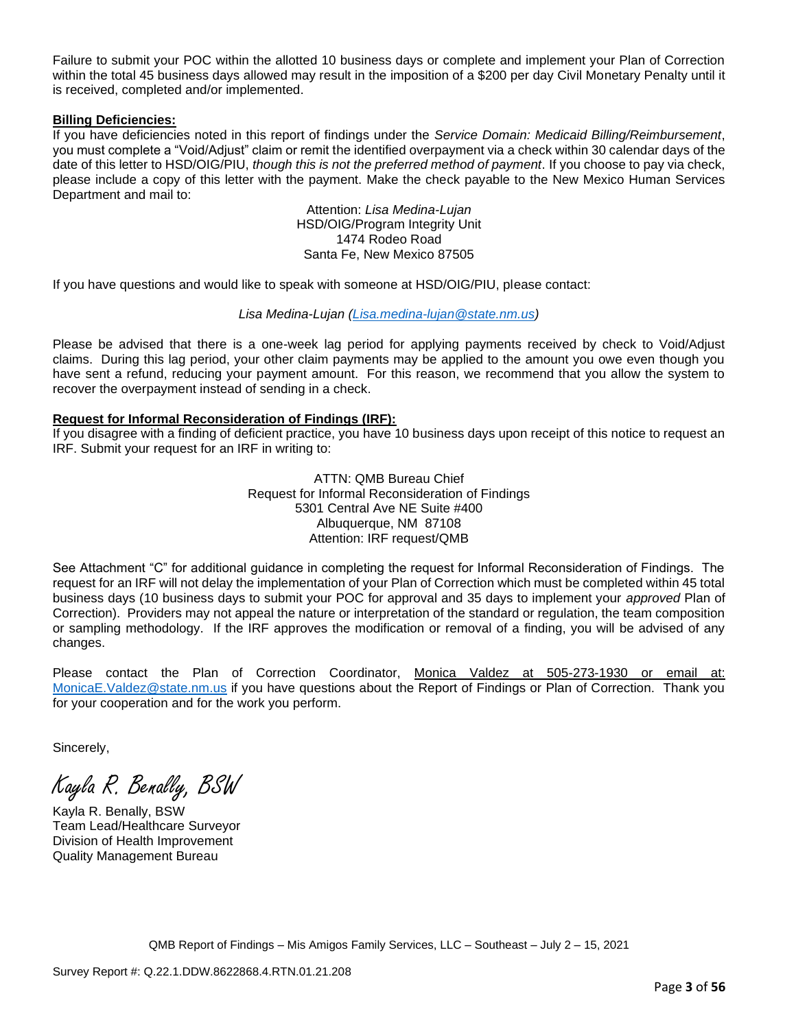Failure to submit your POC within the allotted 10 business days or complete and implement your Plan of Correction within the total 45 business days allowed may result in the imposition of a $200 per day Civil Monetary Penalty until it is received, completed and/or implemented.

**Billing Deficiencies:**

If you have deficiencies noted in this report of findings under the *Service Domain: Medicaid Billing/Reimbursement*, you must complete a "Void/Adjust" claim or remit the identified overpayment via a check within 30 calendar days of the date of this letter to HSD/OIG/PIU, *though this is not the preferred method of payment*. If you choose to pay via check, please include a copy of this letter with the payment. Make the check payable to the New Mexico Human Services Department and mail to:

Attention: *Lisa Medina-Lujan*
HSD/OIG/Program Integrity Unit
1474 Rodeo Road
Santa Fe, New Mexico 87505

If you have questions and would like to speak with someone at HSD/OIG/PIU, please contact:

*Lisa Medina-Lujan (Lisa.medina-lujan@state.nm.us)*

Please be advised that there is a one-week lag period for applying payments received by check to Void/Adjust claims. During this lag period, your other claim payments may be applied to the amount you owe even though you have sent a refund, reducing your payment amount. For this reason, we recommend that you allow the system to recover the overpayment instead of sending in a check.

**Request for Informal Reconsideration of Findings (IRF):**

If you disagree with a finding of deficient practice, you have 10 business days upon receipt of this notice to request an IRF. Submit your request for an IRF in writing to:

ATTN: QMB Bureau Chief
Request for Informal Reconsideration of Findings
5301 Central Ave NE Suite #400
Albuquerque, NM 87108
Attention: IRF request/QMB

See Attachment "C" for additional guidance in completing the request for Informal Reconsideration of Findings. The request for an IRF will not delay the implementation of your Plan of Correction which must be completed within 45 total business days (10 business days to submit your POC for approval and 35 days to implement your *approved* Plan of Correction). Providers may not appeal the nature or interpretation of the standard or regulation, the team composition or sampling methodology. If the IRF approves the modification or removal of a finding, you will be advised of any changes.

Please contact the Plan of Correction Coordinator, Monica Valdez at 505-273-1930 or email at: MonicaE.Valdez@state.nm.us if you have questions about the Report of Findings or Plan of Correction. Thank you for your cooperation and for the work you perform.

Sincerely,

*Kayla R. Benally, BSW*

Kayla R. Benally, BSW
Team Lead/Healthcare Surveyor
Division of Health Improvement
Quality Management Bureau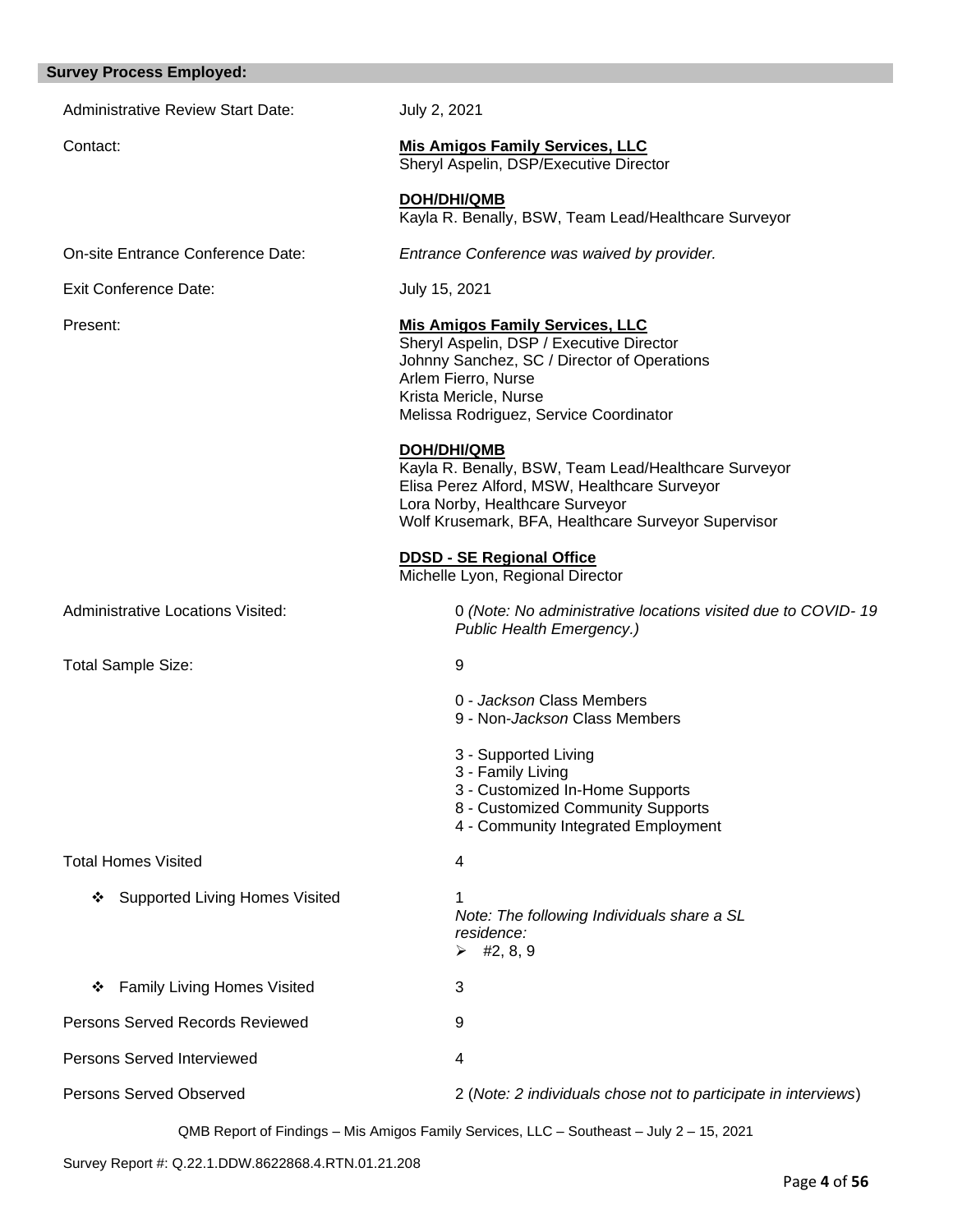## Survey Process Employed:

| | |
|---|---|
| Administrative Review Start Date: | July 2, 2021 |
| Contact: | **Mis Amigos Family Services, LLC**<br>Sheryl Aspelin, DSP/Executive Director<br><br>**DOH/DHI/QMB**<br>Kayla R. Benally, BSW, Team Lead/Healthcare Surveyor |
| On-site Entrance Conference Date: | *Entrance Conference was waived by provider.* |
| Exit Conference Date: | July 15, 2021 |
| Present: | **Mis Amigos Family Services, LLC**<br>Sheryl Aspelin, DSP / Executive Director<br>Johnny Sanchez, SC / Director of Operations<br>Arlem Fierro, Nurse<br>Krista Mericle, Nurse<br>Melissa Rodriguez, Service Coordinator<br><br>**DOH/DHI/QMB**<br>Kayla R. Benally, BSW, Team Lead/Healthcare Surveyor<br>Elisa Perez Alford, MSW, Healthcare Surveyor<br>Lora Norby, Healthcare Surveyor<br>Wolf Krusemark, BFA, Healthcare Surveyor Supervisor<br><br>**DDSD - SE Regional Office**<br>Michelle Lyon, Regional Director |
| Administrative Locations Visited: | 0 *(Note: No administrative locations visited due to COVID- 19 Public Health Emergency.)* |
| Total Sample Size: | 9<br><br>0 - *Jackson* Class Members<br>9 - Non-*Jackson* Class Members<br><br>3 - Supported Living<br>3 - Family Living<br>3 - Customized In-Home Supports<br>8 - Customized Community Supports<br>4 - Community Integrated Employment |
| Total Homes Visited | 4 |
| ❖ Supported Living Homes Visited | 1<br>*Note: The following Individuals share a SL residence:*<br>➢ #2, 8, 9 |
| ❖ Family Living Homes Visited | 3 |
| Persons Served Records Reviewed | 9 |
| Persons Served Interviewed | 4 |
| Persons Served Observed | 2 (*Note: 2 individuals chose not to participate in interviews*) |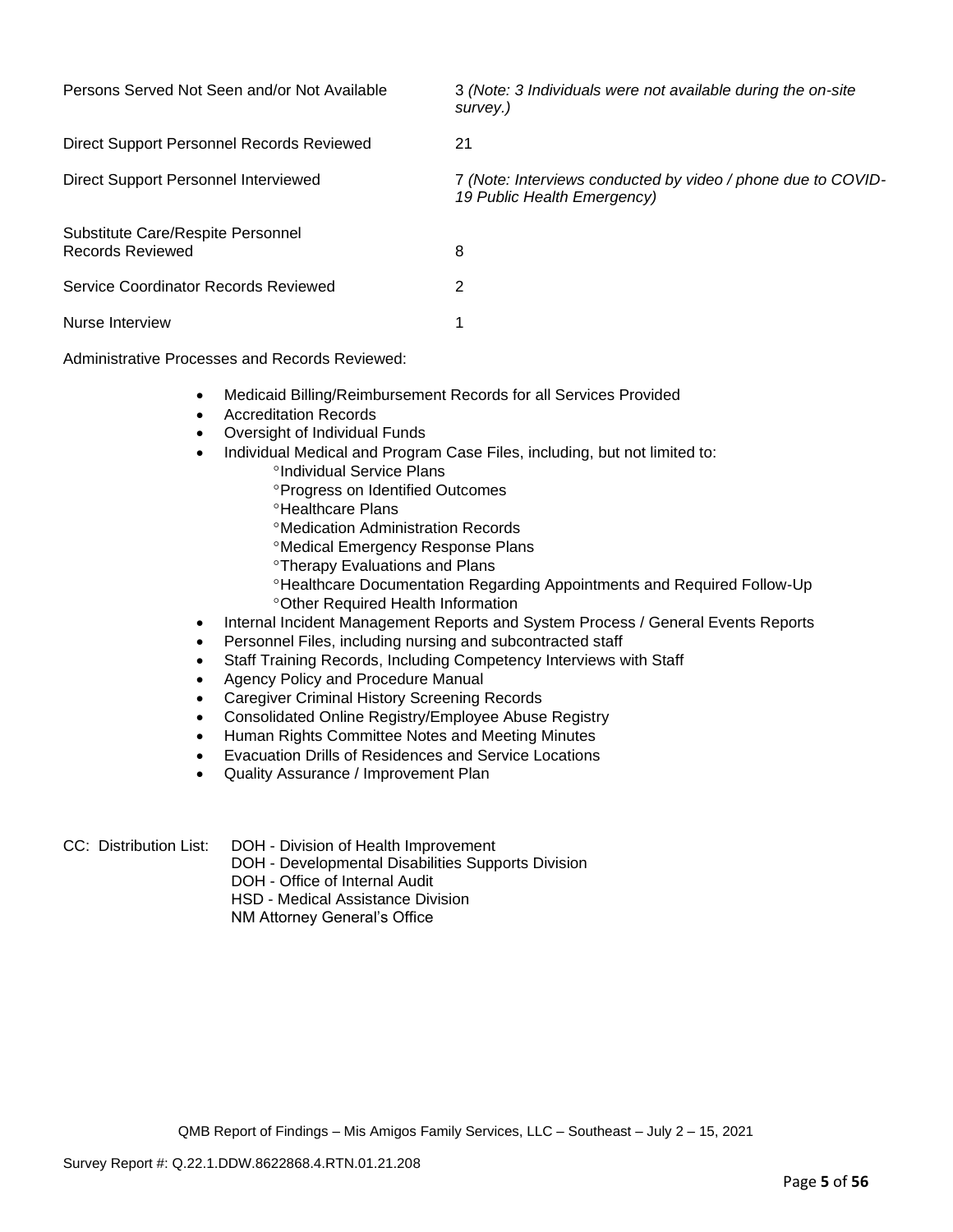| | |
|---|---|
| Persons Served Not Seen and/or Not Available | 3 *(Note: 3 Individuals were not available during the on-site survey.)* |
| Direct Support Personnel Records Reviewed | 21 |
| Direct Support Personnel Interviewed | 7 *(Note: Interviews conducted by video / phone due to COVID-19 Public Health Emergency)* |
| Substitute Care/Respite Personnel Records Reviewed | 8 |
| Service Coordinator Records Reviewed | 2 |
| Nurse Interview | 1 |

Administrative Processes and Records Reviewed:

- Medicaid Billing/Reimbursement Records for all Services Provided
- Accreditation Records
- Oversight of Individual Funds
- Individual Medical and Program Case Files, including, but not limited to:
    - °Individual Service Plans
    - °Progress on Identified Outcomes
    - °Healthcare Plans
    - °Medication Administration Records
    - °Medical Emergency Response Plans
    - °Therapy Evaluations and Plans
    - °Healthcare Documentation Regarding Appointments and Required Follow-Up
    - °Other Required Health Information
- Internal Incident Management Reports and System Process / General Events Reports
- Personnel Files, including nursing and subcontracted staff
- Staff Training Records, Including Competency Interviews with Staff
- Agency Policy and Procedure Manual
- Caregiver Criminal History Screening Records
- Consolidated Online Registry/Employee Abuse Registry
- Human Rights Committee Notes and Meeting Minutes
- Evacuation Drills of Residences and Service Locations
- Quality Assurance / Improvement Plan

CC: Distribution List:
DOH - Division of Health Improvement
DOH - Developmental Disabilities Supports Division
DOH - Office of Internal Audit
HSD - Medical Assistance Division
NM Attorney General's Office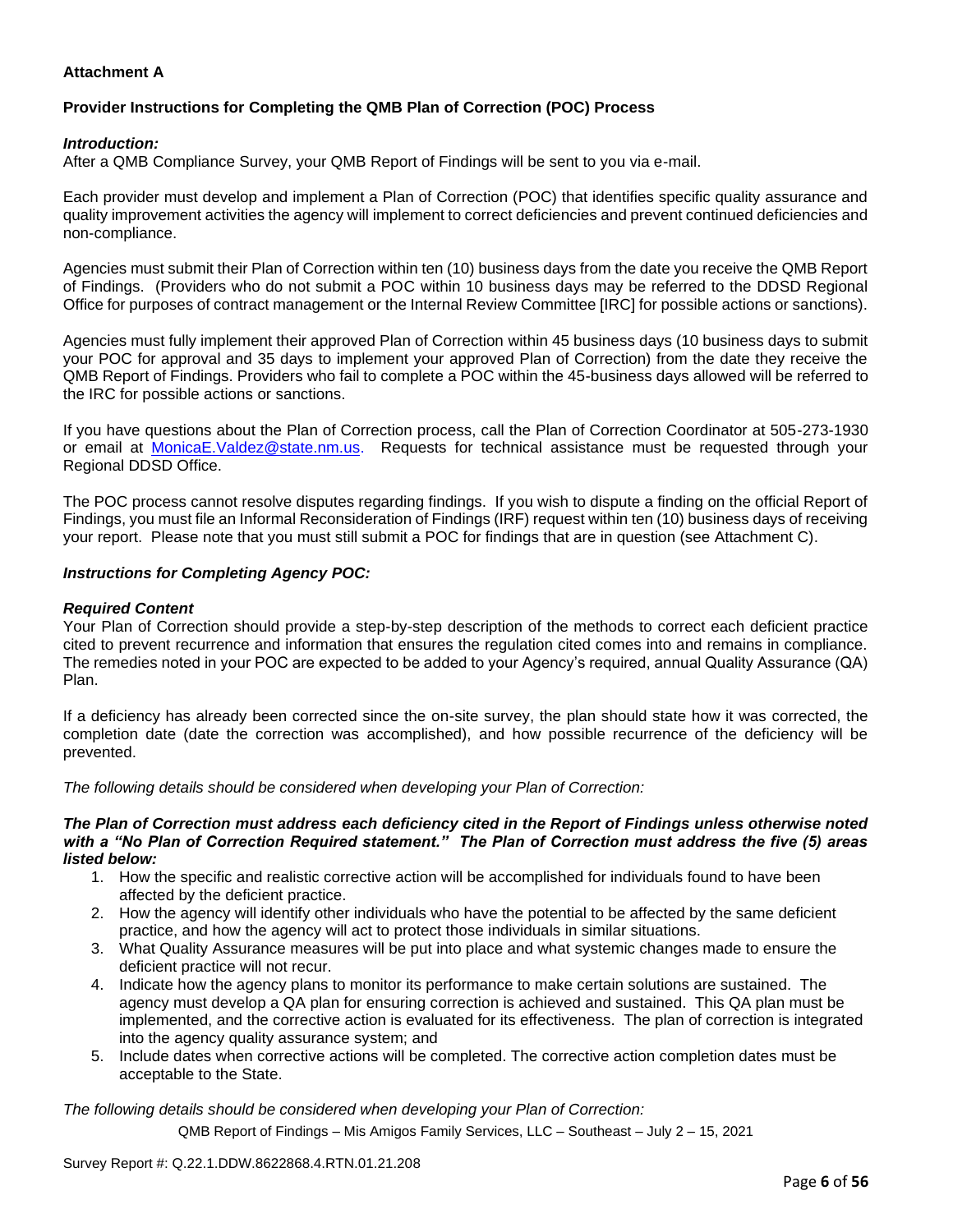**Attachment A**

**Provider Instructions for Completing the QMB Plan of Correction (POC) Process**

***Introduction:***
After a QMB Compliance Survey, your QMB Report of Findings will be sent to you via e-mail.

Each provider must develop and implement a Plan of Correction (POC) that identifies specific quality assurance and quality improvement activities the agency will implement to correct deficiencies and prevent continued deficiencies and non-compliance.

Agencies must submit their Plan of Correction within ten (10) business days from the date you receive the QMB Report of Findings. (Providers who do not submit a POC within 10 business days may be referred to the DDSD Regional Office for purposes of contract management or the Internal Review Committee [IRC] for possible actions or sanctions).

Agencies must fully implement their approved Plan of Correction within 45 business days (10 business days to submit your POC for approval and 35 days to implement your approved Plan of Correction) from the date they receive the QMB Report of Findings. Providers who fail to complete a POC within the 45-business days allowed will be referred to the IRC for possible actions or sanctions.

If you have questions about the Plan of Correction process, call the Plan of Correction Coordinator at 505-273-1930 or email at MonicaE.Valdez@state.nm.us. Requests for technical assistance must be requested through your Regional DDSD Office.

The POC process cannot resolve disputes regarding findings. If you wish to dispute a finding on the official Report of Findings, you must file an Informal Reconsideration of Findings (IRF) request within ten (10) business days of receiving your report. Please note that you must still submit a POC for findings that are in question (see Attachment C).

***Instructions for Completing Agency POC:***

***Required Content***
Your Plan of Correction should provide a step-by-step description of the methods to correct each deficient practice cited to prevent recurrence and information that ensures the regulation cited comes into and remains in compliance. The remedies noted in your POC are expected to be added to your Agency's required, annual Quality Assurance (QA) Plan.

If a deficiency has already been corrected since the on-site survey, the plan should state how it was corrected, the completion date (date the correction was accomplished), and how possible recurrence of the deficiency will be prevented.

*The following details should be considered when developing your Plan of Correction:*

***The Plan of Correction must address each deficiency cited in the Report of Findings unless otherwise noted with a "No Plan of Correction Required statement." The Plan of Correction must address the five (5) areas listed below:***

1. How the specific and realistic corrective action will be accomplished for individuals found to have been affected by the deficient practice.
2. How the agency will identify other individuals who have the potential to be affected by the same deficient practice, and how the agency will act to protect those individuals in similar situations.
3. What Quality Assurance measures will be put into place and what systemic changes made to ensure the deficient practice will not recur.
4. Indicate how the agency plans to monitor its performance to make certain solutions are sustained. The agency must develop a QA plan for ensuring correction is achieved and sustained. This QA plan must be implemented, and the corrective action is evaluated for its effectiveness. The plan of correction is integrated into the agency quality assurance system; and
5. Include dates when corrective actions will be completed. The corrective action completion dates must be acceptable to the State.

*The following details should be considered when developing your Plan of Correction:*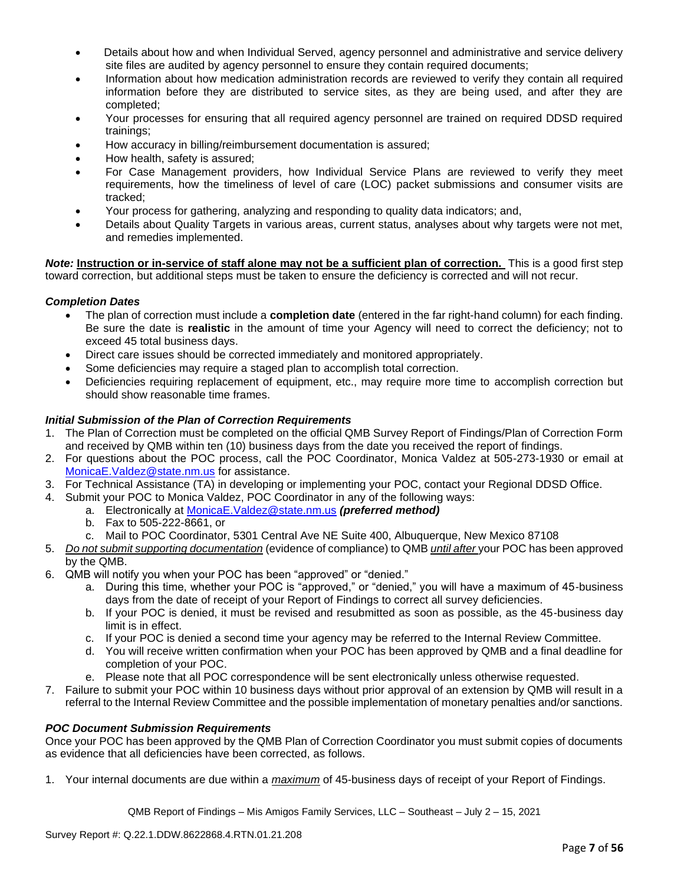- Details about how and when Individual Served, agency personnel and administrative and service delivery site files are audited by agency personnel to ensure they contain required documents;
- Information about how medication administration records are reviewed to verify they contain all required information before they are distributed to service sites, as they are being used, and after they are completed;
- Your processes for ensuring that all required agency personnel are trained on required DDSD required trainings;
- How accuracy in billing/reimbursement documentation is assured;
- How health, safety is assured;
- For Case Management providers, how Individual Service Plans are reviewed to verify they meet requirements, how the timeliness of level of care (LOC) packet submissions and consumer visits are tracked;
- Your process for gathering, analyzing and responding to quality data indicators; and,
- Details about Quality Targets in various areas, current status, analyses about why targets were not met, and remedies implemented.

***Note:*** **Instruction or in-service of staff alone may not be a sufficient plan of correction.** This is a good first step toward correction, but additional steps must be taken to ensure the deficiency is corrected and will not recur.

### *Completion Dates*

- The plan of correction must include a **completion date** (entered in the far right-hand column) for each finding. Be sure the date is **realistic** in the amount of time your Agency will need to correct the deficiency; not to exceed 45 total business days.
- Direct care issues should be corrected immediately and monitored appropriately.
- Some deficiencies may require a staged plan to accomplish total correction.
- Deficiencies requiring replacement of equipment, etc., may require more time to accomplish correction but should show reasonable time frames.

### *Initial Submission of the Plan of Correction Requirements*

1. The Plan of Correction must be completed on the official QMB Survey Report of Findings/Plan of Correction Form and received by QMB within ten (10) business days from the date you received the report of findings.
2. For questions about the POC process, call the POC Coordinator, Monica Valdez at 505-273-1930 or email at MonicaE.Valdez@state.nm.us for assistance.
3. For Technical Assistance (TA) in developing or implementing your POC, contact your Regional DDSD Office.
4. Submit your POC to Monica Valdez, POC Coordinator in any of the following ways:
   a. Electronically at MonicaE.Valdez@state.nm.us ***(preferred method)***
   b. Fax to 505-222-8661, or
   c. Mail to POC Coordinator, 5301 Central Ave NE Suite 400, Albuquerque, New Mexico 87108
5. *Do not submit supporting documentation* (evidence of compliance) to QMB *until after* your POC has been approved by the QMB.
6. QMB will notify you when your POC has been "approved" or "denied."
   a. During this time, whether your POC is "approved," or "denied," you will have a maximum of 45-business days from the date of receipt of your Report of Findings to correct all survey deficiencies.
   b. If your POC is denied, it must be revised and resubmitted as soon as possible, as the 45-business day limit is in effect.
   c. If your POC is denied a second time your agency may be referred to the Internal Review Committee.
   d. You will receive written confirmation when your POC has been approved by QMB and a final deadline for completion of your POC.
   e. Please note that all POC correspondence will be sent electronically unless otherwise requested.
7. Failure to submit your POC within 10 business days without prior approval of an extension by QMB will result in a referral to the Internal Review Committee and the possible implementation of monetary penalties and/or sanctions.

### *POC Document Submission Requirements*

Once your POC has been approved by the QMB Plan of Correction Coordinator you must submit copies of documents as evidence that all deficiencies have been corrected, as follows.

1. Your internal documents are due within a *maximum* of 45-business days of receipt of your Report of Findings.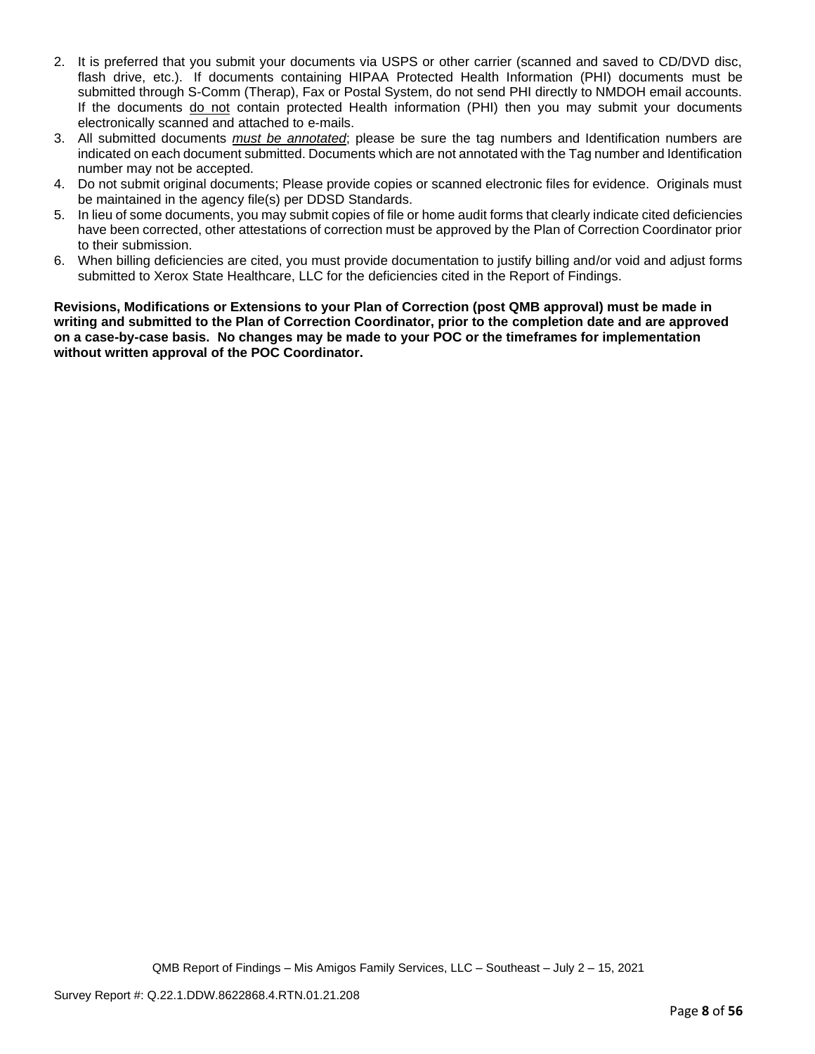2. It is preferred that you submit your documents via USPS or other carrier (scanned and saved to CD/DVD disc, flash drive, etc.). If documents containing HIPAA Protected Health Information (PHI) documents must be submitted through S-Comm (Therap), Fax or Postal System, do not send PHI directly to NMDOH email accounts. If the documents do not contain protected Health information (PHI) then you may submit your documents electronically scanned and attached to e-mails.
3. All submitted documents ***must be annotated***; please be sure the tag numbers and Identification numbers are indicated on each document submitted. Documents which are not annotated with the Tag number and Identification number may not be accepted.
4. Do not submit original documents; Please provide copies or scanned electronic files for evidence. Originals must be maintained in the agency file(s) per DDSD Standards.
5. In lieu of some documents, you may submit copies of file or home audit forms that clearly indicate cited deficiencies have been corrected, other attestations of correction must be approved by the Plan of Correction Coordinator prior to their submission.
6. When billing deficiencies are cited, you must provide documentation to justify billing and/or void and adjust forms submitted to Xerox State Healthcare, LLC for the deficiencies cited in the Report of Findings.

**Revisions, Modifications or Extensions to your Plan of Correction (post QMB approval) must be made in writing and submitted to the Plan of Correction Coordinator, prior to the completion date and are approved on a case-by-case basis. No changes may be made to your POC or the timeframes for implementation without written approval of the POC Coordinator.**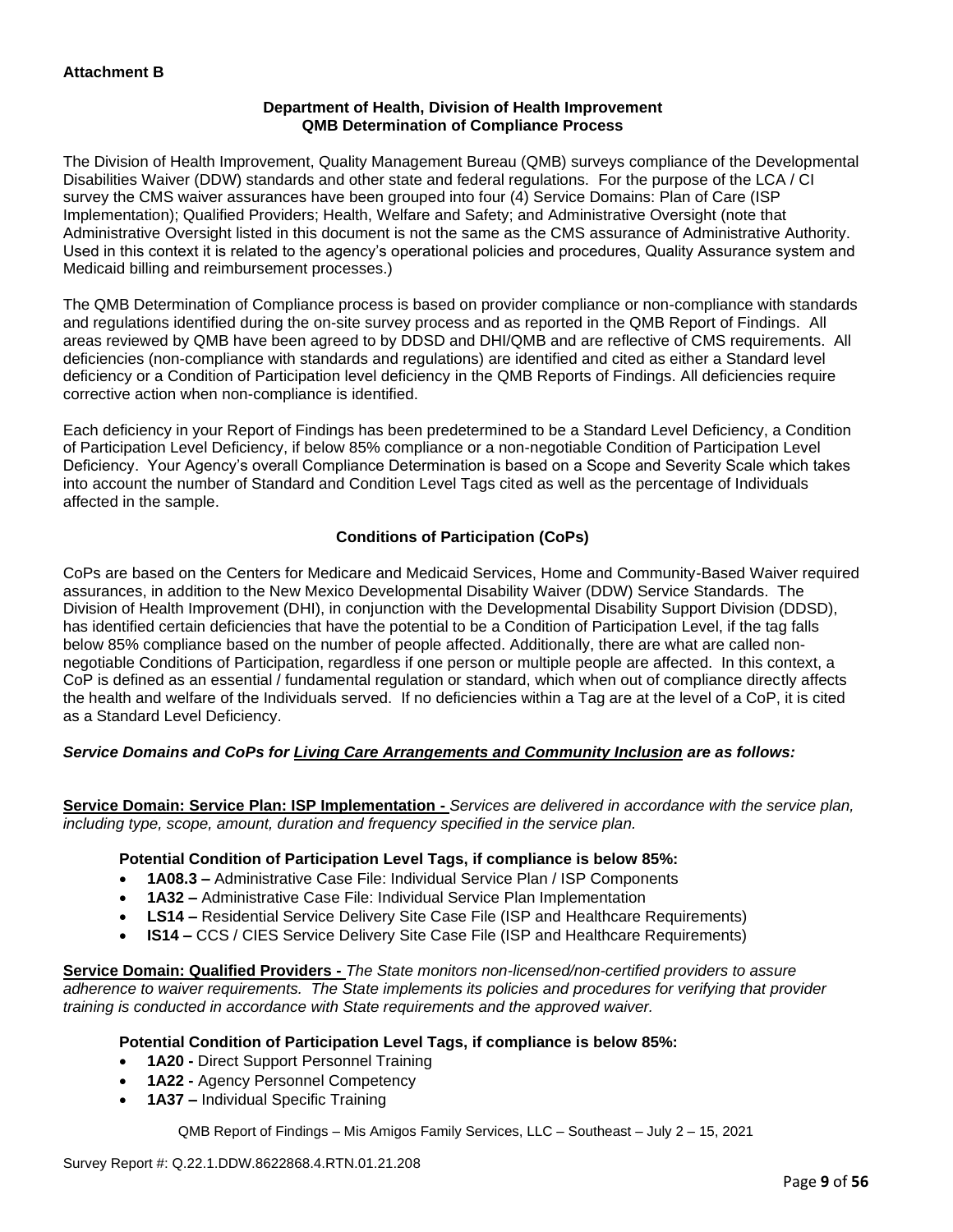**Attachment B**

**Department of Health, Division of Health Improvement**
**QMB Determination of Compliance Process**

The Division of Health Improvement, Quality Management Bureau (QMB) surveys compliance of the Developmental Disabilities Waiver (DDW) standards and other state and federal regulations. For the purpose of the LCA / CI survey the CMS waiver assurances have been grouped into four (4) Service Domains: Plan of Care (ISP Implementation); Qualified Providers; Health, Welfare and Safety; and Administrative Oversight (note that Administrative Oversight listed in this document is not the same as the CMS assurance of Administrative Authority. Used in this context it is related to the agency's operational policies and procedures, Quality Assurance system and Medicaid billing and reimbursement processes.)

The QMB Determination of Compliance process is based on provider compliance or non-compliance with standards and regulations identified during the on-site survey process and as reported in the QMB Report of Findings. All areas reviewed by QMB have been agreed to by DDSD and DHI/QMB and are reflective of CMS requirements. All deficiencies (non-compliance with standards and regulations) are identified and cited as either a Standard level deficiency or a Condition of Participation level deficiency in the QMB Reports of Findings. All deficiencies require corrective action when non-compliance is identified.

Each deficiency in your Report of Findings has been predetermined to be a Standard Level Deficiency, a Condition of Participation Level Deficiency, if below 85% compliance or a non-negotiable Condition of Participation Level Deficiency. Your Agency's overall Compliance Determination is based on a Scope and Severity Scale which takes into account the number of Standard and Condition Level Tags cited as well as the percentage of Individuals affected in the sample.

**Conditions of Participation (CoPs)**

CoPs are based on the Centers for Medicare and Medicaid Services, Home and Community-Based Waiver required assurances, in addition to the New Mexico Developmental Disability Waiver (DDW) Service Standards. The Division of Health Improvement (DHI), in conjunction with the Developmental Disability Support Division (DDSD), has identified certain deficiencies that have the potential to be a Condition of Participation Level, if the tag falls below 85% compliance based on the number of people affected. Additionally, there are what are called non-negotiable Conditions of Participation, regardless if one person or multiple people are affected. In this context, a CoP is defined as an essential / fundamental regulation or standard, which when out of compliance directly affects the health and welfare of the Individuals served. If no deficiencies within a Tag are at the level of a CoP, it is cited as a Standard Level Deficiency.

***Service Domains and CoPs for Living Care Arrangements and Community Inclusion are as follows:***

**Service Domain: Service Plan: ISP Implementation -** *Services are delivered in accordance with the service plan, including type, scope, amount, duration and frequency specified in the service plan.*

**Potential Condition of Participation Level Tags, if compliance is below 85%:**

- **1A08.3 –** Administrative Case File: Individual Service Plan / ISP Components
- **1A32 –** Administrative Case File: Individual Service Plan Implementation
- **LS14 –** Residential Service Delivery Site Case File (ISP and Healthcare Requirements)
- **IS14 –** CCS / CIES Service Delivery Site Case File (ISP and Healthcare Requirements)

**Service Domain: Qualified Providers -** *The State monitors non-licensed/non-certified providers to assure adherence to waiver requirements. The State implements its policies and procedures for verifying that provider training is conducted in accordance with State requirements and the approved waiver.*

**Potential Condition of Participation Level Tags, if compliance is below 85%:**

- **1A20 -** Direct Support Personnel Training
- **1A22 -** Agency Personnel Competency
- **1A37 –** Individual Specific Training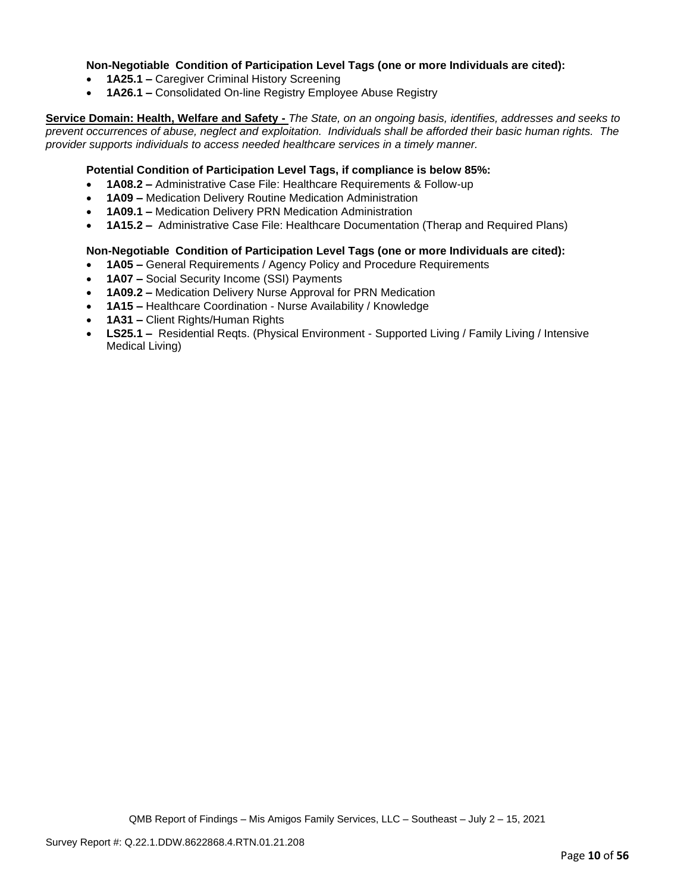**Non-Negotiable Condition of Participation Level Tags (one or more Individuals are cited):**

- **1A25.1 –** Caregiver Criminal History Screening
- **1A26.1 –** Consolidated On-line Registry Employee Abuse Registry

**Service Domain: Health, Welfare and Safety -** *The State, on an ongoing basis, identifies, addresses and seeks to prevent occurrences of abuse, neglect and exploitation. Individuals shall be afforded their basic human rights. The provider supports individuals to access needed healthcare services in a timely manner.*

**Potential Condition of Participation Level Tags, if compliance is below 85%:**

- **1A08.2 –** Administrative Case File: Healthcare Requirements & Follow-up
- **1A09 –** Medication Delivery Routine Medication Administration
- **1A09.1 –** Medication Delivery PRN Medication Administration
- **1A15.2 –** Administrative Case File: Healthcare Documentation (Therap and Required Plans)

**Non-Negotiable Condition of Participation Level Tags (one or more Individuals are cited):**

- **1A05 –** General Requirements / Agency Policy and Procedure Requirements
- **1A07 –** Social Security Income (SSI) Payments
- **1A09.2 –** Medication Delivery Nurse Approval for PRN Medication
- **1A15 –** Healthcare Coordination - Nurse Availability / Knowledge
- **1A31 –** Client Rights/Human Rights
- **LS25.1 –** Residential Reqts. (Physical Environment - Supported Living / Family Living / Intensive Medical Living)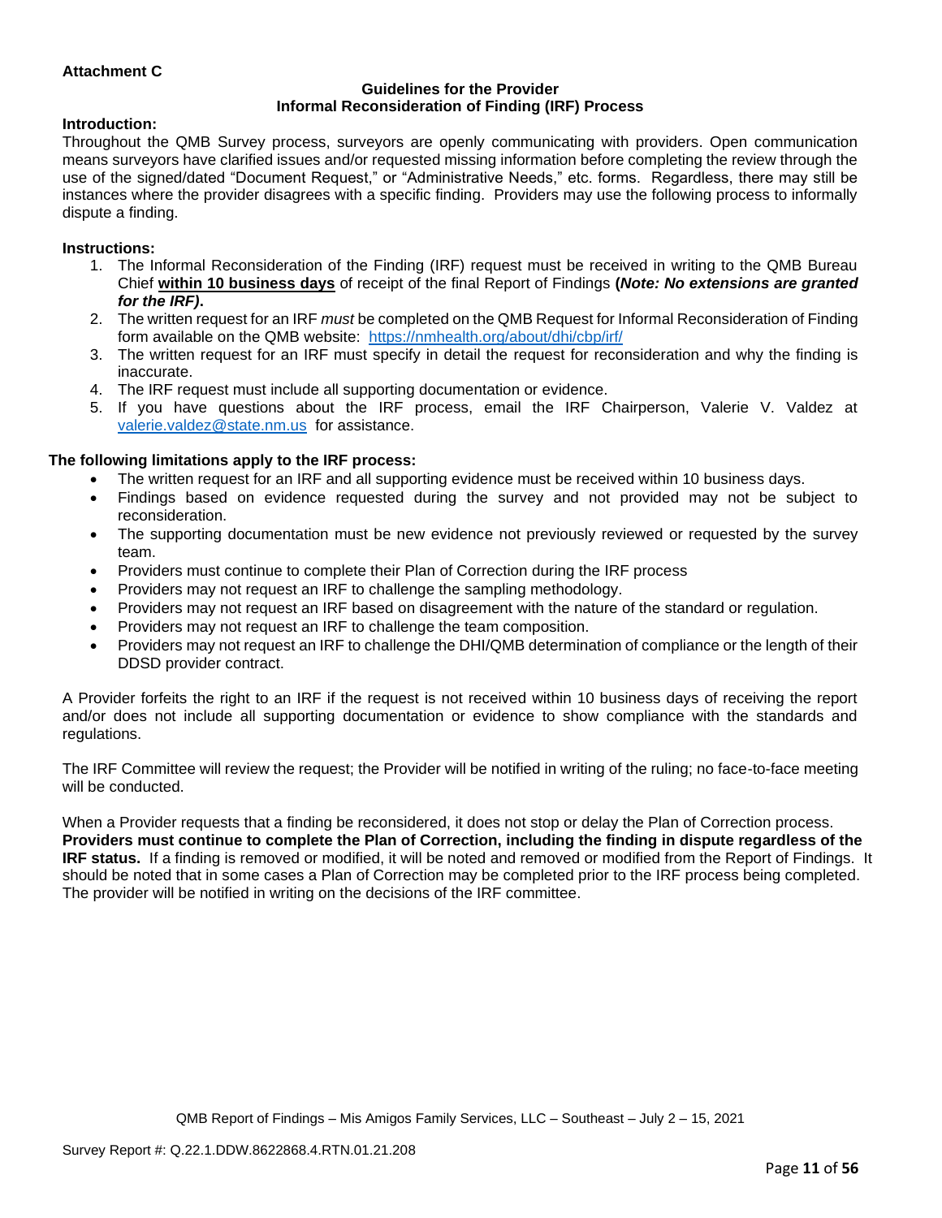**Attachment C**

**Guidelines for the Provider**
**Informal Reconsideration of Finding (IRF) Process**

**Introduction:**
Throughout the QMB Survey process, surveyors are openly communicating with providers. Open communication means surveyors have clarified issues and/or requested missing information before completing the review through the use of the signed/dated "Document Request," or "Administrative Needs," etc. forms. Regardless, there may still be instances where the provider disagrees with a specific finding. Providers may use the following process to informally dispute a finding.

**Instructions:**

1. The Informal Reconsideration of the Finding (IRF) request must be received in writing to the QMB Bureau Chief **within 10 business days** of receipt of the final Report of Findings **(*Note: No extensions are granted for the IRF)*.**
2. The written request for an IRF *must* be completed on the QMB Request for Informal Reconsideration of Finding form available on the QMB website: https://nmhealth.org/about/dhi/cbp/irf/
3. The written request for an IRF must specify in detail the request for reconsideration and why the finding is inaccurate.
4. The IRF request must include all supporting documentation or evidence.
5. If you have questions about the IRF process, email the IRF Chairperson, Valerie V. Valdez at valerie.valdez@state.nm.us for assistance.

**The following limitations apply to the IRF process:**

- The written request for an IRF and all supporting evidence must be received within 10 business days.
- Findings based on evidence requested during the survey and not provided may not be subject to reconsideration.
- The supporting documentation must be new evidence not previously reviewed or requested by the survey team.
- Providers must continue to complete their Plan of Correction during the IRF process
- Providers may not request an IRF to challenge the sampling methodology.
- Providers may not request an IRF based on disagreement with the nature of the standard or regulation.
- Providers may not request an IRF to challenge the team composition.
- Providers may not request an IRF to challenge the DHI/QMB determination of compliance or the length of their DDSD provider contract.

A Provider forfeits the right to an IRF if the request is not received within 10 business days of receiving the report and/or does not include all supporting documentation or evidence to show compliance with the standards and regulations.

The IRF Committee will review the request; the Provider will be notified in writing of the ruling; no face-to-face meeting will be conducted.

When a Provider requests that a finding be reconsidered, it does not stop or delay the Plan of Correction process. **Providers must continue to complete the Plan of Correction, including the finding in dispute regardless of the IRF status.** If a finding is removed or modified, it will be noted and removed or modified from the Report of Findings. It should be noted that in some cases a Plan of Correction may be completed prior to the IRF process being completed. The provider will be notified in writing on the decisions of the IRF committee.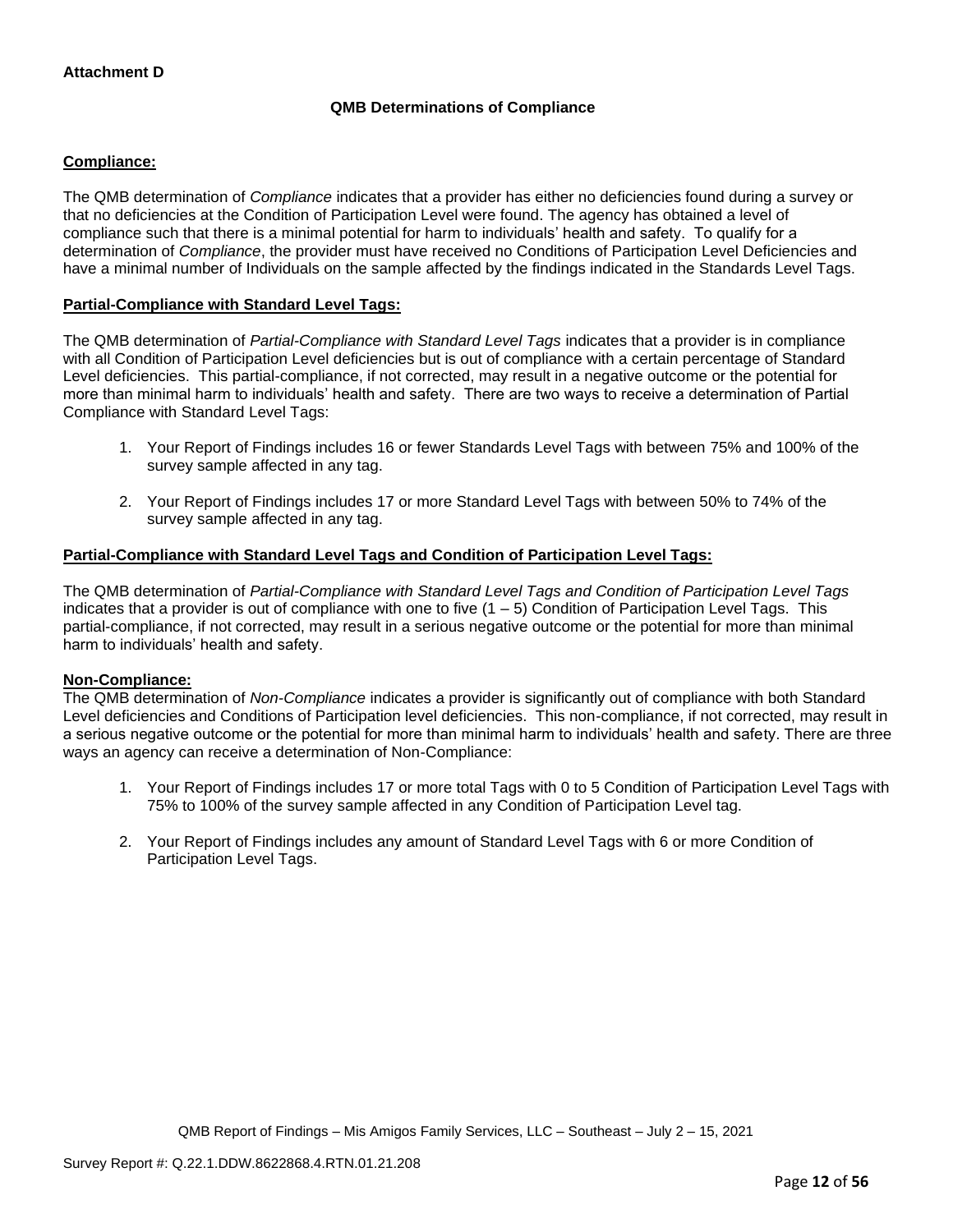**Attachment D**

**QMB Determinations of Compliance**

**Compliance:**

The QMB determination of *Compliance* indicates that a provider has either no deficiencies found during a survey or that no deficiencies at the Condition of Participation Level were found. The agency has obtained a level of compliance such that there is a minimal potential for harm to individuals' health and safety. To qualify for a determination of *Compliance*, the provider must have received no Conditions of Participation Level Deficiencies and have a minimal number of Individuals on the sample affected by the findings indicated in the Standards Level Tags.

**Partial-Compliance with Standard Level Tags:**

The QMB determination of *Partial-Compliance with Standard Level Tags* indicates that a provider is in compliance with all Condition of Participation Level deficiencies but is out of compliance with a certain percentage of Standard Level deficiencies. This partial-compliance, if not corrected, may result in a negative outcome or the potential for more than minimal harm to individuals' health and safety. There are two ways to receive a determination of Partial Compliance with Standard Level Tags:

1. Your Report of Findings includes 16 or fewer Standards Level Tags with between 75% and 100% of the survey sample affected in any tag.
2. Your Report of Findings includes 17 or more Standard Level Tags with between 50% to 74% of the survey sample affected in any tag.

**Partial-Compliance with Standard Level Tags and Condition of Participation Level Tags:**

The QMB determination of *Partial-Compliance with Standard Level Tags and Condition of Participation Level Tags* indicates that a provider is out of compliance with one to five (1 – 5) Condition of Participation Level Tags. This partial-compliance, if not corrected, may result in a serious negative outcome or the potential for more than minimal harm to individuals' health and safety.

**Non-Compliance:**

The QMB determination of *Non-Compliance* indicates a provider is significantly out of compliance with both Standard Level deficiencies and Conditions of Participation level deficiencies. This non-compliance, if not corrected, may result in a serious negative outcome or the potential for more than minimal harm to individuals' health and safety. There are three ways an agency can receive a determination of Non-Compliance:

1. Your Report of Findings includes 17 or more total Tags with 0 to 5 Condition of Participation Level Tags with 75% to 100% of the survey sample affected in any Condition of Participation Level tag.
2. Your Report of Findings includes any amount of Standard Level Tags with 6 or more Condition of Participation Level Tags.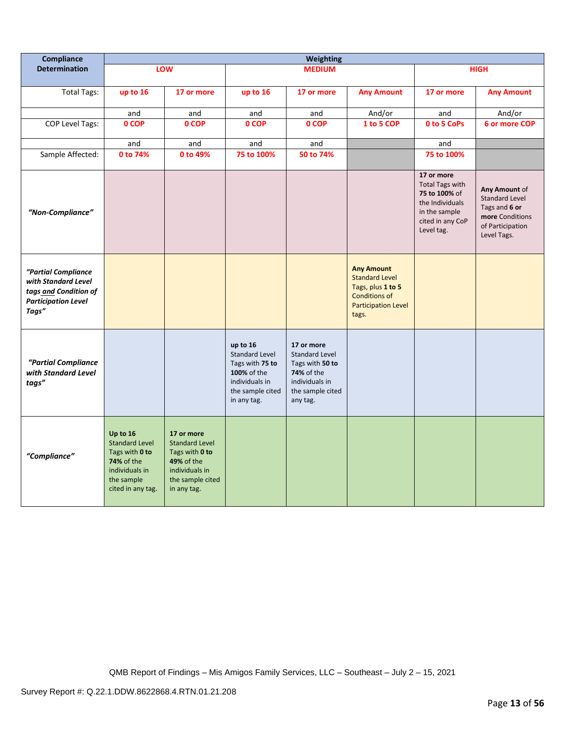| Compliance Determination | Weighting | | | | | | |
|---|---|---|---|---|---|---|---|
| | LOW | | MEDIUM | | | HIGH | |
| Total Tags: | up to 16 | 17 or more | up to 16 | 17 or more | Any Amount | 17 or more | Any Amount |
| | and | and | and | and | And/or | and | And/or |
| COP Level Tags: | 0 COP | 0 COP | 0 COP | 0 COP | 1 to 5 COP | 0 to 5 CoPs | 6 or more COP |
| | and | and | and | and | | and | |
| Sample Affected: | 0 to 74% | 0 to 49% | 75 to 100% | 50 to 74% | | 75 to 100% | |
| *"Non-Compliance"* | | | | | | **17 or more** Total Tags with **75 to 100%** of the Individuals in the sample cited in any CoP Level tag. | **Any Amount** of Standard Level Tags and **6 or more** Conditions of Participation Level Tags. |
| ***"Partial Compliance with Standard Level tags and Condition of Participation Level Tags"*** | | | | | **Any Amount** Standard Level Tags, plus **1 to 5** Conditions of Participation Level tags. | | |
| ***"Partial Compliance with Standard Level tags"*** | | | **up to 16** Standard Level Tags with **75 to 100%** of the individuals in the sample cited in any tag. | **17 or more** Standard Level Tags with **50 to 74%** of the individuals in the sample cited any tag. | | | |
| ***"Compliance"*** | **Up to 16** Standard Level Tags with **0 to 74%** of the individuals in the sample cited in any tag. | **17 or more** Standard Level Tags with **0 to 49%** of the individuals in the sample cited in any tag. | | | | | |

QMB Report of Findings – Mis Amigos Family Services, LLC – Southeast – July 2 – 15, 2021

Survey Report #: Q.22.1.DDW.8622868.4.RTN.01.21.208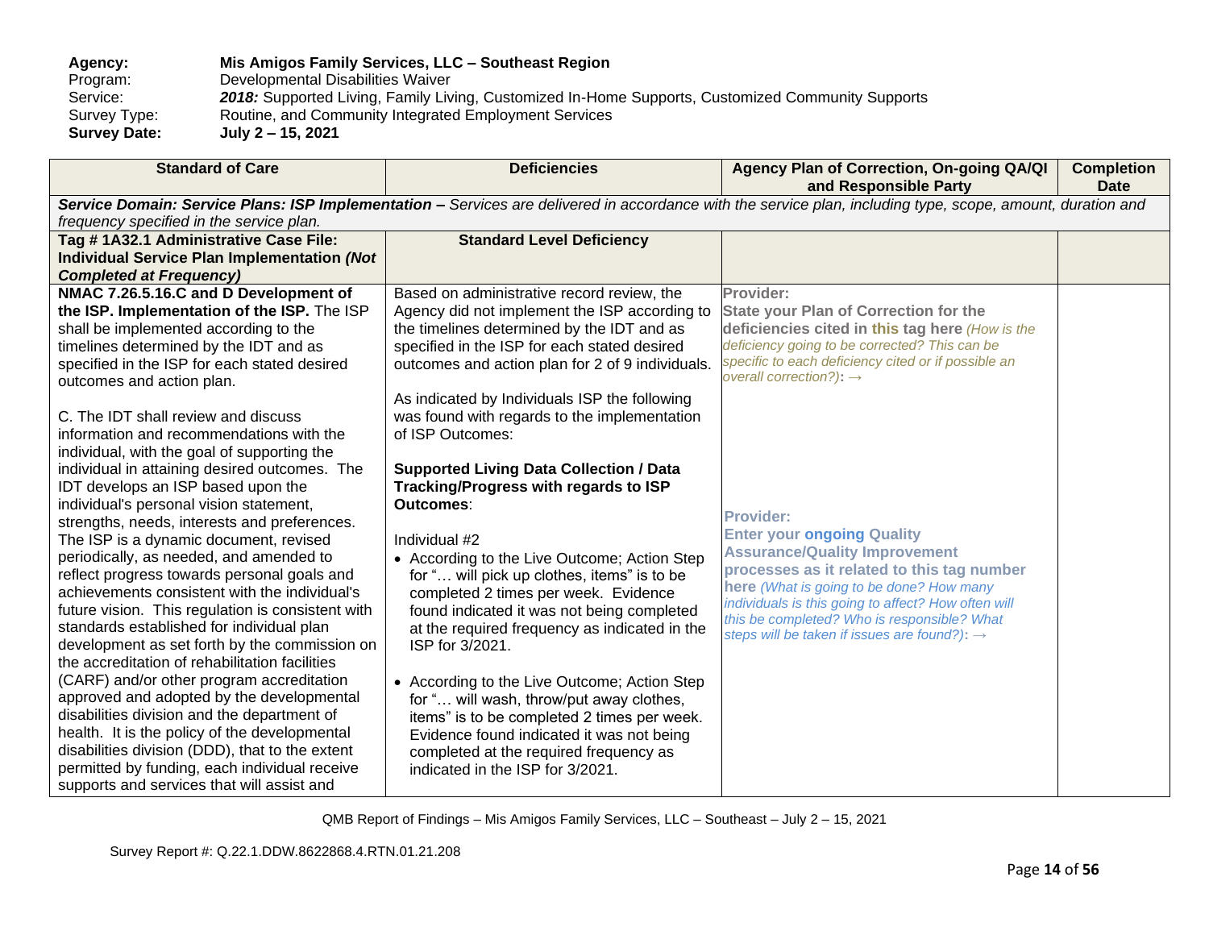**Agency:** **Mis Amigos Family Services, LLC – Southeast Region**
Program: Developmental Disabilities Waiver
Service: ***2018:*** Supported Living, Family Living, Customized In-Home Supports, Customized Community Supports
Survey Type: Routine, and Community Integrated Employment Services
**Survey Date:** **July 2 – 15, 2021**

| Standard of Care | Deficiencies | Agency Plan of Correction, On-going QA/QI and Responsible Party | Completion Date |
|---|---|---|---|
| ***Service Domain: Service Plans: ISP Implementation –*** *Services are delivered in accordance with the service plan, including type, scope, amount, duration and frequency specified in the service plan.* | | | |
| **Tag # 1A32.1 Administrative Case File: Individual Service Plan Implementation *(Not Completed at Frequency)*** | **Standard Level Deficiency** | | |
| **NMAC 7.26.5.16.C and D Development of the ISP. Implementation of the ISP.** The ISP shall be implemented according to the timelines determined by the IDT and as specified in the ISP for each stated desired outcomes and action plan.<br><br>C. The IDT shall review and discuss information and recommendations with the individual, with the goal of supporting the individual in attaining desired outcomes. The IDT develops an ISP based upon the individual's personal vision statement, strengths, needs, interests and preferences. The ISP is a dynamic document, revised periodically, as needed, and amended to reflect progress towards personal goals and achievements consistent with the individual's future vision. This regulation is consistent with standards established for individual plan development as set forth by the commission on the accreditation of rehabilitation facilities (CARF) and/or other program accreditation approved and adopted by the developmental disabilities division and the department of health. It is the policy of the developmental disabilities division (DDD), that to the extent permitted by funding, each individual receive supports and services that will assist and | Based on administrative record review, the Agency did not implement the ISP according to the timelines determined by the IDT and as specified in the ISP for each stated desired outcomes and action plan for 2 of 9 individuals.<br><br>As indicated by Individuals ISP the following was found with regards to the implementation of ISP Outcomes:<br><br>**Supported Living Data Collection / Data Tracking/Progress with regards to ISP Outcomes**:<br><br>Individual #2<br>• According to the Live Outcome; Action Step for "… will pick up clothes, items" is to be completed 2 times per week. Evidence found indicated it was not being completed at the required frequency as indicated in the ISP for 3/2021.<br><br>• According to the Live Outcome; Action Step for "… will wash, throw/put away clothes, items" is to be completed 2 times per week. Evidence found indicated it was not being completed at the required frequency as indicated in the ISP for 3/2021. | **Provider:**<br>**State your Plan of Correction for the deficiencies cited in this tag here** *(How is the deficiency going to be corrected? This can be specific to each deficiency cited or if possible an overall correction?)*: →<br><br>**Provider:**<br>**Enter your ongoing Quality Assurance/Quality Improvement processes as it related to this tag number here** *(What is going to be done? How many individuals is this going to affect? How often will this be completed? Who is responsible? What steps will be taken if issues are found?)*: → | |

QMB Report of Findings – Mis Amigos Family Services, LLC – Southeast – July 2 – 15, 2021

Survey Report #: Q.22.1.DDW.8622868.4.RTN.01.21.208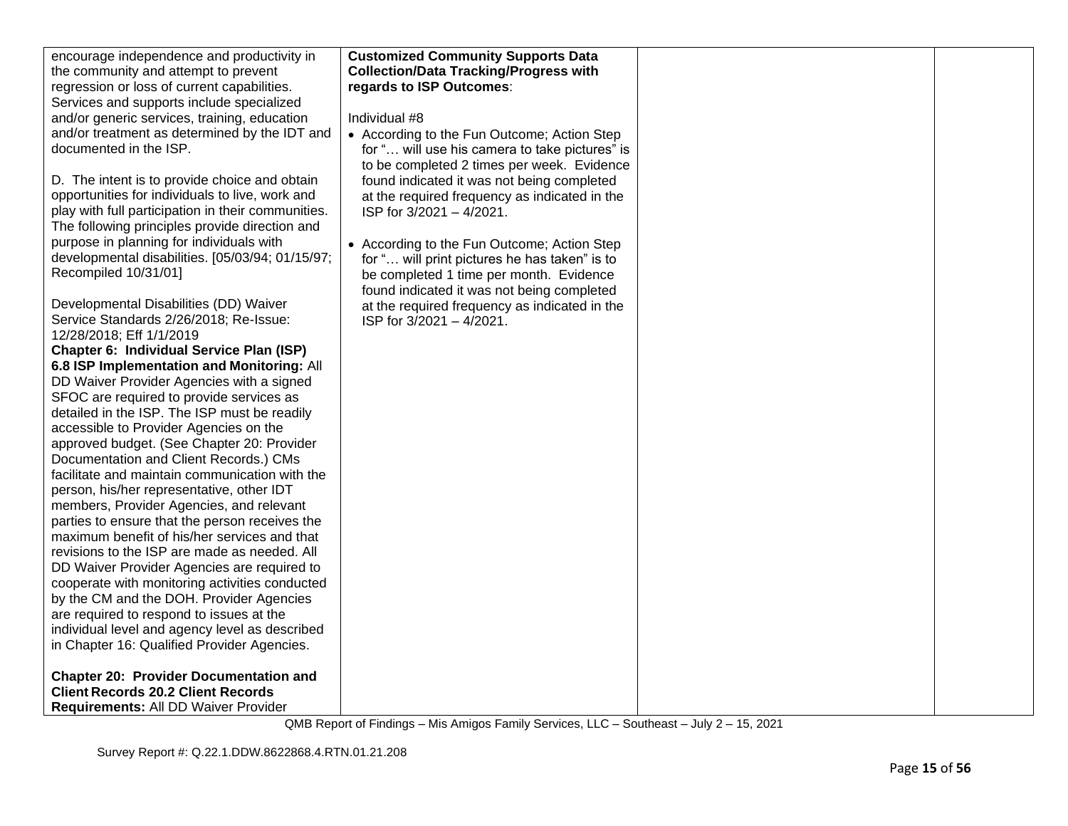| | | | |
|---|---|---|---|
| encourage independence and productivity in the community and attempt to prevent regression or loss of current capabilities. Services and supports include specialized and/or generic services, training, education and/or treatment as determined by the IDT and documented in the ISP.<br><br>D. The intent is to provide choice and obtain opportunities for individuals to live, work and play with full participation in their communities. The following principles provide direction and purpose in planning for individuals with developmental disabilities. [05/03/94; 01/15/97; Recompiled 10/31/01]<br><br>Developmental Disabilities (DD) Waiver Service Standards 2/26/2018; Re-Issue: 12/28/2018; Eff 1/1/2019<br>**Chapter 6: Individual Service Plan (ISP) 6.8 ISP Implementation and Monitoring:** All DD Waiver Provider Agencies with a signed SFOC are required to provide services as detailed in the ISP. The ISP must be readily accessible to Provider Agencies on the approved budget. (See Chapter 20: Provider Documentation and Client Records.) CMs facilitate and maintain communication with the person, his/her representative, other IDT members, Provider Agencies, and relevant parties to ensure that the person receives the maximum benefit of his/her services and that revisions to the ISP are made as needed. All DD Waiver Provider Agencies are required to cooperate with monitoring activities conducted by the CM and the DOH. Provider Agencies are required to respond to issues at the individual level and agency level as described in Chapter 16: Qualified Provider Agencies.<br><br>**Chapter 20: Provider Documentation and Client Records 20.2 Client Records Requirements:** All DD Waiver Provider | **Customized Community Supports Data Collection/Data Tracking/Progress with regards to ISP Outcomes**:<br><br>Individual #8<br>• According to the Fun Outcome; Action Step for "… will use his camera to take pictures" is to be completed 2 times per week. Evidence found indicated it was not being completed at the required frequency as indicated in the ISP for 3/2021 – 4/2021.<br><br>• According to the Fun Outcome; Action Step for "… will print pictures he has taken" is to be completed 1 time per month. Evidence found indicated it was not being completed at the required frequency as indicated in the ISP for 3/2021 – 4/2021. | | |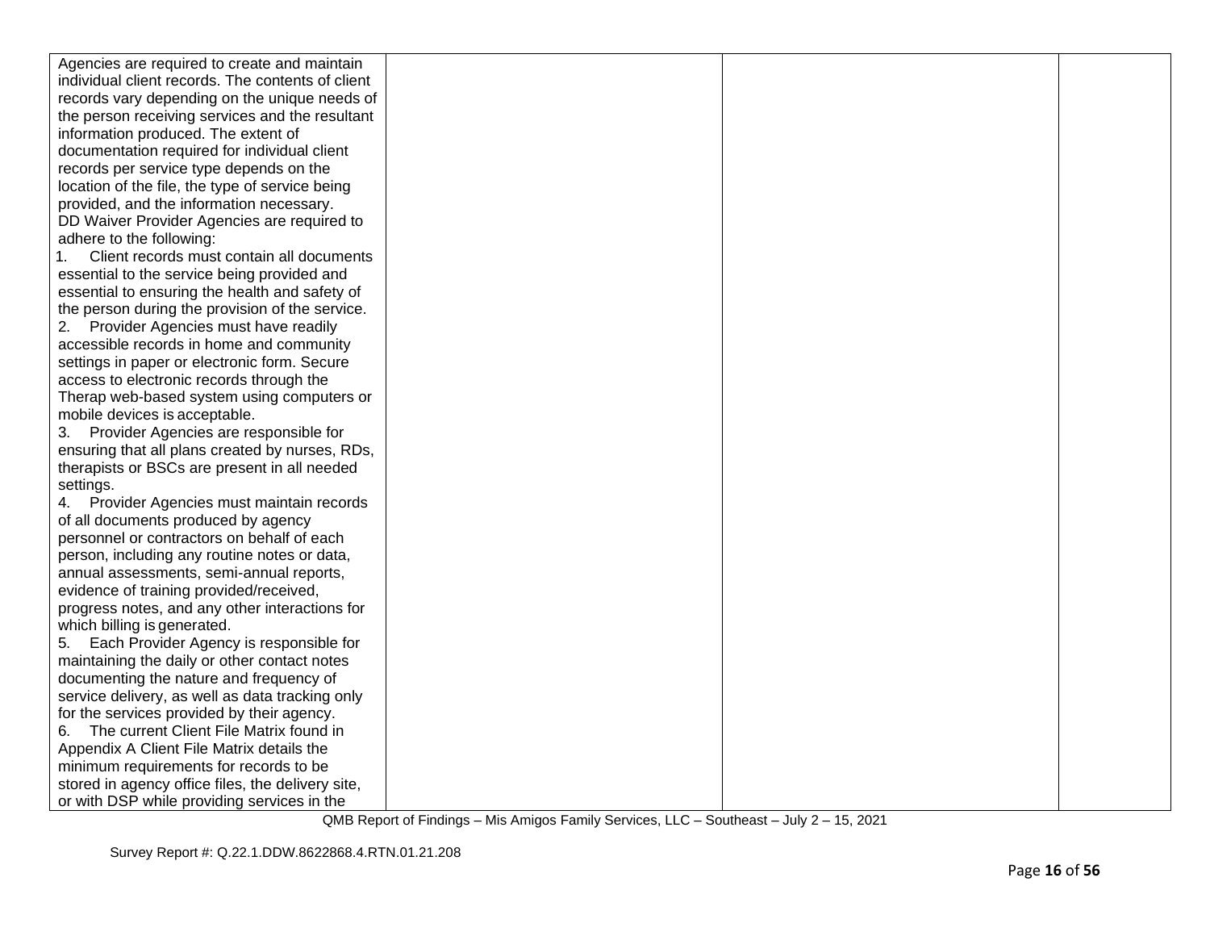| | | | |
|---|---|---|---|
| Agencies are required to create and maintain individual client records. The contents of client records vary depending on the unique needs of the person receiving services and the resultant information produced. The extent of documentation required for individual client records per service type depends on the location of the file, the type of service being provided, and the information necessary.<br>DD Waiver Provider Agencies are required to adhere to the following:<br>1. Client records must contain all documents essential to the service being provided and essential to ensuring the health and safety of the person during the provision of the service.<br>2. Provider Agencies must have readily accessible records in home and community settings in paper or electronic form. Secure access to electronic records through the Therap web-based system using computers or mobile devices is acceptable.<br>3. Provider Agencies are responsible for ensuring that all plans created by nurses, RDs, therapists or BSCs are present in all needed settings.<br>4. Provider Agencies must maintain records of all documents produced by agency personnel or contractors on behalf of each person, including any routine notes or data, annual assessments, semi-annual reports, evidence of training provided/received, progress notes, and any other interactions for which billing is generated.<br>5. Each Provider Agency is responsible for maintaining the daily or other contact notes documenting the nature and frequency of service delivery, as well as data tracking only for the services provided by their agency.<br>6. The current Client File Matrix found in Appendix A Client File Matrix details the minimum requirements for records to be stored in agency office files, the delivery site, or with DSP while providing services in the | | | |

QMB Report of Findings – Mis Amigos Family Services, LLC – Southeast – July 2 – 15, 2021

Survey Report #: Q.22.1.DDW.8622868.4.RTN.01.21.208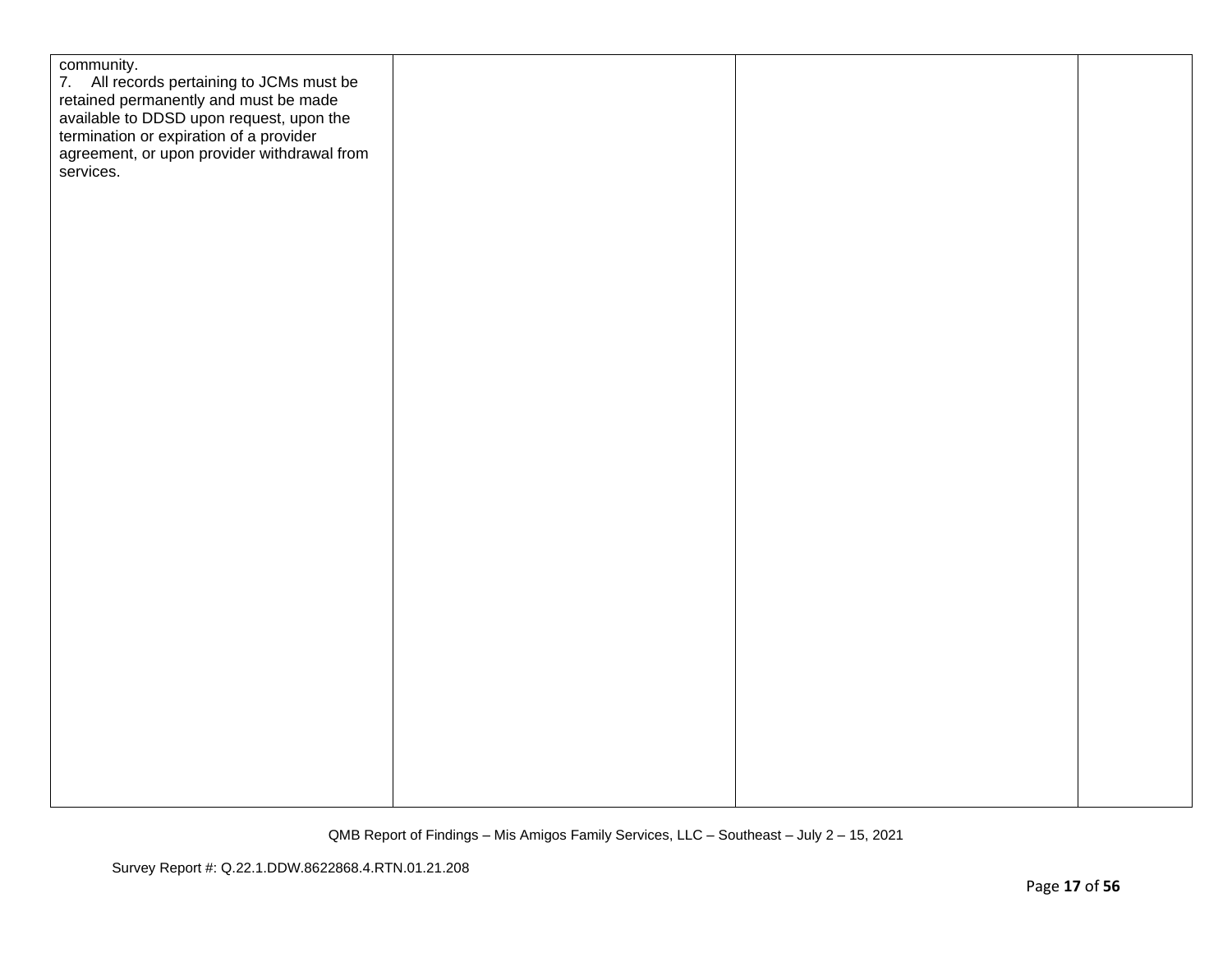| | | | |
|---|---|---|---|
| community.<br>7. All records pertaining to JCMs must be retained permanently and must be made available to DDSD upon request, upon the termination or expiration of a provider agreement, or upon provider withdrawal from services. | | | |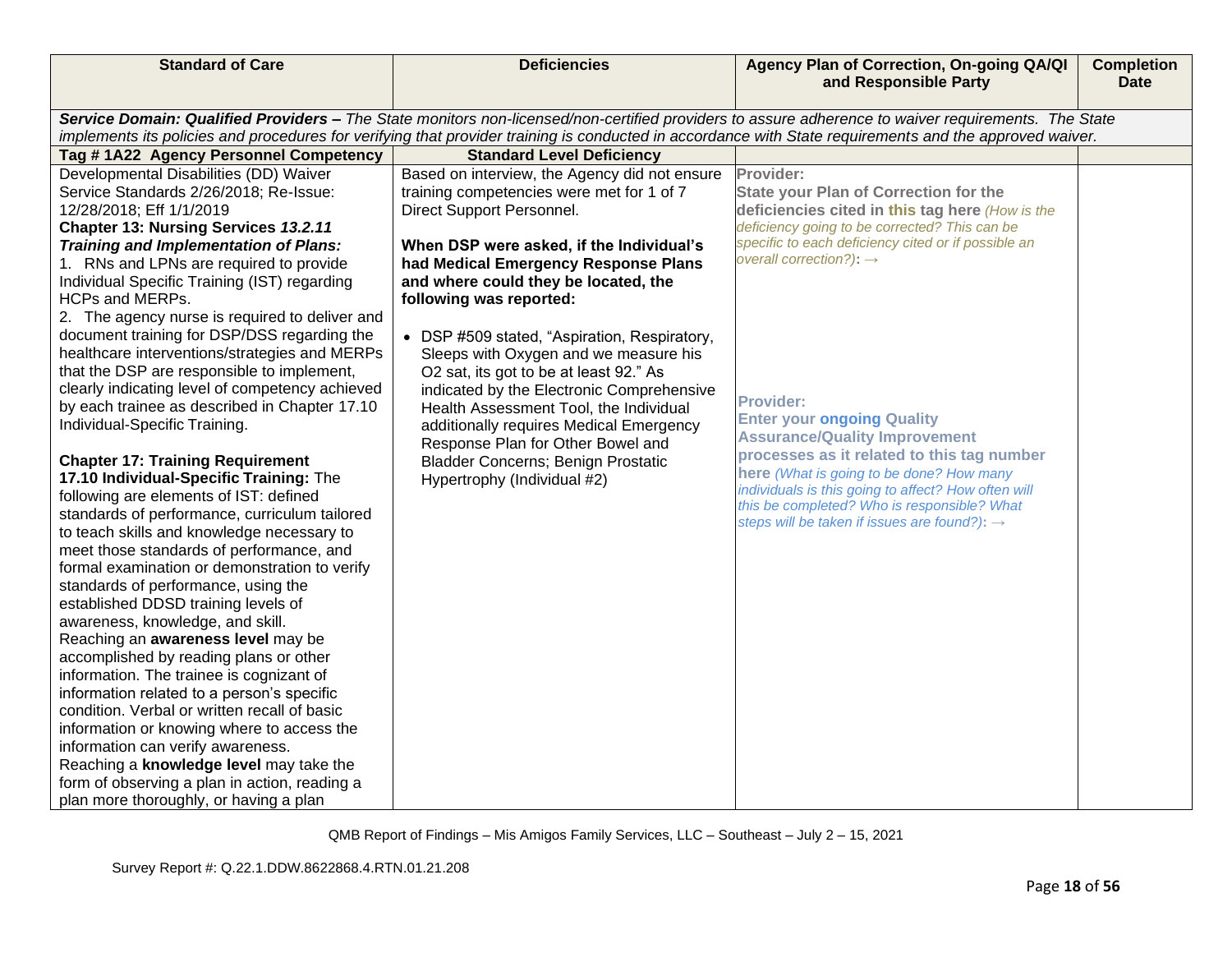| Standard of Care | Deficiencies | Agency Plan of Correction, On-going QA/QI and Responsible Party | Completion Date |
|---|---|---|---|
| ***Service Domain: Qualified Providers –*** *The State monitors non-licensed/non-certified providers to assure adherence to waiver requirements. The State implements its policies and procedures for verifying that provider training is conducted in accordance with State requirements and the approved waiver.* | | | |
| **Tag # 1A22 Agency Personnel Competency** | **Standard Level Deficiency** | | |
| Developmental Disabilities (DD) Waiver Service Standards 2/26/2018; Re-Issue: 12/28/2018; Eff 1/1/2019<br>**Chapter 13: Nursing Services *13.2.11 Training and Implementation of Plans:***<br>1. RNs and LPNs are required to provide Individual Specific Training (IST) regarding HCPs and MERPs.<br>2. The agency nurse is required to deliver and document training for DSP/DSS regarding the healthcare interventions/strategies and MERPs that the DSP are responsible to implement, clearly indicating level of competency achieved by each trainee as described in Chapter 17.10 Individual-Specific Training.<br><br>**Chapter 17: Training Requirement**<br>**17.10 Individual-Specific Training:** The following are elements of IST: defined standards of performance, curriculum tailored to teach skills and knowledge necessary to meet those standards of performance, and formal examination or demonstration to verify standards of performance, using the established DDSD training levels of awareness, knowledge, and skill.<br>Reaching an **awareness level** may be accomplished by reading plans or other information. The trainee is cognizant of information related to a person's specific condition. Verbal or written recall of basic information or knowing where to access the information can verify awareness.<br>Reaching a **knowledge level** may take the form of observing a plan in action, reading a plan more thoroughly, or having a plan | Based on interview, the Agency did not ensure training competencies were met for 1 of 7 Direct Support Personnel.<br><br>**When DSP were asked, if the Individual's had Medical Emergency Response Plans and where could they be located, the following was reported:**<br><br>• DSP #509 stated, "Aspiration, Respiratory, Sleeps with Oxygen and we measure his O2 sat, its got to be at least 92." As indicated by the Electronic Comprehensive Health Assessment Tool, the Individual additionally requires Medical Emergency Response Plan for Other Bowel and Bladder Concerns; Benign Prostatic Hypertrophy (Individual #2) | **Provider:**<br>**State your Plan of Correction for the deficiencies cited in this tag here** *(How is the deficiency going to be corrected? This can be specific to each deficiency cited or if possible an overall correction?)*: →<br><br><br><br>**Provider:**<br>**Enter your ongoing Quality Assurance/Quality Improvement processes as it related to this tag number here** *(What is going to be done? How many individuals is this going to affect? How often will this be completed? Who is responsible? What steps will be taken if issues are found?)*: → | |

QMB Report of Findings – Mis Amigos Family Services, LLC – Southeast – July 2 – 15, 2021

Survey Report #: Q.22.1.DDW.8622868.4.RTN.01.21.208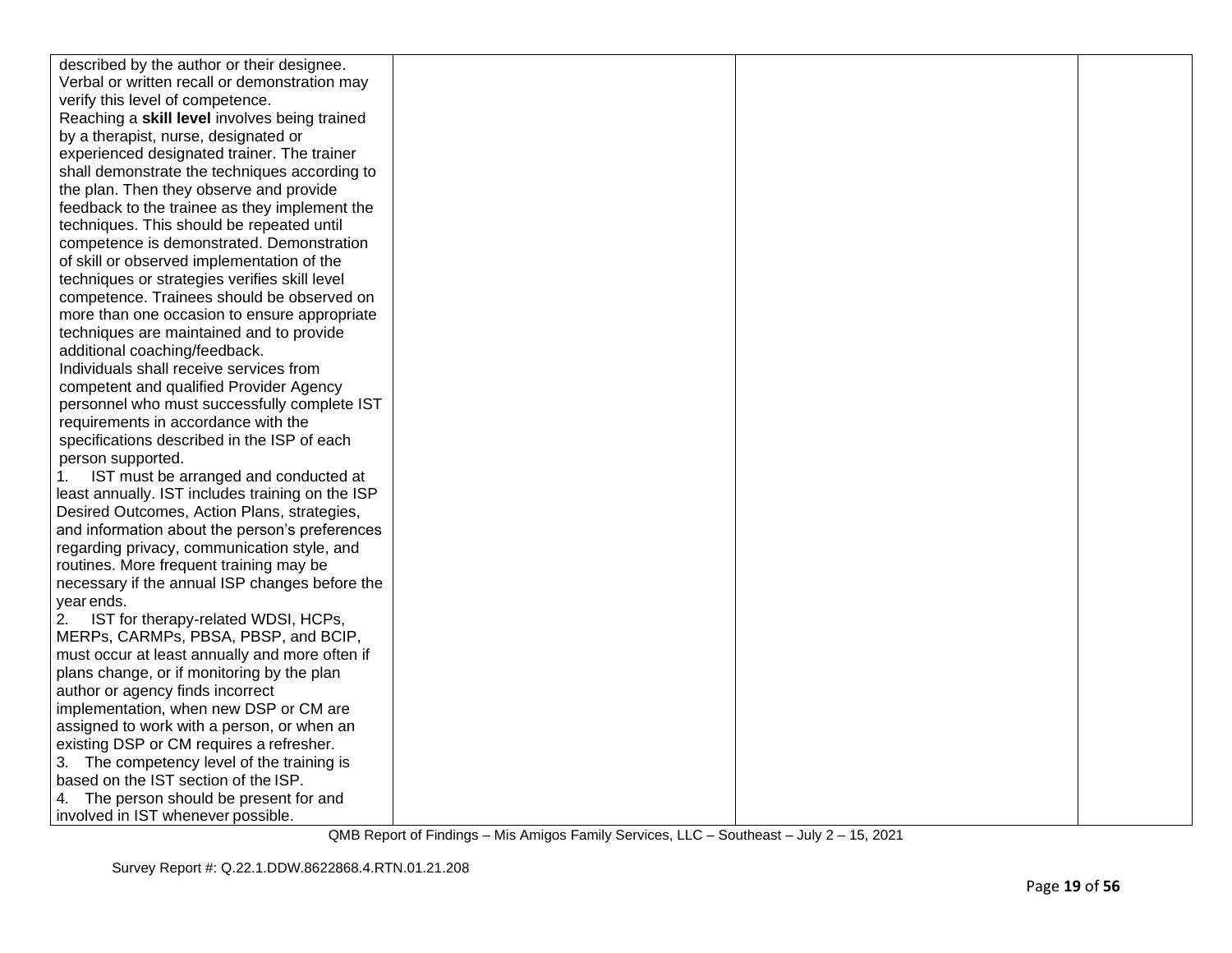| | | | |
|---|---|---|---|
| described by the author or their designee. Verbal or written recall or demonstration may verify this level of competence.<br>Reaching a **skill level** involves being trained by a therapist, nurse, designated or experienced designated trainer. The trainer shall demonstrate the techniques according to the plan. Then they observe and provide feedback to the trainee as they implement the techniques. This should be repeated until competence is demonstrated. Demonstration of skill or observed implementation of the techniques or strategies verifies skill level competence. Trainees should be observed on more than one occasion to ensure appropriate techniques are maintained and to provide additional coaching/feedback.<br>Individuals shall receive services from competent and qualified Provider Agency personnel who must successfully complete IST requirements in accordance with the specifications described in the ISP of each person supported.<br>1. IST must be arranged and conducted at least annually. IST includes training on the ISP Desired Outcomes, Action Plans, strategies, and information about the person's preferences regarding privacy, communication style, and routines. More frequent training may be necessary if the annual ISP changes before the year ends.<br>2. IST for therapy-related WDSI, HCPs, MERPs, CARMPs, PBSA, PBSP, and BCIP, must occur at least annually and more often if plans change, or if monitoring by the plan author or agency finds incorrect implementation, when new DSP or CM are assigned to work with a person, or when an existing DSP or CM requires a refresher.<br>3. The competency level of the training is based on the IST section of the ISP.<br>4. The person should be present for and involved in IST whenever possible. | | | |

QMB Report of Findings – Mis Amigos Family Services, LLC – Southeast – July 2 – 15, 2021

Survey Report #: Q.22.1.DDW.8622868.4.RTN.01.21.208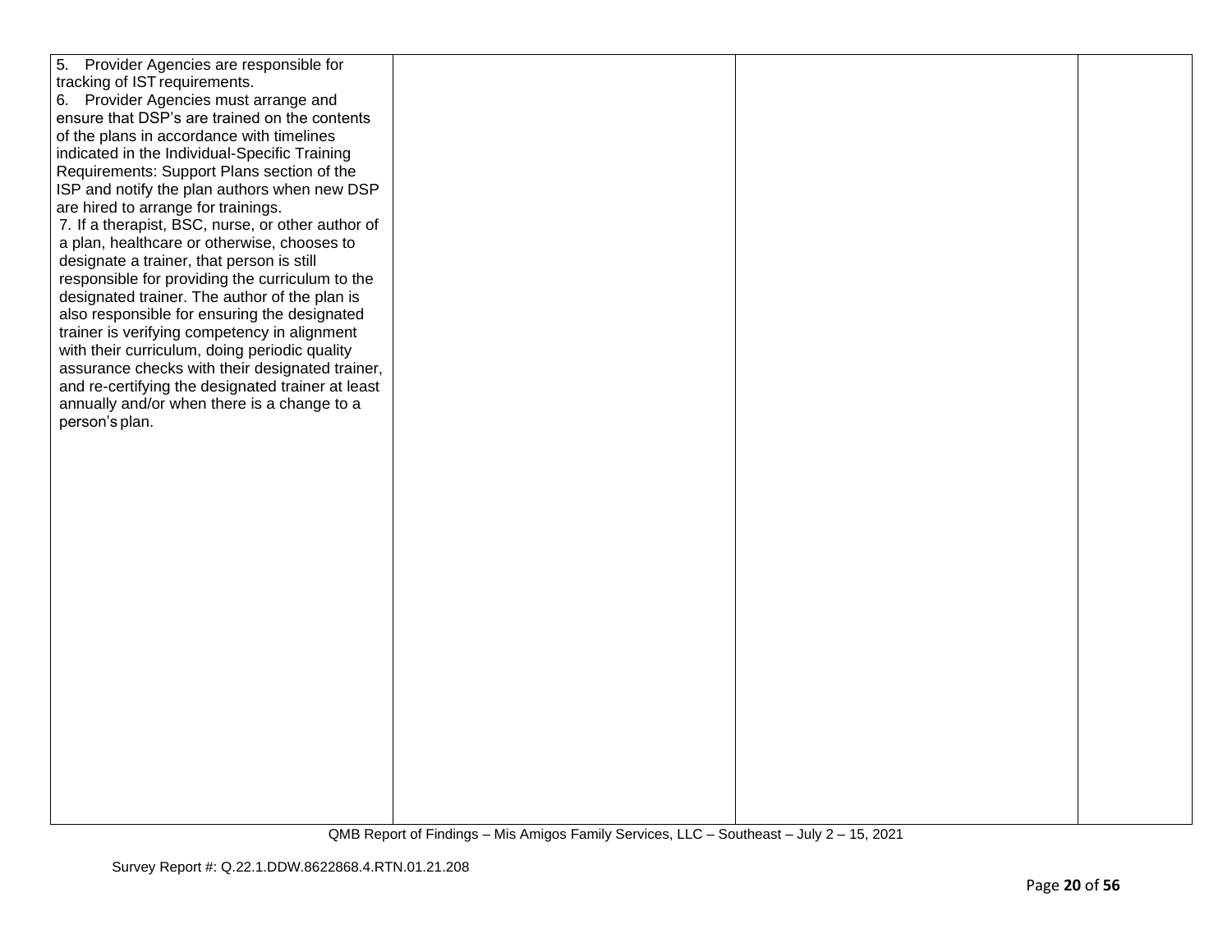| | | | |
|---|---|---|---|
| 5. Provider Agencies are responsible for tracking of IST requirements.<br>6. Provider Agencies must arrange and ensure that DSP's are trained on the contents of the plans in accordance with timelines indicated in the Individual-Specific Training Requirements: Support Plans section of the ISP and notify the plan authors when new DSP are hired to arrange for trainings.<br>7. If a therapist, BSC, nurse, or other author of a plan, healthcare or otherwise, chooses to designate a trainer, that person is still responsible for providing the curriculum to the designated trainer. The author of the plan is also responsible for ensuring the designated trainer is verifying competency in alignment with their curriculum, doing periodic quality assurance checks with their designated trainer, and re-certifying the designated trainer at least annually and/or when there is a change to a person's plan. | | | |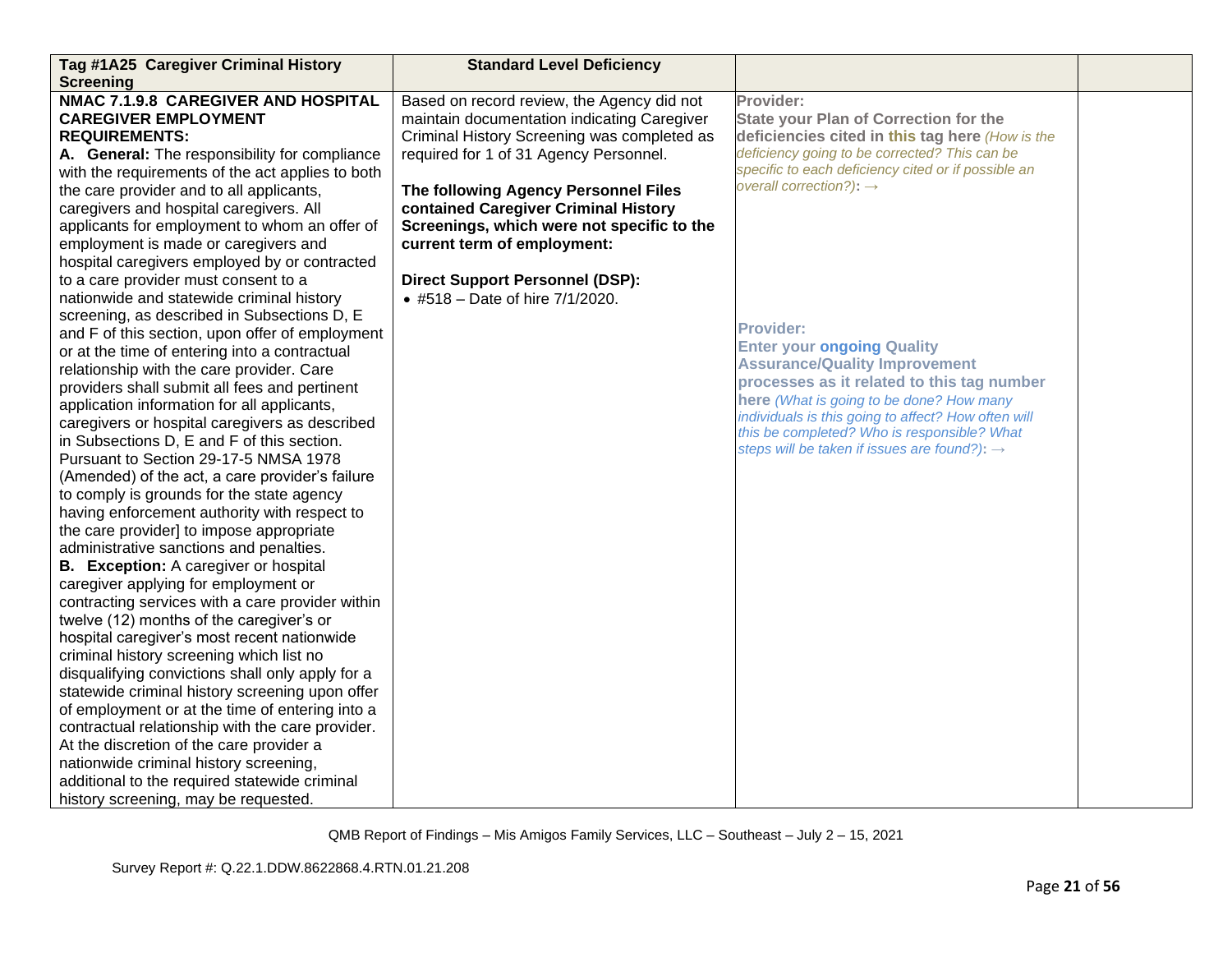| Tag #1A25 Caregiver Criminal History Screening | Standard Level Deficiency | | |
|---|---|---|---|
| **NMAC 7.1.9.8 CAREGIVER AND HOSPITAL CAREGIVER EMPLOYMENT REQUIREMENTS:**<br>**A. General:** The responsibility for compliance with the requirements of the act applies to both the care provider and to all applicants, caregivers and hospital caregivers. All applicants for employment to whom an offer of employment is made or caregivers and hospital caregivers employed by or contracted to a care provider must consent to a nationwide and statewide criminal history screening, as described in Subsections D, E and F of this section, upon offer of employment or at the time of entering into a contractual relationship with the care provider. Care providers shall submit all fees and pertinent application information for all applicants, caregivers or hospital caregivers as described in Subsections D, E and F of this section. Pursuant to Section 29-17-5 NMSA 1978 (Amended) of the act, a care provider's failure to comply is grounds for the state agency having enforcement authority with respect to the care provider] to impose appropriate administrative sanctions and penalties.<br>**B. Exception:** A caregiver or hospital caregiver applying for employment or contracting services with a care provider within twelve (12) months of the caregiver's or hospital caregiver's most recent nationwide criminal history screening which list no disqualifying convictions shall only apply for a statewide criminal history screening upon offer of employment or at the time of entering into a contractual relationship with the care provider. At the discretion of the care provider a nationwide criminal history screening, additional to the required statewide criminal history screening, may be requested. | Based on record review, the Agency did not maintain documentation indicating Caregiver Criminal History Screening was completed as required for 1 of 31 Agency Personnel.<br><br>**The following Agency Personnel Files contained Caregiver Criminal History Screenings, which were not specific to the current term of employment:**<br><br>**Direct Support Personnel (DSP):**<br>• #518 – Date of hire 7/1/2020. | **Provider:**<br>**State your Plan of Correction for the deficiencies cited in this tag here** *(How is the deficiency going to be corrected? This can be specific to each deficiency cited or if possible an overall correction?)*: →<br><br><br><br>**Provider:**<br>**Enter your ongoing Quality Assurance/Quality Improvement processes as it related to this tag number here** *(What is going to be done? How many individuals is this going to affect? How often will this be completed? Who is responsible? What steps will be taken if issues are found?)*: → | |

QMB Report of Findings – Mis Amigos Family Services, LLC – Southeast – July 2 – 15, 2021

Survey Report #: Q.22.1.DDW.8622868.4.RTN.01.21.208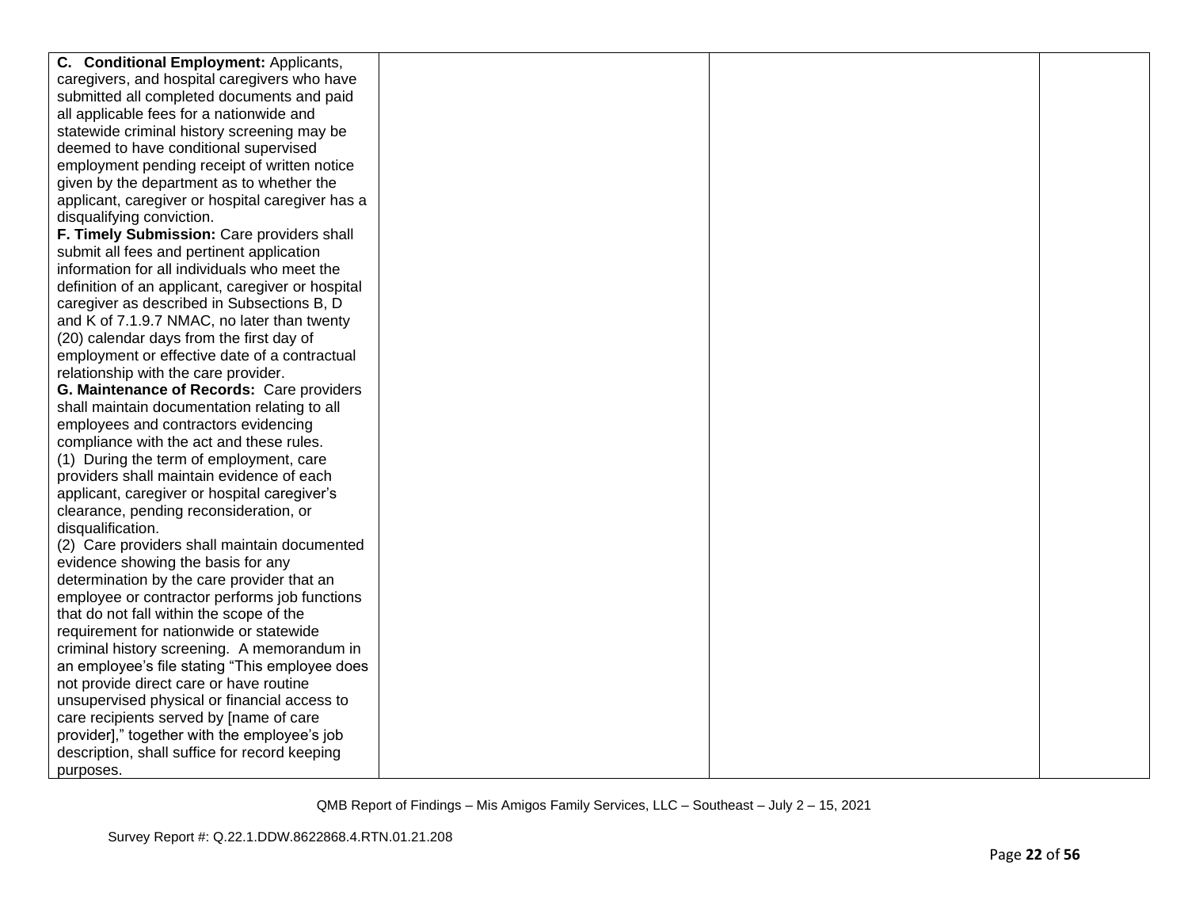| | | | |
|---|---|---|---|
| **C. Conditional Employment:** Applicants, caregivers, and hospital caregivers who have submitted all completed documents and paid all applicable fees for a nationwide and statewide criminal history screening may be deemed to have conditional supervised employment pending receipt of written notice given by the department as to whether the applicant, caregiver or hospital caregiver has a disqualifying conviction.<br>**F. Timely Submission:** Care providers shall submit all fees and pertinent application information for all individuals who meet the definition of an applicant, caregiver or hospital caregiver as described in Subsections B, D and K of 7.1.9.7 NMAC, no later than twenty (20) calendar days from the first day of employment or effective date of a contractual relationship with the care provider.<br>**G. Maintenance of Records:** Care providers shall maintain documentation relating to all employees and contractors evidencing compliance with the act and these rules.<br>(1) During the term of employment, care providers shall maintain evidence of each applicant, caregiver or hospital caregiver's clearance, pending reconsideration, or disqualification.<br>(2) Care providers shall maintain documented evidence showing the basis for any determination by the care provider that an employee or contractor performs job functions that do not fall within the scope of the requirement for nationwide or statewide criminal history screening. A memorandum in an employee's file stating "This employee does not provide direct care or have routine unsupervised physical or financial access to care recipients served by [name of care provider]," together with the employee's job description, shall suffice for record keeping purposes. | | | |

QMB Report of Findings – Mis Amigos Family Services, LLC – Southeast – July 2 – 15, 2021

Survey Report #: Q.22.1.DDW.8622868.4.RTN.01.21.208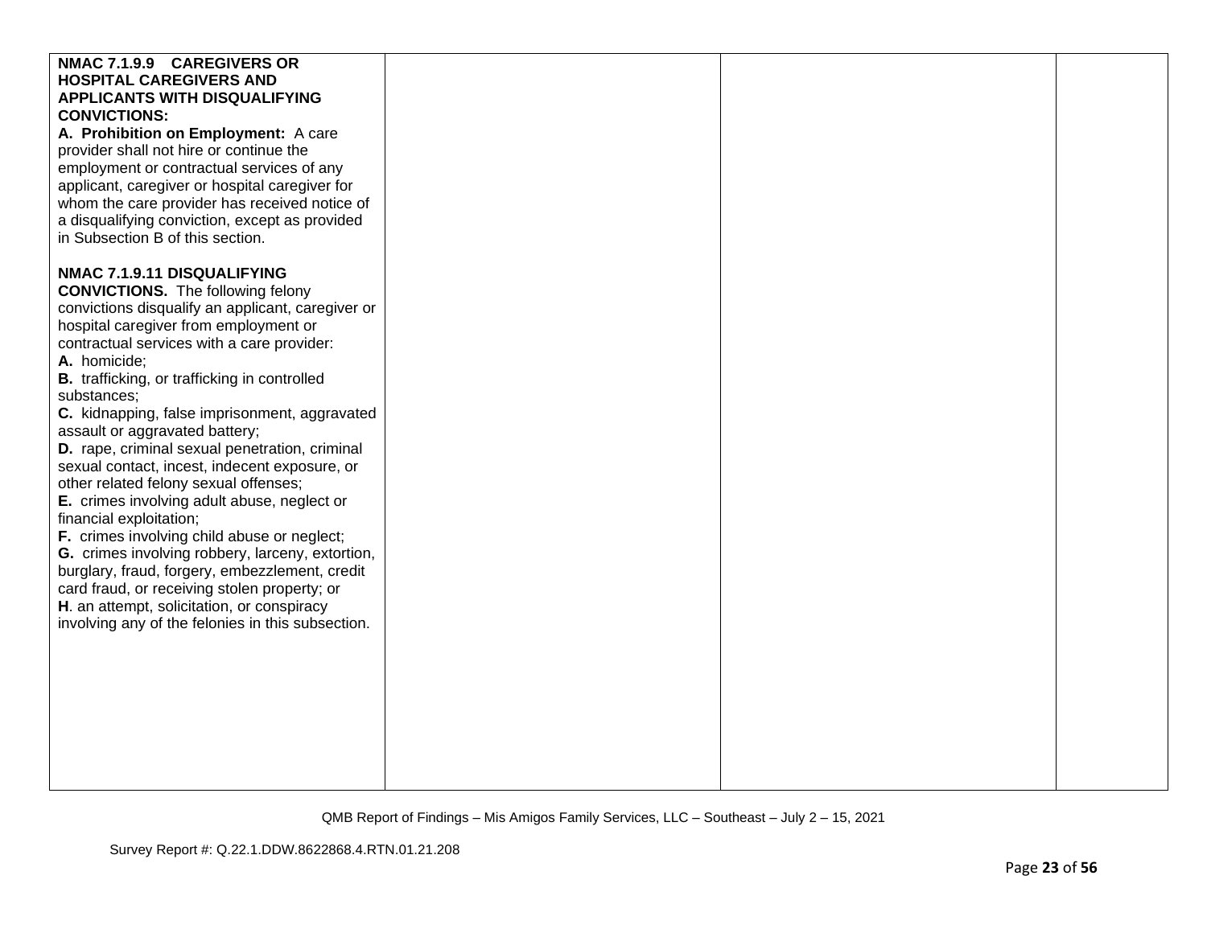| | | | |
|---|---|---|---|
| **NMAC 7.1.9.9 CAREGIVERS OR HOSPITAL CAREGIVERS AND APPLICANTS WITH DISQUALIFYING CONVICTIONS:**<br>**A. Prohibition on Employment:** A care provider shall not hire or continue the employment or contractual services of any applicant, caregiver or hospital caregiver for whom the care provider has received notice of a disqualifying conviction, except as provided in Subsection B of this section.<br><br>**NMAC 7.1.9.11 DISQUALIFYING CONVICTIONS.** The following felony convictions disqualify an applicant, caregiver or hospital caregiver from employment or contractual services with a care provider:<br>**A.** homicide;<br>**B.** trafficking, or trafficking in controlled substances;<br>**C.** kidnapping, false imprisonment, aggravated assault or aggravated battery;<br>**D.** rape, criminal sexual penetration, criminal sexual contact, incest, indecent exposure, or other related felony sexual offenses;<br>**E.** crimes involving adult abuse, neglect or financial exploitation;<br>**F.** crimes involving child abuse or neglect;<br>**G.** crimes involving robbery, larceny, extortion, burglary, fraud, forgery, embezzlement, credit card fraud, or receiving stolen property; or<br>**H**. an attempt, solicitation, or conspiracy involving any of the felonies in this subsection. | | | |

QMB Report of Findings – Mis Amigos Family Services, LLC – Southeast – July 2 – 15, 2021

Survey Report #: Q.22.1.DDW.8622868.4.RTN.01.21.208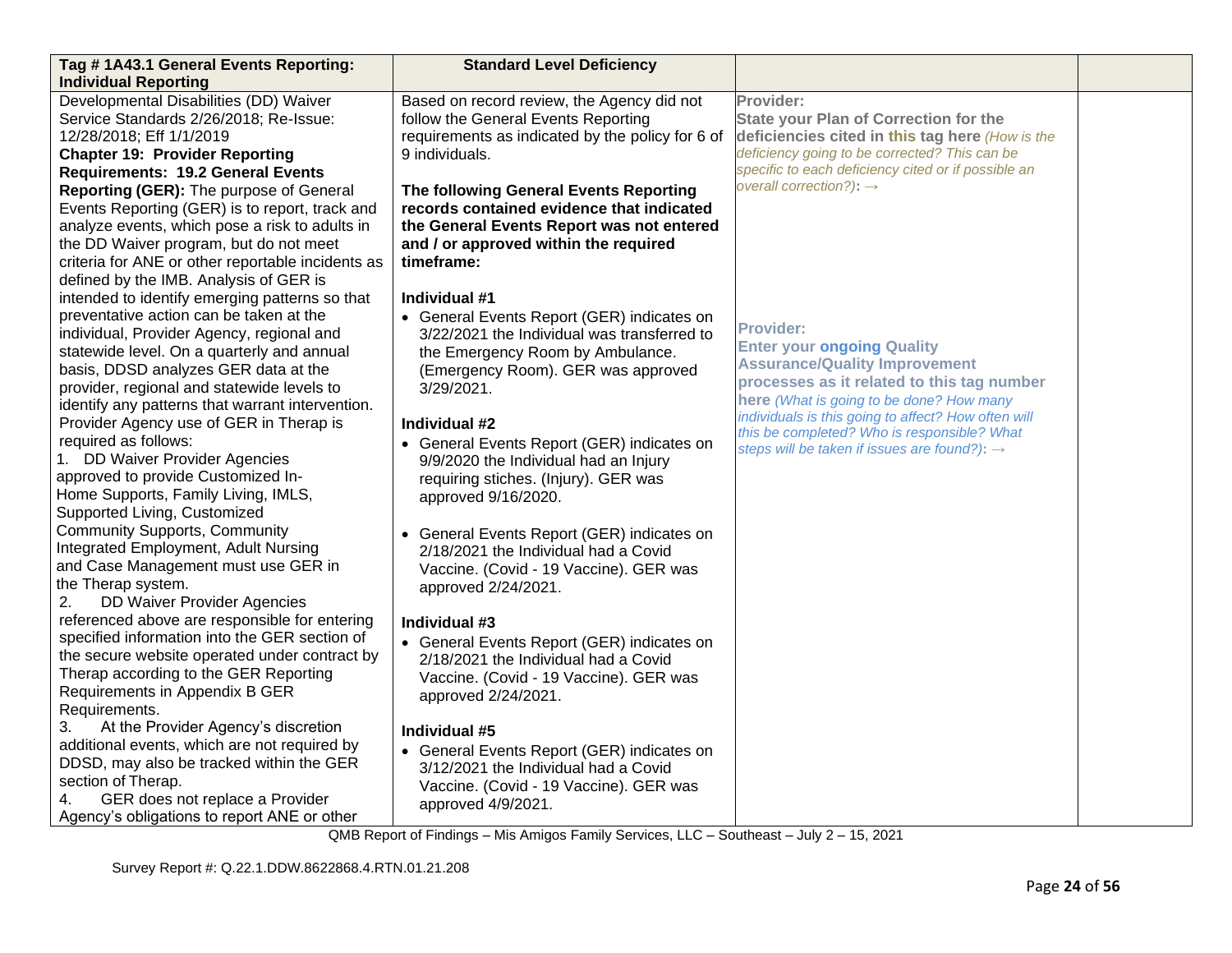| Tag # 1A43.1 General Events Reporting: Individual Reporting | Standard Level Deficiency | | |
|---|---|---|---|
| Developmental Disabilities (DD) Waiver Service Standards 2/26/2018; Re-Issue: 12/28/2018; Eff 1/1/2019<br>**Chapter 19: Provider Reporting Requirements: 19.2 General Events Reporting (GER):** The purpose of General Events Reporting (GER) is to report, track and analyze events, which pose a risk to adults in the DD Waiver program, but do not meet criteria for ANE or other reportable incidents as defined by the IMB. Analysis of GER is intended to identify emerging patterns so that preventative action can be taken at the individual, Provider Agency, regional and statewide level. On a quarterly and annual basis, DDSD analyzes GER data at the provider, regional and statewide levels to identify any patterns that warrant intervention. Provider Agency use of GER in Therap is required as follows:<br>1. DD Waiver Provider Agencies approved to provide Customized In-Home Supports, Family Living, IMLS, Supported Living, Customized Community Supports, Community Integrated Employment, Adult Nursing and Case Management must use GER in the Therap system.<br>2. DD Waiver Provider Agencies referenced above are responsible for entering specified information into the GER section of the secure website operated under contract by Therap according to the GER Reporting Requirements in Appendix B GER Requirements.<br>3. At the Provider Agency's discretion additional events, which are not required by DDSD, may also be tracked within the GER section of Therap.<br>4. GER does not replace a Provider Agency's obligations to report ANE or other | Based on record review, the Agency did not follow the General Events Reporting requirements as indicated by the policy for 6 of 9 individuals.<br><br>**The following General Events Reporting records contained evidence that indicated the General Events Report was not entered and / or approved within the required timeframe:**<br><br>**Individual #1**<br>• General Events Report (GER) indicates on 3/22/2021 the Individual was transferred to the Emergency Room by Ambulance. (Emergency Room). GER was approved 3/29/2021.<br><br>**Individual #2**<br>• General Events Report (GER) indicates on 9/9/2020 the Individual had an Injury requiring stiches. (Injury). GER was approved 9/16/2020.<br><br>• General Events Report (GER) indicates on 2/18/2021 the Individual had a Covid Vaccine. (Covid - 19 Vaccine). GER was approved 2/24/2021.<br><br>**Individual #3**<br>• General Events Report (GER) indicates on 2/18/2021 the Individual had a Covid Vaccine. (Covid - 19 Vaccine). GER was approved 2/24/2021.<br><br>**Individual #5**<br>• General Events Report (GER) indicates on 3/12/2021 the Individual had a Covid Vaccine. (Covid - 19 Vaccine). GER was approved 4/9/2021. | **Provider:**<br>**State your Plan of Correction for the deficiencies cited in this tag here** *(How is the deficiency going to be corrected? This can be specific to each deficiency cited or if possible an overall correction?)*: →<br><br>**Provider:**<br>**Enter your ongoing Quality Assurance/Quality Improvement processes as it related to this tag number here** *(What is going to be done? How many individuals is this going to affect? How often will this be completed? Who is responsible? What steps will be taken if issues are found?)*: → | |

QMB Report of Findings – Mis Amigos Family Services, LLC – Southeast – July 2 – 15, 2021

Survey Report #: Q.22.1.DDW.8622868.4.RTN.01.21.208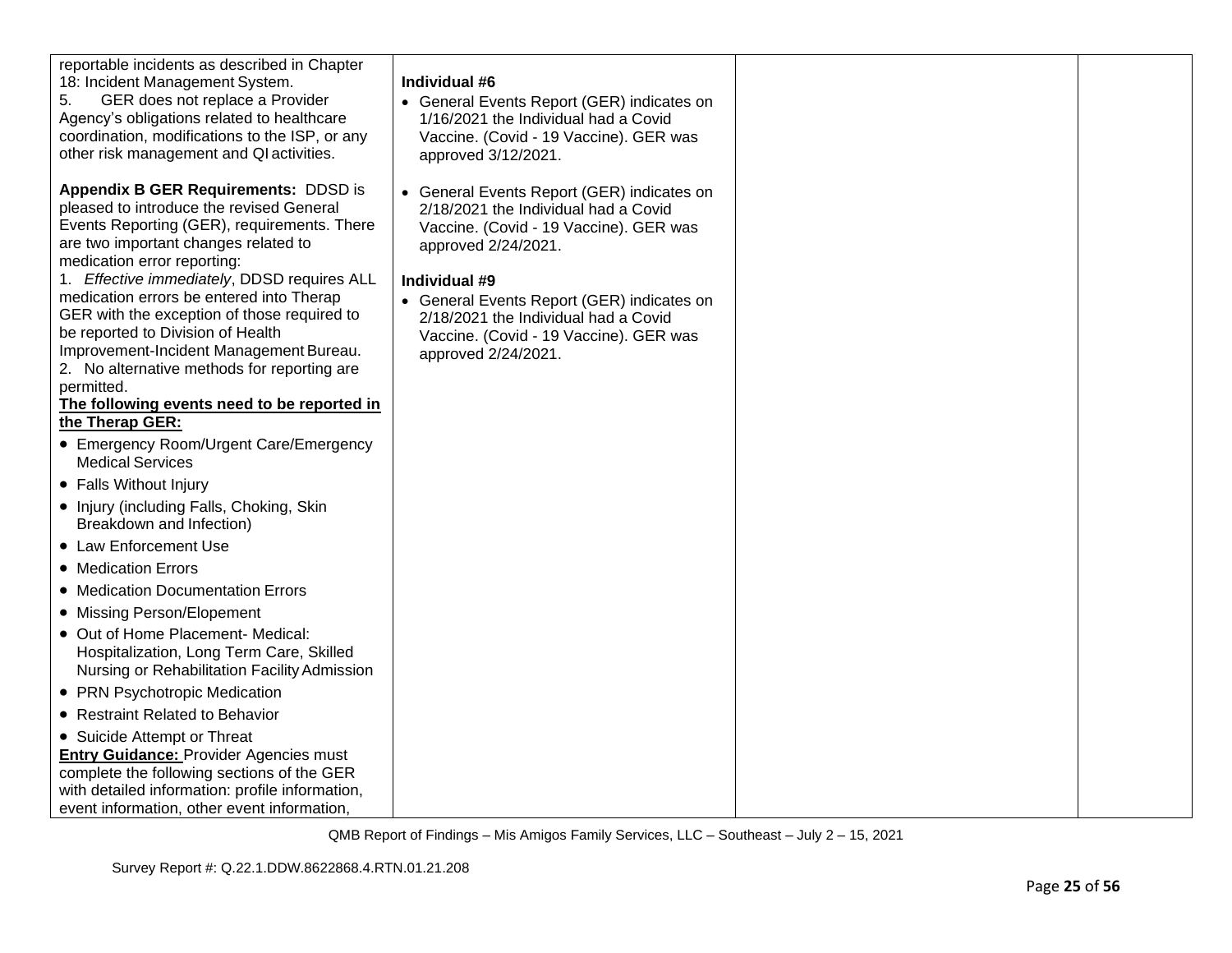| | | | |
|---|---|---|---|
| reportable incidents as described in Chapter 18: Incident Management System.<br>5. GER does not replace a Provider Agency's obligations related to healthcare coordination, modifications to the ISP, or any other risk management and QI activities.<br><br>**Appendix B GER Requirements:** DDSD is pleased to introduce the revised General Events Reporting (GER), requirements. There are two important changes related to medication error reporting:<br>1. *Effective immediately*, DDSD requires ALL medication errors be entered into Therap GER with the exception of those required to be reported to Division of Health Improvement-Incident Management Bureau.<br>2. No alternative methods for reporting are permitted.<br>**<u>The following events need to be reported in the Therap GER:</u>**<br>• Emergency Room/Urgent Care/Emergency Medical Services<br>• Falls Without Injury<br>• Injury (including Falls, Choking, Skin Breakdown and Infection)<br>• Law Enforcement Use<br>• Medication Errors<br>• Medication Documentation Errors<br>• Missing Person/Elopement<br>• Out of Home Placement- Medical: Hospitalization, Long Term Care, Skilled Nursing or Rehabilitation Facility Admission<br>• PRN Psychotropic Medication<br>• Restraint Related to Behavior<br>• Suicide Attempt or Threat<br>**<u>Entry Guidance:</u>** Provider Agencies must complete the following sections of the GER with detailed information: profile information, event information, other event information, | **Individual #6**<br>• General Events Report (GER) indicates on 1/16/2021 the Individual had a Covid Vaccine. (Covid - 19 Vaccine). GER was approved 3/12/2021.<br><br>• General Events Report (GER) indicates on 2/18/2021 the Individual had a Covid Vaccine. (Covid - 19 Vaccine). GER was approved 2/24/2021.<br><br>**Individual #9**<br>• General Events Report (GER) indicates on 2/18/2021 the Individual had a Covid Vaccine. (Covid - 19 Vaccine). GER was approved 2/24/2021. | | |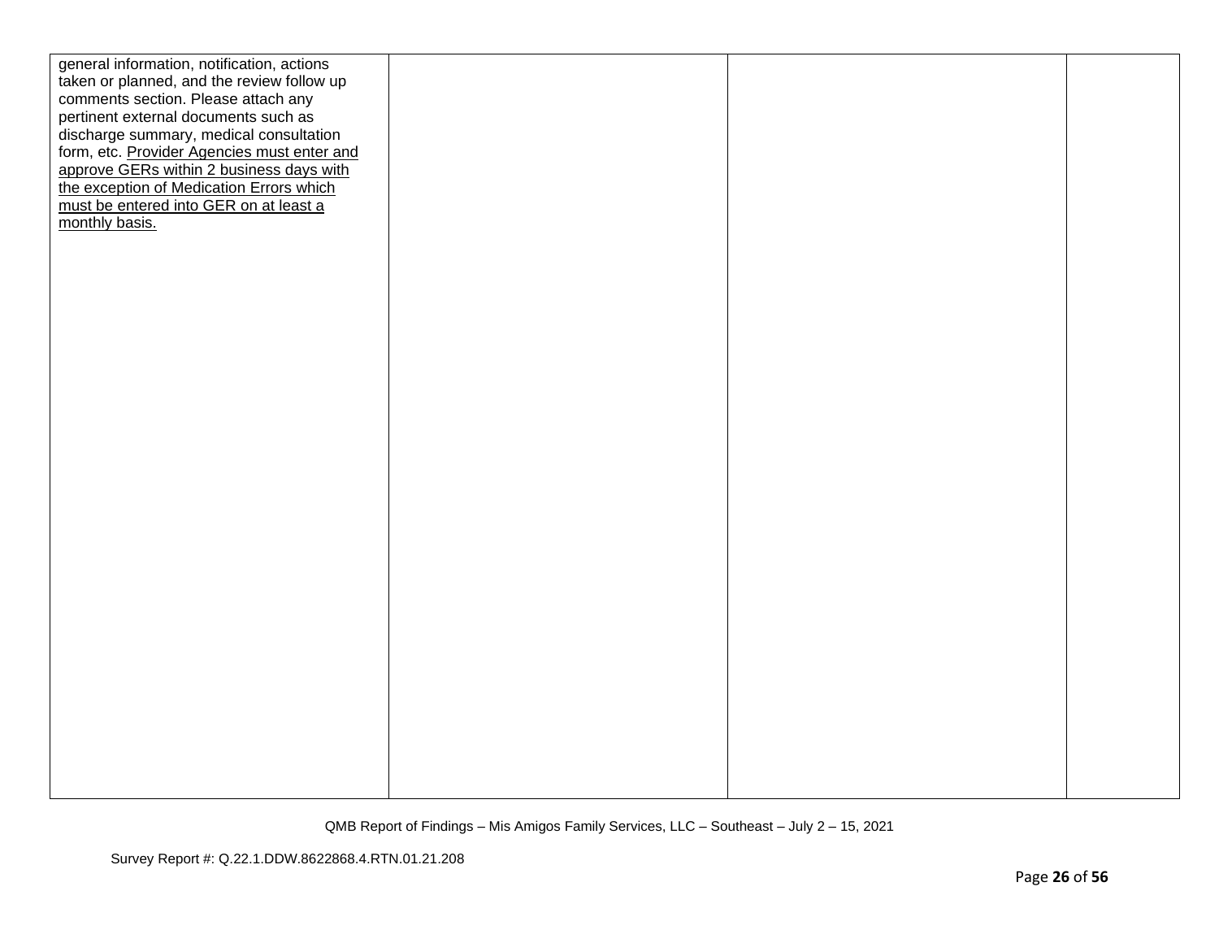| | | | |
|---|---|---|---|
| general information, notification, actions taken or planned, and the review follow up comments section. Please attach any pertinent external documents such as discharge summary, medical consultation form, etc. <u>Provider Agencies must enter and approve GERs within 2 business days with the exception of Medication Errors which must be entered into GER on at least a monthly basis.</u> | | | |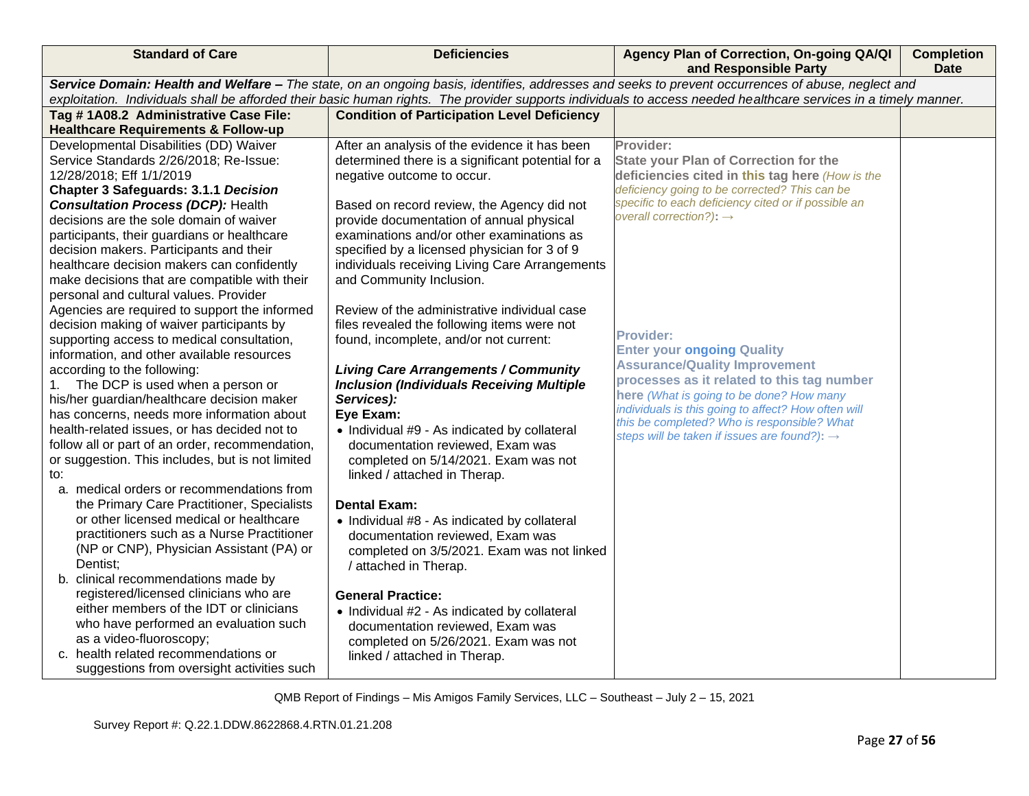| Standard of Care | Deficiencies | Agency Plan of Correction, On-going QA/QI and Responsible Party | Completion Date |
|---|---|---|---|
| **Service Domain: Health and Welfare –** *The state, on an ongoing basis, identifies, addresses and seeks to prevent occurrences of abuse, neglect and exploitation. Individuals shall be afforded their basic human rights. The provider supports individuals to access needed healthcare services in a timely manner.* | | | |
| **Tag # 1A08.2 Administrative Case File: Healthcare Requirements & Follow-up** | **Condition of Participation Level Deficiency** | | |
| Developmental Disabilities (DD) Waiver Service Standards 2/26/2018; Re-Issue: 12/28/2018; Eff 1/1/2019<br>**Chapter 3 Safeguards: 3.1.1 *Decision Consultation Process (DCP):*** Health decisions are the sole domain of waiver participants, their guardians or healthcare decision makers. Participants and their healthcare decision makers can confidently make decisions that are compatible with their personal and cultural values. Provider Agencies are required to support the informed decision making of waiver participants by supporting access to medical consultation, information, and other available resources according to the following:<br>1. The DCP is used when a person or his/her guardian/healthcare decision maker has concerns, needs more information about health-related issues, or has decided not to follow all or part of an order, recommendation, or suggestion. This includes, but is not limited to:<br>a. medical orders or recommendations from the Primary Care Practitioner, Specialists or other licensed medical or healthcare practitioners such as a Nurse Practitioner (NP or CNP), Physician Assistant (PA) or Dentist;<br>b. clinical recommendations made by registered/licensed clinicians who are either members of the IDT or clinicians who have performed an evaluation such as a video-fluoroscopy;<br>c. health related recommendations or suggestions from oversight activities such | After an analysis of the evidence it has been determined there is a significant potential for a negative outcome to occur.<br><br>Based on record review, the Agency did not provide documentation of annual physical examinations and/or other examinations as specified by a licensed physician for 3 of 9 individuals receiving Living Care Arrangements and Community Inclusion.<br><br>Review of the administrative individual case files revealed the following items were not found, incomplete, and/or not current:<br><br>***Living Care Arrangements / Community Inclusion (Individuals Receiving Multiple Services):***<br>**Eye Exam:**<br>• Individual #9 - As indicated by collateral documentation reviewed, Exam was completed on 5/14/2021. Exam was not linked / attached in Therap.<br><br>**Dental Exam:**<br>• Individual #8 - As indicated by collateral documentation reviewed, Exam was completed on 3/5/2021. Exam was not linked / attached in Therap.<br><br>**General Practice:**<br>• Individual #2 - As indicated by collateral documentation reviewed, Exam was completed on 5/26/2021. Exam was not linked / attached in Therap. | **Provider:**<br>**State your Plan of Correction for the deficiencies cited in this tag here** *(How is the deficiency going to be corrected? This can be specific to each deficiency cited or if possible an overall correction?)***: →**<br><br><br><br>**Provider:**<br>**Enter your ongoing Quality Assurance/Quality Improvement processes as it related to this tag number here** *(What is going to be done? How many individuals is this going to affect? How often will this be completed? Who is responsible? What steps will be taken if issues are found?)***: →** | |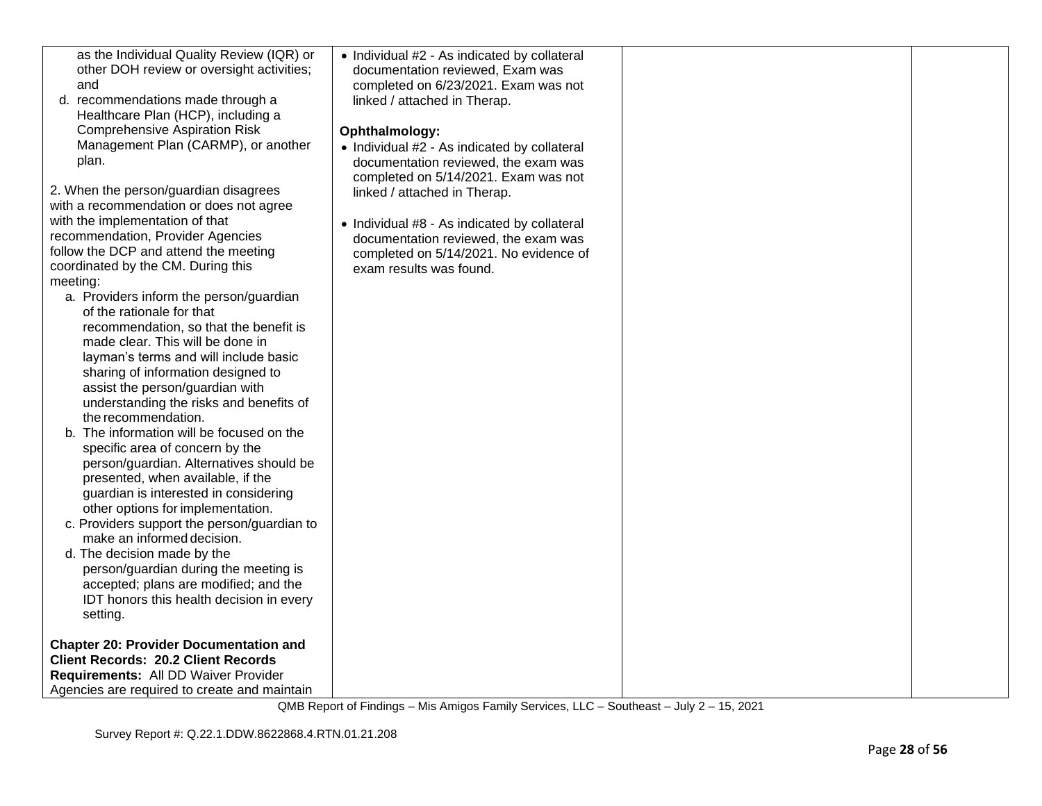| | | | |
|---|---|---|---|
| as the Individual Quality Review (IQR) or other DOH review or oversight activities; and<br>d. recommendations made through a Healthcare Plan (HCP), including a Comprehensive Aspiration Risk Management Plan (CARMP), or another plan.<br><br>2. When the person/guardian disagrees with a recommendation or does not agree with the implementation of that recommendation, Provider Agencies follow the DCP and attend the meeting coordinated by the CM. During this meeting:<br>a. Providers inform the person/guardian of the rationale for that recommendation, so that the benefit is made clear. This will be done in layman's terms and will include basic sharing of information designed to assist the person/guardian with understanding the risks and benefits of the recommendation.<br>b. The information will be focused on the specific area of concern by the person/guardian. Alternatives should be presented, when available, if the guardian is interested in considering other options for implementation.<br>c. Providers support the person/guardian to make an informed decision.<br>d. The decision made by the person/guardian during the meeting is accepted; plans are modified; and the IDT honors this health decision in every setting.<br><br>**Chapter 20: Provider Documentation and Client Records: 20.2 Client Records Requirements:** All DD Waiver Provider Agencies are required to create and maintain | • Individual #2 - As indicated by collateral documentation reviewed, Exam was completed on 6/23/2021. Exam was not linked / attached in Therap.<br><br>**Ophthalmology:**<br>• Individual #2 - As indicated by collateral documentation reviewed, the exam was completed on 5/14/2021. Exam was not linked / attached in Therap.<br><br>• Individual #8 - As indicated by collateral documentation reviewed, the exam was completed on 5/14/2021. No evidence of exam results was found. | | |

QMB Report of Findings – Mis Amigos Family Services, LLC – Southeast – July 2 – 15, 2021

Survey Report #: Q.22.1.DDW.8622868.4.RTN.01.21.208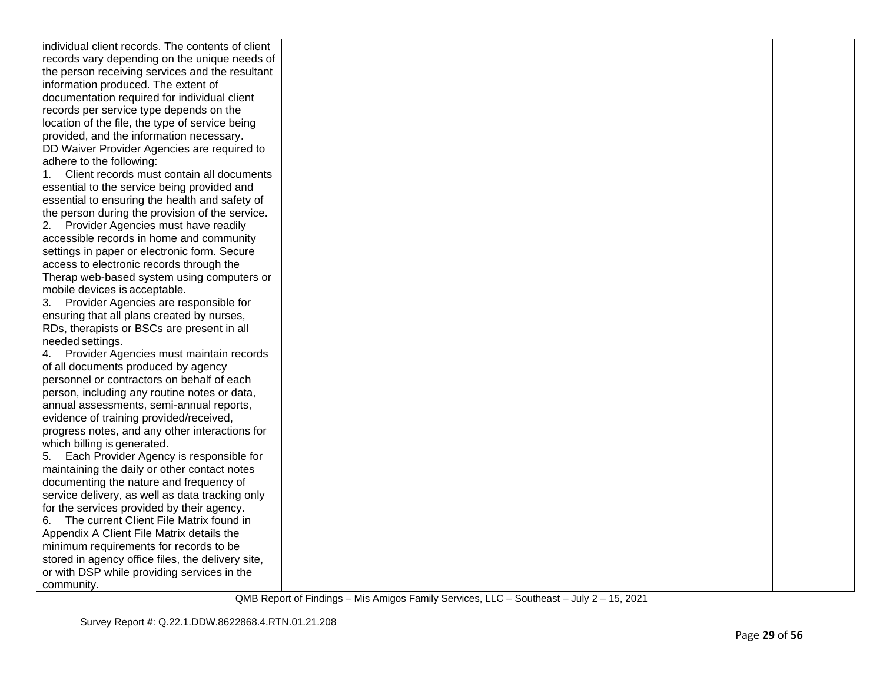| | | | |
|---|---|---|---|
| individual client records. The contents of client records vary depending on the unique needs of the person receiving services and the resultant information produced. The extent of documentation required for individual client records per service type depends on the location of the file, the type of service being provided, and the information necessary.<br>DD Waiver Provider Agencies are required to adhere to the following:<br>1. Client records must contain all documents essential to the service being provided and essential to ensuring the health and safety of the person during the provision of the service.<br>2. Provider Agencies must have readily accessible records in home and community settings in paper or electronic form. Secure access to electronic records through the Therap web-based system using computers or mobile devices is acceptable.<br>3. Provider Agencies are responsible for ensuring that all plans created by nurses, RDs, therapists or BSCs are present in all needed settings.<br>4. Provider Agencies must maintain records of all documents produced by agency personnel or contractors on behalf of each person, including any routine notes or data, annual assessments, semi-annual reports, evidence of training provided/received, progress notes, and any other interactions for which billing is generated.<br>5. Each Provider Agency is responsible for maintaining the daily or other contact notes documenting the nature and frequency of service delivery, as well as data tracking only for the services provided by their agency.<br>6. The current Client File Matrix found in Appendix A Client File Matrix details the minimum requirements for records to be stored in agency office files, the delivery site, or with DSP while providing services in the community. | | | |

QMB Report of Findings – Mis Amigos Family Services, LLC – Southeast – July 2 – 15, 2021

Survey Report #: Q.22.1.DDW.8622868.4.RTN.01.21.208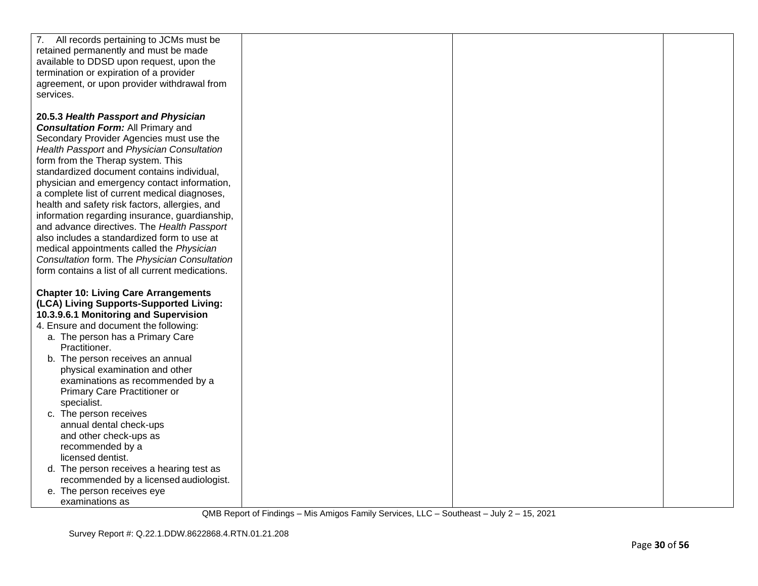| | | | |
|---|---|---|---|
| 7. All records pertaining to JCMs must be retained permanently and must be made available to DDSD upon request, upon the termination or expiration of a provider agreement, or upon provider withdrawal from services.<br><br>**20.5.3 *Health Passport and Physician Consultation Form:*** All Primary and Secondary Provider Agencies must use the *Health Passport* and *Physician Consultation* form from the Therap system. This standardized document contains individual, physician and emergency contact information, a complete list of current medical diagnoses, health and safety risk factors, allergies, and information regarding insurance, guardianship, and advance directives. The *Health Passport* also includes a standardized form to use at medical appointments called the *Physician Consultation* form. The *Physician Consultation* form contains a list of all current medications.<br><br>**Chapter 10: Living Care Arrangements (LCA) Living Supports-Supported Living: 10.3.9.6.1 Monitoring and Supervision**<br>4. Ensure and document the following:<br>a. The person has a Primary Care Practitioner.<br>b. The person receives an annual physical examination and other examinations as recommended by a Primary Care Practitioner or specialist.<br>c. The person receives annual dental check-ups and other check-ups as recommended by a licensed dentist.<br>d. The person receives a hearing test as recommended by a licensed audiologist.<br>e. The person receives eye examinations as | | | |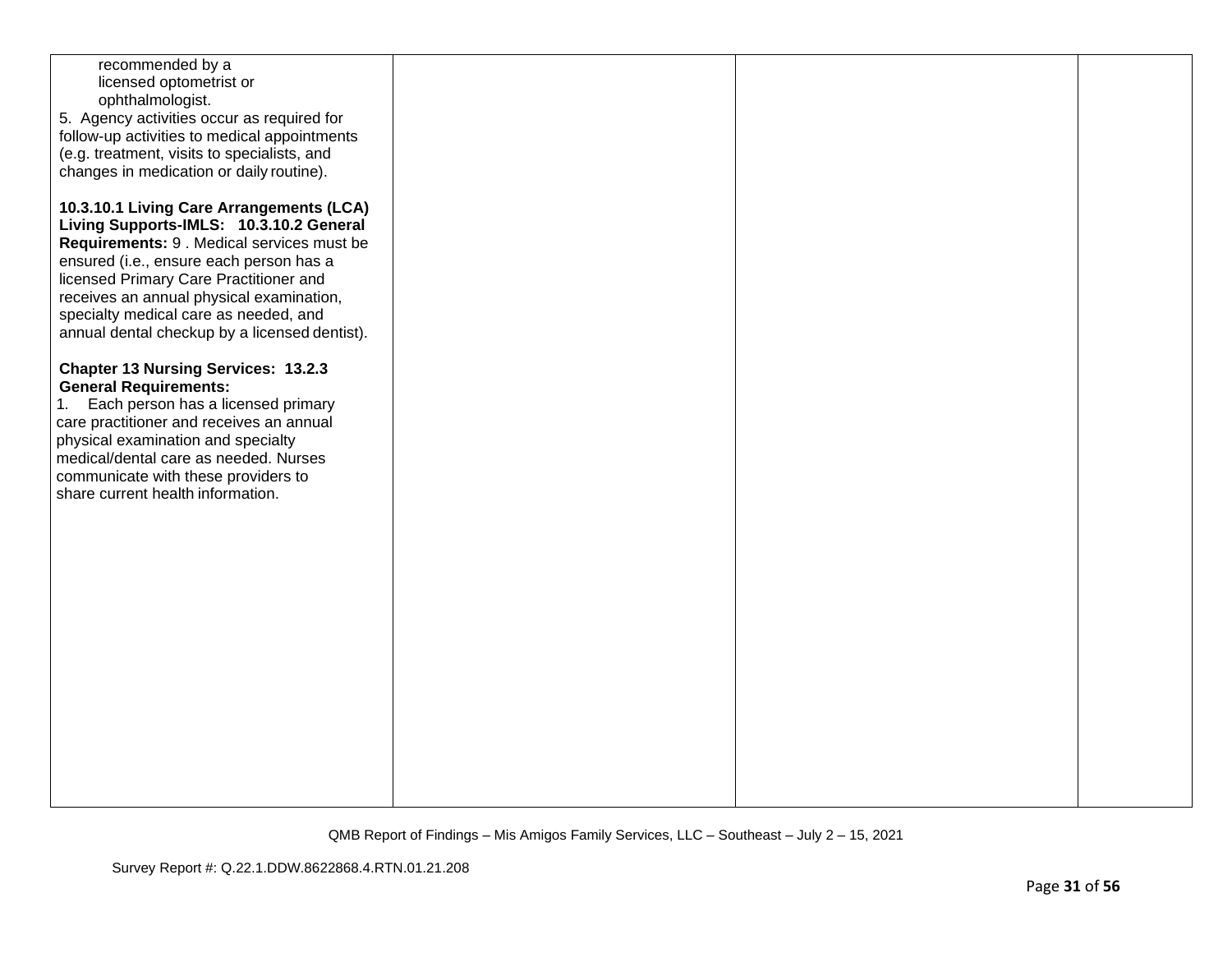| | | | |
|---|---|---|---|
| recommended by a licensed optometrist or ophthalmologist.<br>5. Agency activities occur as required for follow-up activities to medical appointments (e.g. treatment, visits to specialists, and changes in medication or daily routine).<br><br>**10.3.10.1 Living Care Arrangements (LCA) Living Supports-IMLS: 10.3.10.2 General Requirements:** 9 . Medical services must be ensured (i.e., ensure each person has a licensed Primary Care Practitioner and receives an annual physical examination, specialty medical care as needed, and annual dental checkup by a licensed dentist).<br><br>**Chapter 13 Nursing Services: 13.2.3 General Requirements:**<br>1. Each person has a licensed primary care practitioner and receives an annual physical examination and specialty medical/dental care as needed. Nurses communicate with these providers to share current health information. | | | |

QMB Report of Findings – Mis Amigos Family Services, LLC – Southeast – July 2 – 15, 2021

Survey Report #: Q.22.1.DDW.8622868.4.RTN.01.21.208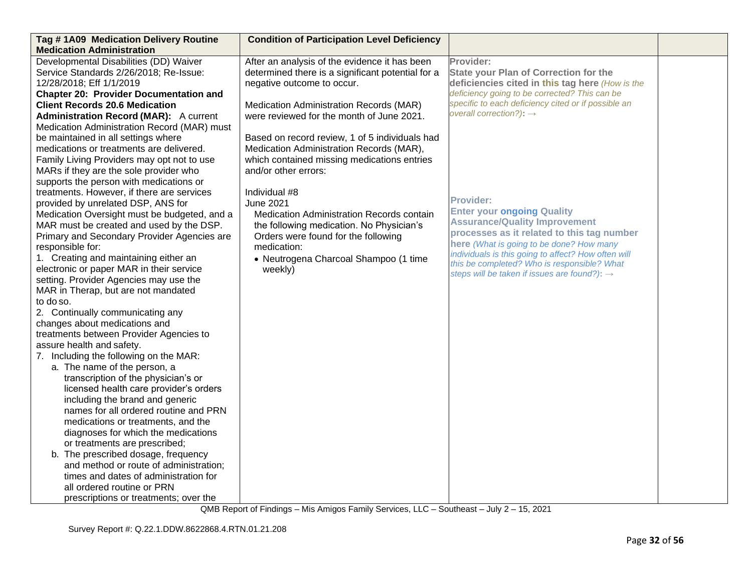| Tag # 1A09 Medication Delivery Routine Medication Administration | Condition of Participation Level Deficiency | | |
|---|---|---|---|
| Developmental Disabilities (DD) Waiver Service Standards 2/26/2018; Re-Issue: 12/28/2018; Eff 1/1/2019<br>**Chapter 20: Provider Documentation and Client Records 20.6 Medication Administration Record (MAR):** A current Medication Administration Record (MAR) must be maintained in all settings where medications or treatments are delivered. Family Living Providers may opt not to use MARs if they are the sole provider who supports the person with medications or treatments. However, if there are services provided by unrelated DSP, ANS for Medication Oversight must be budgeted, and a MAR must be created and used by the DSP. Primary and Secondary Provider Agencies are responsible for:<br>1. Creating and maintaining either an electronic or paper MAR in their service setting. Provider Agencies may use the MAR in Therap, but are not mandated to do so.<br>2. Continually communicating any changes about medications and treatments between Provider Agencies to assure health and safety.<br>7. Including the following on the MAR:<br>a. The name of the person, a transcription of the physician's or licensed health care provider's orders including the brand and generic names for all ordered routine and PRN medications or treatments, and the diagnoses for which the medications or treatments are prescribed;<br>b. The prescribed dosage, frequency and method or route of administration; times and dates of administration for all ordered routine or PRN prescriptions or treatments; over the | After an analysis of the evidence it has been determined there is a significant potential for a negative outcome to occur.<br><br>Medication Administration Records (MAR) were reviewed for the month of June 2021.<br><br>Based on record review, 1 of 5 individuals had Medication Administration Records (MAR), which contained missing medications entries and/or other errors:<br><br>Individual #8<br>June 2021<br>Medication Administration Records contain the following medication. No Physician's Orders were found for the following medication:<br>• Neutrogena Charcoal Shampoo (1 time weekly) | **Provider:**<br>**State your Plan of Correction for the deficiencies cited in this tag here** *(How is the deficiency going to be corrected? This can be specific to each deficiency cited or if possible an overall correction?)*: →<br><br>**Provider:**<br>**Enter your ongoing Quality Assurance/Quality Improvement processes as it related to this tag number here** *(What is going to be done? How many individuals is this going to affect? How often will this be completed? Who is responsible? What steps will be taken if issues are found?)*: → | |

QMB Report of Findings – Mis Amigos Family Services, LLC – Southeast – July 2 – 15, 2021

Survey Report #: Q.22.1.DDW.8622868.4.RTN.01.21.208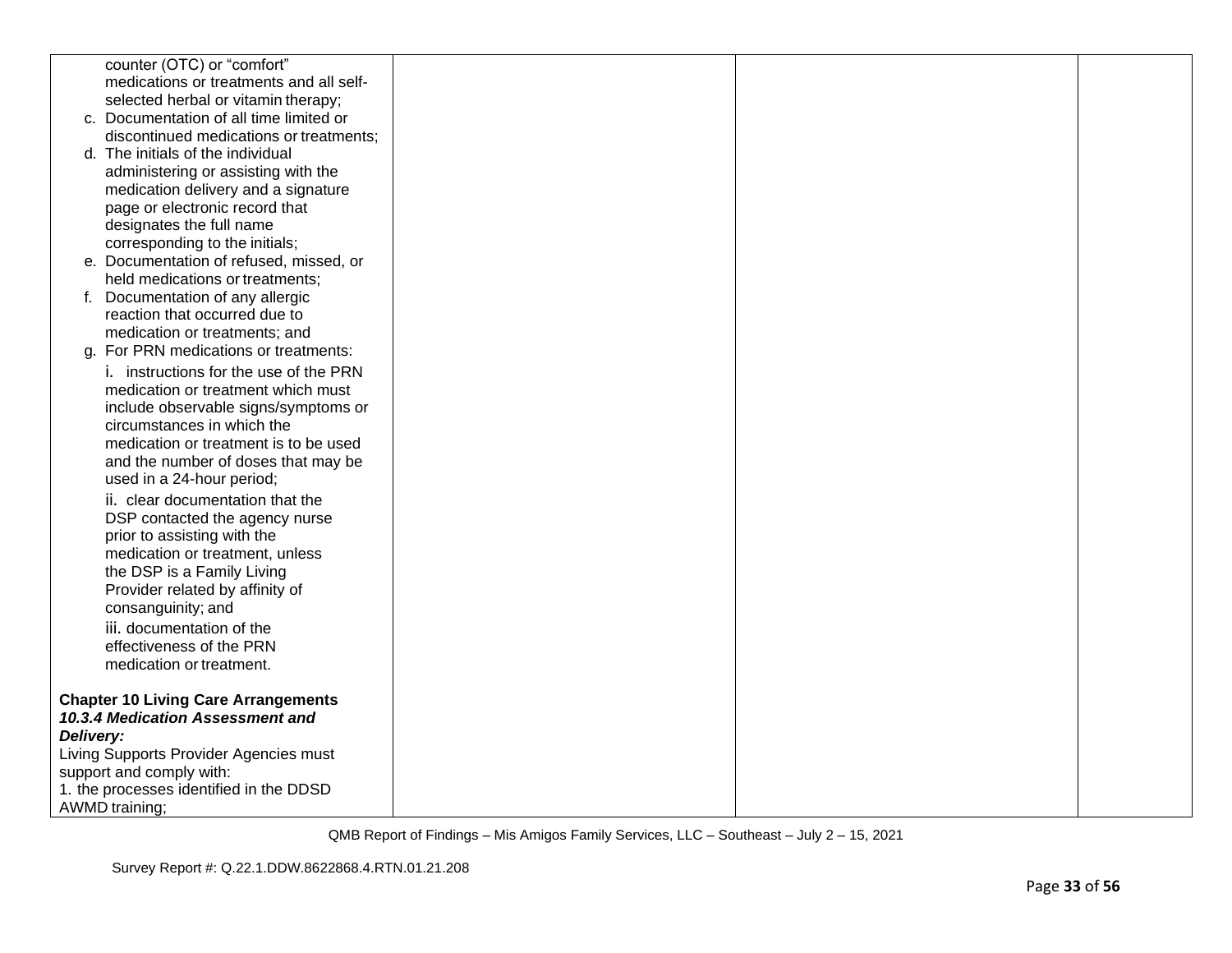| | | | |
|---|---|---|---|
| counter (OTC) or "comfort" medications or treatments and all self-selected herbal or vitamin therapy;<br>c. Documentation of all time limited or discontinued medications or treatments;<br>d. The initials of the individual administering or assisting with the medication delivery and a signature page or electronic record that designates the full name corresponding to the initials;<br>e. Documentation of refused, missed, or held medications or treatments;<br>f. Documentation of any allergic reaction that occurred due to medication or treatments; and<br>g. For PRN medications or treatments:<br>i. instructions for the use of the PRN medication or treatment which must include observable signs/symptoms or circumstances in which the medication or treatment is to be used and the number of doses that may be used in a 24-hour period;<br>ii. clear documentation that the DSP contacted the agency nurse prior to assisting with the medication or treatment, unless the DSP is a Family Living Provider related by affinity of consanguinity; and<br>iii. documentation of the effectiveness of the PRN medication or treatment.<br><br>**Chapter 10 Living Care Arrangements**<br>***10.3.4 Medication Assessment and Delivery:***<br>Living Supports Provider Agencies must support and comply with:<br>1. the processes identified in the DDSD AWMD training; | | | |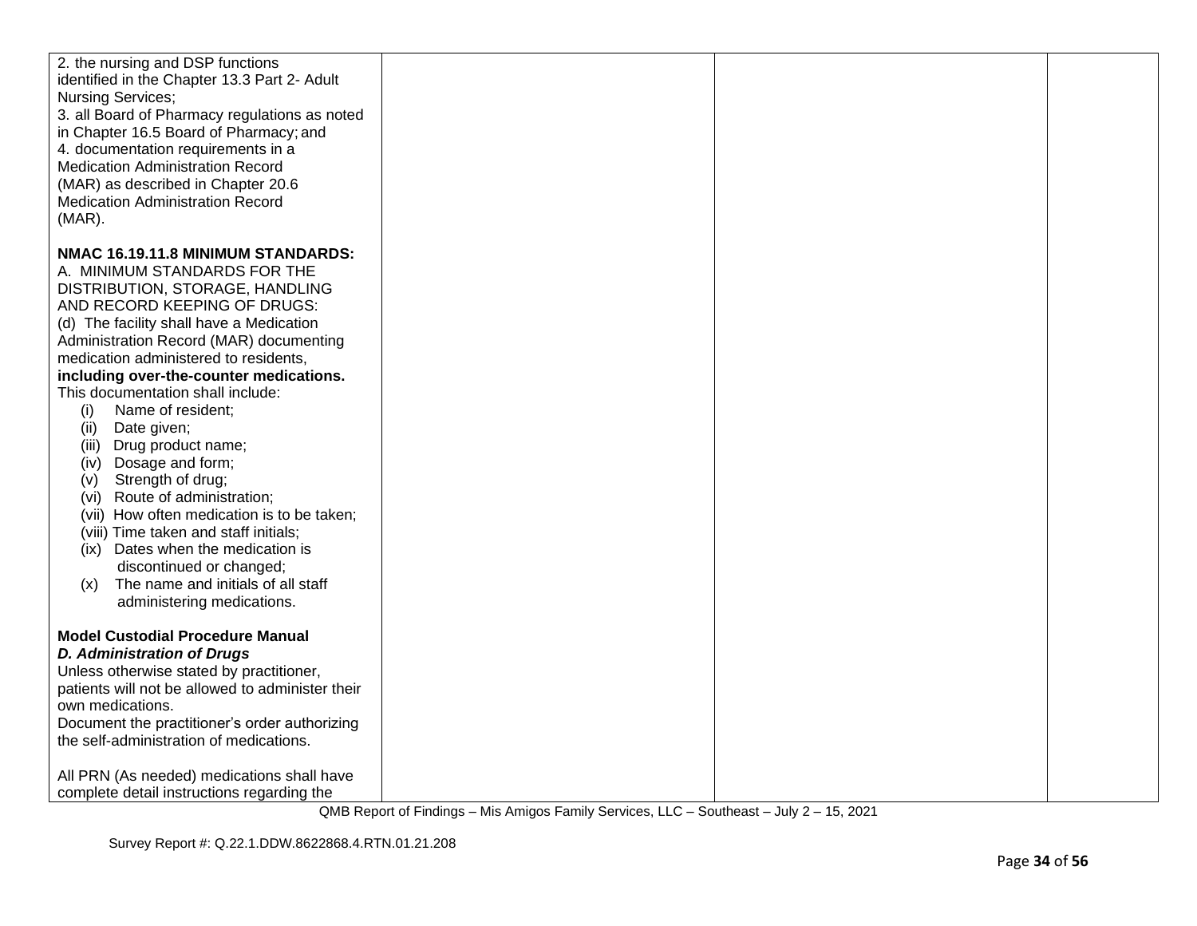| | | | |
|---|---|---|---|
| 2. the nursing and DSP functions identified in the Chapter 13.3 Part 2- Adult Nursing Services;<br>3. all Board of Pharmacy regulations as noted in Chapter 16.5 Board of Pharmacy; and<br>4. documentation requirements in a Medication Administration Record (MAR) as described in Chapter 20.6 Medication Administration Record (MAR).<br><br>**NMAC 16.19.11.8 MINIMUM STANDARDS:**<br>A. MINIMUM STANDARDS FOR THE DISTRIBUTION, STORAGE, HANDLING AND RECORD KEEPING OF DRUGS:<br>(d) The facility shall have a Medication Administration Record (MAR) documenting medication administered to residents, **including over-the-counter medications.** This documentation shall include:<br>(i) Name of resident;<br>(ii) Date given;<br>(iii) Drug product name;<br>(iv) Dosage and form;<br>(v) Strength of drug;<br>(vi) Route of administration;<br>(vii) How often medication is to be taken;<br>(viii) Time taken and staff initials;<br>(ix) Dates when the medication is discontinued or changed;<br>(x) The name and initials of all staff administering medications.<br><br>**Model Custodial Procedure Manual**<br>***D. Administration of Drugs***<br>Unless otherwise stated by practitioner, patients will not be allowed to administer their own medications.<br>Document the practitioner's order authorizing the self-administration of medications.<br><br>All PRN (As needed) medications shall have complete detail instructions regarding the | | | |

QMB Report of Findings – Mis Amigos Family Services, LLC – Southeast – July 2 – 15, 2021

Survey Report #: Q.22.1.DDW.8622868.4.RTN.01.21.208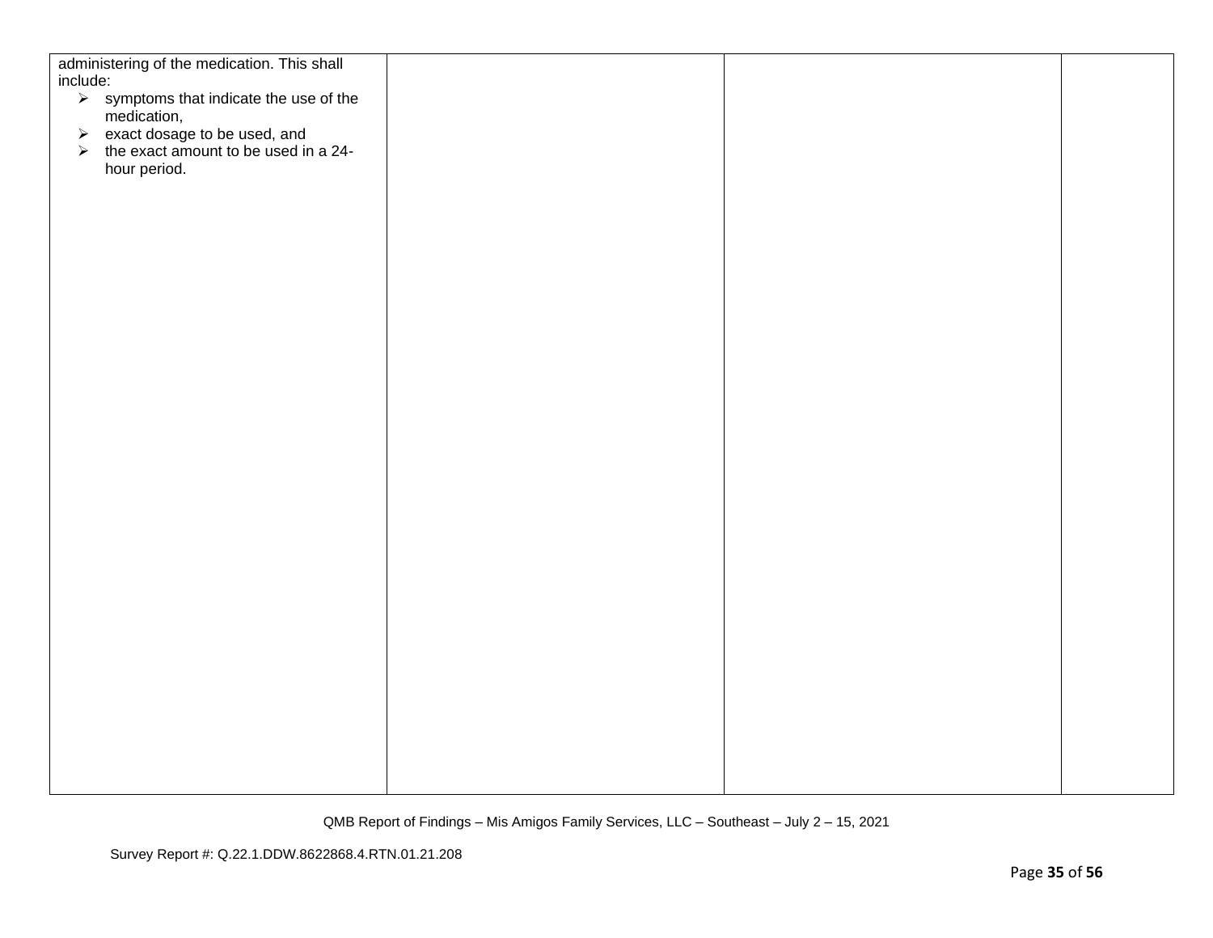| | | | |
|---|---|---|---|
| administering of the medication. This shall include:<br>➢ symptoms that indicate the use of the medication,<br>➢ exact dosage to be used, and<br>➢ the exact amount to be used in a 24-hour period. | | | |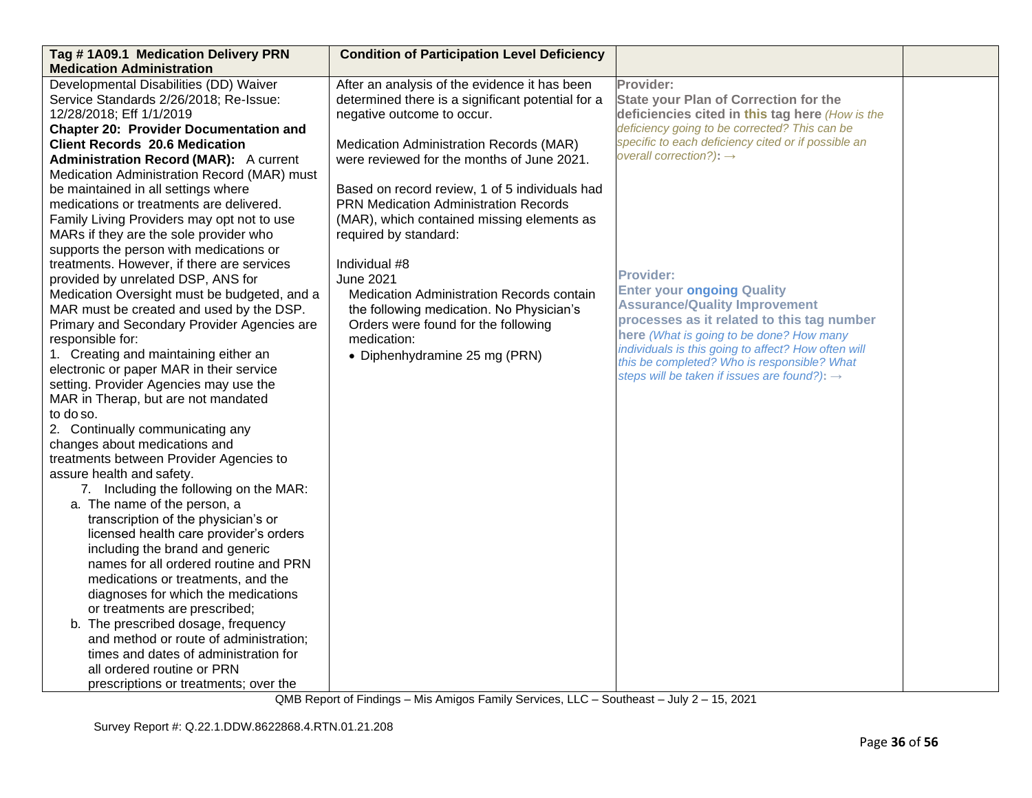| Tag # 1A09.1 Medication Delivery PRN Medication Administration | Condition of Participation Level Deficiency | | |
|---|---|---|---|
| Developmental Disabilities (DD) Waiver Service Standards 2/26/2018; Re-Issue: 12/28/2018; Eff 1/1/2019<br>**Chapter 20: Provider Documentation and Client Records 20.6 Medication Administration Record (MAR):** A current Medication Administration Record (MAR) must be maintained in all settings where medications or treatments are delivered. Family Living Providers may opt not to use MARs if they are the sole provider who supports the person with medications or treatments. However, if there are services provided by unrelated DSP, ANS for Medication Oversight must be budgeted, and a MAR must be created and used by the DSP. Primary and Secondary Provider Agencies are responsible for:<br>1. Creating and maintaining either an electronic or paper MAR in their service setting. Provider Agencies may use the MAR in Therap, but are not mandated to do so.<br>2. Continually communicating any changes about medications and treatments between Provider Agencies to assure health and safety.<br>7. Including the following on the MAR:<br>a. The name of the person, a transcription of the physician's or licensed health care provider's orders including the brand and generic names for all ordered routine and PRN medications or treatments, and the diagnoses for which the medications or treatments are prescribed;<br>b. The prescribed dosage, frequency and method or route of administration; times and dates of administration for all ordered routine or PRN prescriptions or treatments; over the | After an analysis of the evidence it has been determined there is a significant potential for a negative outcome to occur.<br><br>Medication Administration Records (MAR) were reviewed for the months of June 2021.<br><br>Based on record review, 1 of 5 individuals had PRN Medication Administration Records (MAR), which contained missing elements as required by standard:<br><br>Individual #8<br>June 2021<br>Medication Administration Records contain the following medication. No Physician's Orders were found for the following medication:<br>• Diphenhydramine 25 mg (PRN) | **Provider:**<br>**State your Plan of Correction for the deficiencies cited in this tag here** *(How is the deficiency going to be corrected? This can be specific to each deficiency cited or if possible an overall correction?)*: →<br><br><br><br>**Provider:**<br>**Enter your ongoing Quality Assurance/Quality Improvement processes as it related to this tag number here** *(What is going to be done? How many individuals is this going to affect? How often will this be completed? Who is responsible? What steps will be taken if issues are found?)*: → | |

QMB Report of Findings – Mis Amigos Family Services, LLC – Southeast – July 2 – 15, 2021

Survey Report #: Q.22.1.DDW.8622868.4.RTN.01.21.208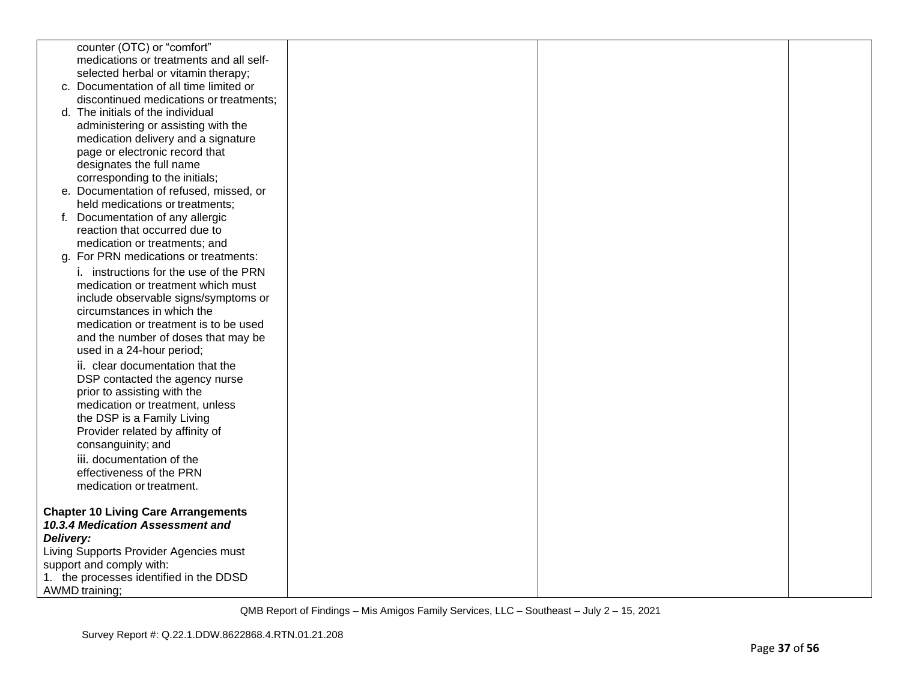| | | | |
|---|---|---|---|
| counter (OTC) or "comfort" medications or treatments and all self-selected herbal or vitamin therapy;<br>c. Documentation of all time limited or discontinued medications or treatments;<br>d. The initials of the individual administering or assisting with the medication delivery and a signature page or electronic record that designates the full name corresponding to the initials;<br>e. Documentation of refused, missed, or held medications or treatments;<br>f. Documentation of any allergic reaction that occurred due to medication or treatments; and<br>g. For PRN medications or treatments:<br>i. instructions for the use of the PRN medication or treatment which must include observable signs/symptoms or circumstances in which the medication or treatment is to be used and the number of doses that may be used in a 24-hour period;<br>ii. clear documentation that the DSP contacted the agency nurse prior to assisting with the medication or treatment, unless the DSP is a Family Living Provider related by affinity of consanguinity; and<br>iii. documentation of the effectiveness of the PRN medication or treatment.<br><br>**Chapter 10 Living Care Arrangements**<br>***10.3.4 Medication Assessment and Delivery:***<br>Living Supports Provider Agencies must support and comply with:<br>1. the processes identified in the DDSD AWMD training; | | | |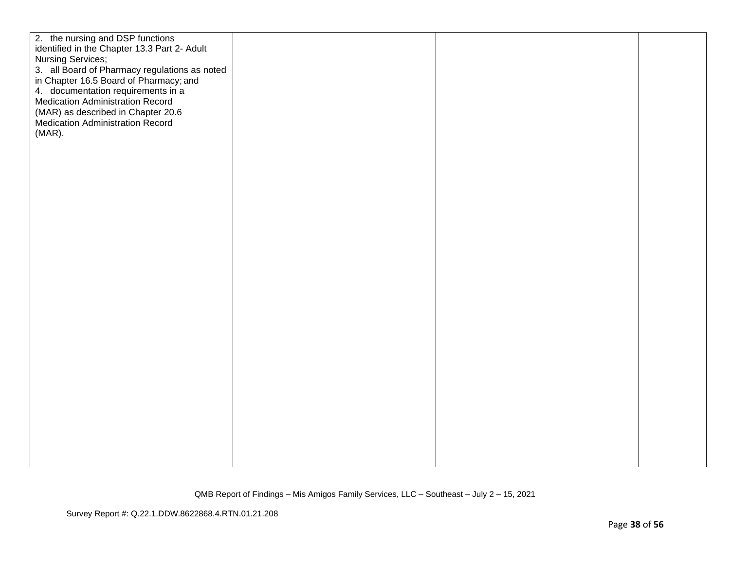| | | | |
|---|---|---|---|
| 2. the nursing and DSP functions identified in the Chapter 13.3 Part 2- Adult Nursing Services;<br>3. all Board of Pharmacy regulations as noted in Chapter 16.5 Board of Pharmacy; and<br>4. documentation requirements in a Medication Administration Record (MAR) as described in Chapter 20.6 Medication Administration Record (MAR). | | | |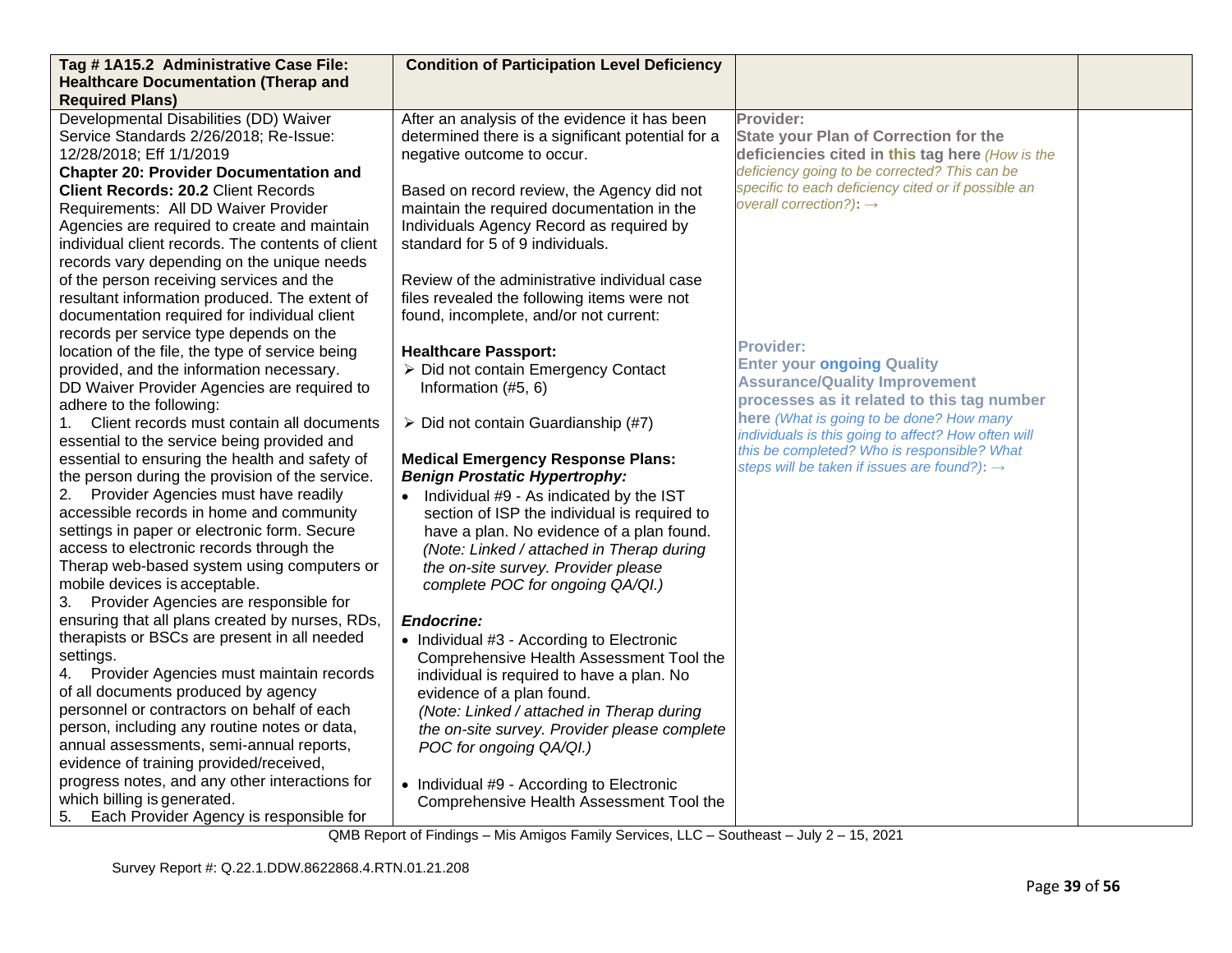| **Tag # 1A15.2 Administrative Case File: Healthcare Documentation (Therap and Required Plans)** | **Condition of Participation Level Deficiency** | | |
|---|---|---|---|
| Developmental Disabilities (DD) Waiver Service Standards 2/26/2018; Re-Issue: 12/28/2018; Eff 1/1/2019<br>**Chapter 20: Provider Documentation and Client Records: 20.2** Client Records Requirements: All DD Waiver Provider Agencies are required to create and maintain individual client records. The contents of client records vary depending on the unique needs of the person receiving services and the resultant information produced. The extent of documentation required for individual client records per service type depends on the location of the file, the type of service being provided, and the information necessary.<br>DD Waiver Provider Agencies are required to adhere to the following:<br>1. Client records must contain all documents essential to the service being provided and essential to ensuring the health and safety of the person during the provision of the service.<br>2. Provider Agencies must have readily accessible records in home and community settings in paper or electronic form. Secure access to electronic records through the Therap web-based system using computers or mobile devices is acceptable.<br>3. Provider Agencies are responsible for ensuring that all plans created by nurses, RDs, therapists or BSCs are present in all needed settings.<br>4. Provider Agencies must maintain records of all documents produced by agency personnel or contractors on behalf of each person, including any routine notes or data, annual assessments, semi-annual reports, evidence of training provided/received, progress notes, and any other interactions for which billing is generated.<br>5. Each Provider Agency is responsible for | After an analysis of the evidence it has been determined there is a significant potential for a negative outcome to occur.<br><br>Based on record review, the Agency did not maintain the required documentation in the Individuals Agency Record as required by standard for 5 of 9 individuals.<br><br>Review of the administrative individual case files revealed the following items were not found, incomplete, and/or not current:<br><br>**Healthcare Passport:**<br>➢ Did not contain Emergency Contact Information (#5, 6)<br><br>➢ Did not contain Guardianship (#7)<br><br>**Medical Emergency Response Plans:**<br>***Benign Prostatic Hypertrophy:***<br>• Individual #9 - As indicated by the IST section of ISP the individual is required to have a plan. No evidence of a plan found. *(Note: Linked / attached in Therap during the on-site survey. Provider please complete POC for ongoing QA/QI.)*<br><br>***Endocrine:***<br>• Individual #3 - According to Electronic Comprehensive Health Assessment Tool the individual is required to have a plan. No evidence of a plan found. *(Note: Linked / attached in Therap during the on-site survey. Provider please complete POC for ongoing QA/QI.)*<br><br>• Individual #9 - According to Electronic Comprehensive Health Assessment Tool the | **Provider:**<br>**State your Plan of Correction for the deficiencies cited in this tag here** *(How is the deficiency going to be corrected? This can be specific to each deficiency cited or if possible an overall correction?)*: →<br><br>**Provider:**<br>**Enter your ongoing Quality Assurance/Quality Improvement processes as it related to this tag number here** *(What is going to be done? How many individuals is this going to affect? How often will this be completed? Who is responsible? What steps will be taken if issues are found?)*: → | |

QMB Report of Findings – Mis Amigos Family Services, LLC – Southeast – July 2 – 15, 2021

Survey Report #: Q.22.1.DDW.8622868.4.RTN.01.21.208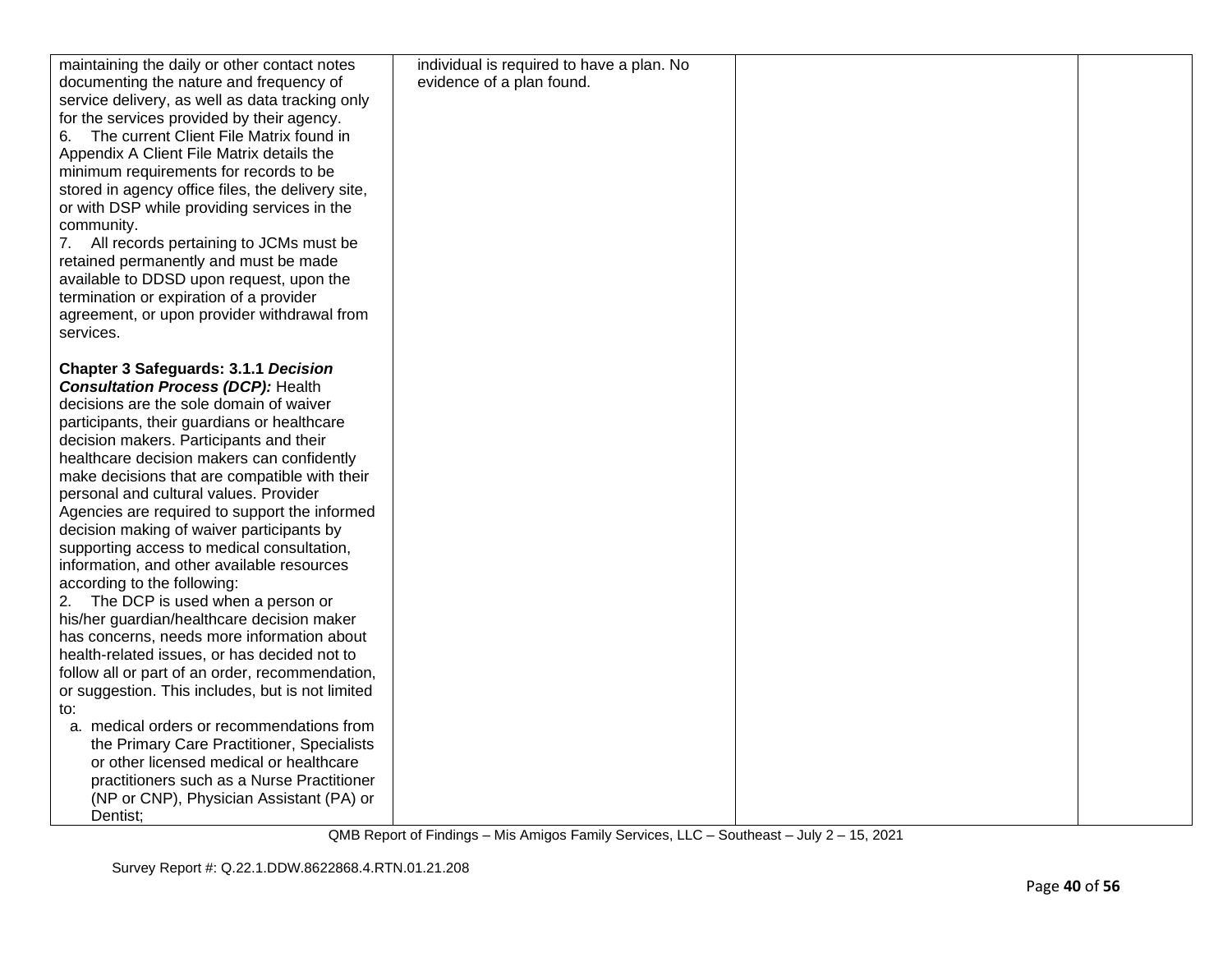| | | | |
|---|---|---|---|
| maintaining the daily or other contact notes documenting the nature and frequency of service delivery, as well as data tracking only for the services provided by their agency.<br>6. The current Client File Matrix found in Appendix A Client File Matrix details the minimum requirements for records to be stored in agency office files, the delivery site, or with DSP while providing services in the community.<br>7. All records pertaining to JCMs must be retained permanently and must be made available to DDSD upon request, upon the termination or expiration of a provider agreement, or upon provider withdrawal from services.<br><br>**Chapter 3 Safeguards: 3.1.1 *Decision Consultation Process (DCP):*** Health decisions are the sole domain of waiver participants, their guardians or healthcare decision makers. Participants and their healthcare decision makers can confidently make decisions that are compatible with their personal and cultural values. Provider Agencies are required to support the informed decision making of waiver participants by supporting access to medical consultation, information, and other available resources according to the following:<br>2. The DCP is used when a person or his/her guardian/healthcare decision maker has concerns, needs more information about health-related issues, or has decided not to follow all or part of an order, recommendation, or suggestion. This includes, but is not limited to:<br>a. medical orders or recommendations from the Primary Care Practitioner, Specialists or other licensed medical or healthcare practitioners such as a Nurse Practitioner (NP or CNP), Physician Assistant (PA) or Dentist; | individual is required to have a plan. No evidence of a plan found. | | |

QMB Report of Findings – Mis Amigos Family Services, LLC – Southeast – July 2 – 15, 2021

Survey Report #: Q.22.1.DDW.8622868.4.RTN.01.21.208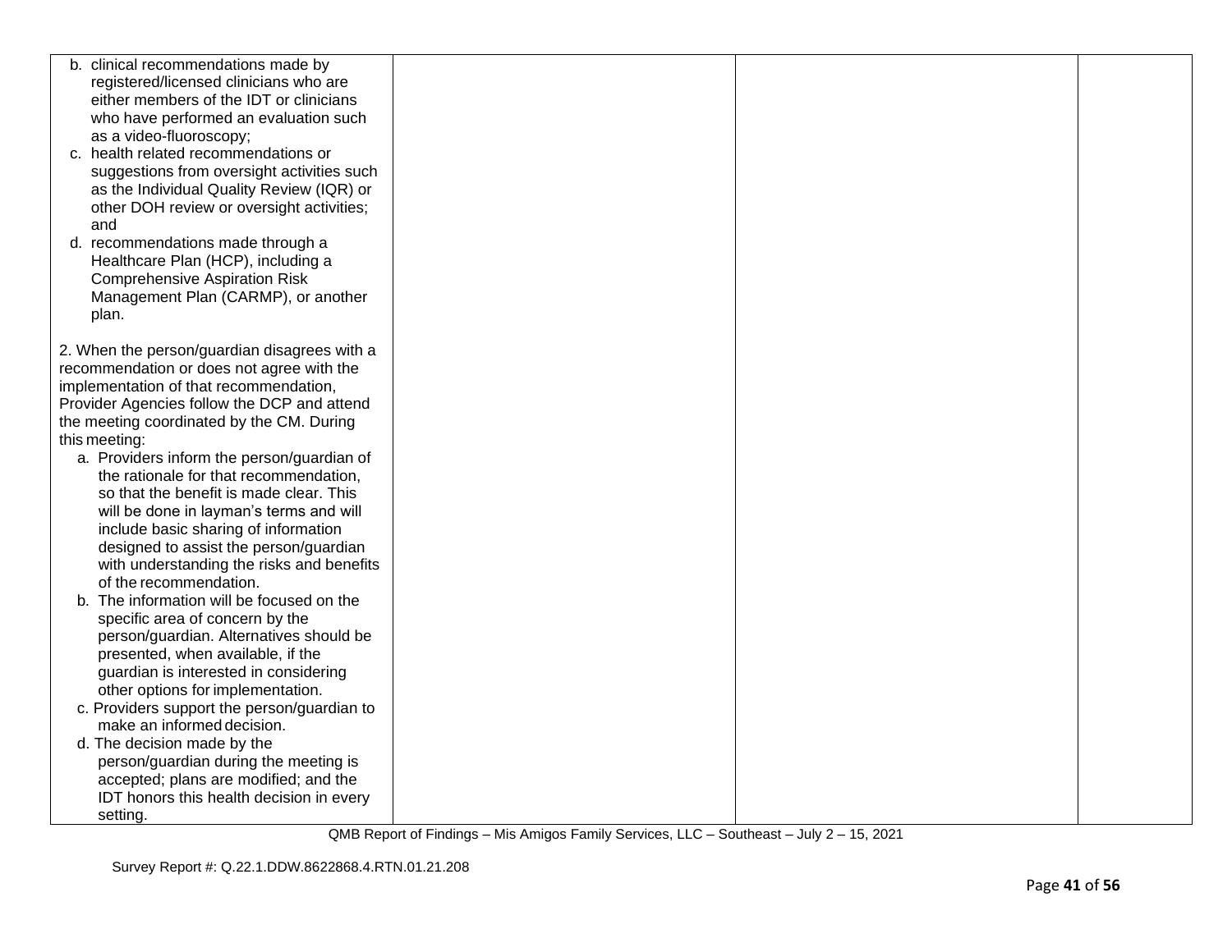| | | | |
|---|---|---|---|
| b. clinical recommendations made by registered/licensed clinicians who are either members of the IDT or clinicians who have performed an evaluation such as a video-fluoroscopy;<br>c. health related recommendations or suggestions from oversight activities such as the Individual Quality Review (IQR) or other DOH review or oversight activities; and<br>d. recommendations made through a Healthcare Plan (HCP), including a Comprehensive Aspiration Risk Management Plan (CARMP), or another plan.<br><br>2. When the person/guardian disagrees with a recommendation or does not agree with the implementation of that recommendation, Provider Agencies follow the DCP and attend the meeting coordinated by the CM. During this meeting:<br>a. Providers inform the person/guardian of the rationale for that recommendation, so that the benefit is made clear. This will be done in layman's terms and will include basic sharing of information designed to assist the person/guardian with understanding the risks and benefits of the recommendation.<br>b. The information will be focused on the specific area of concern by the person/guardian. Alternatives should be presented, when available, if the guardian is interested in considering other options for implementation.<br>c. Providers support the person/guardian to make an informed decision.<br>d. The decision made by the person/guardian during the meeting is accepted; plans are modified; and the IDT honors this health decision in every setting. | | | |

QMB Report of Findings – Mis Amigos Family Services, LLC – Southeast – July 2 – 15, 2021

Survey Report #: Q.22.1.DDW.8622868.4.RTN.01.21.208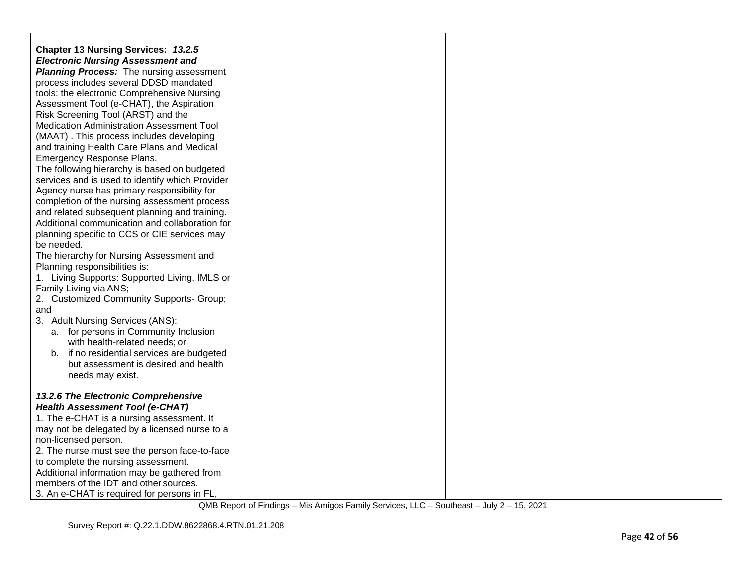| | | | |
|---|---|---|---|
| **Chapter 13 Nursing Services:** ***13.2.5 Electronic Nursing Assessment and Planning Process:*** The nursing assessment process includes several DDSD mandated tools: the electronic Comprehensive Nursing Assessment Tool (e-CHAT), the Aspiration Risk Screening Tool (ARST) and the Medication Administration Assessment Tool (MAAT) . This process includes developing and training Health Care Plans and Medical Emergency Response Plans.<br>The following hierarchy is based on budgeted services and is used to identify which Provider Agency nurse has primary responsibility for completion of the nursing assessment process and related subsequent planning and training. Additional communication and collaboration for planning specific to CCS or CIE services may be needed.<br>The hierarchy for Nursing Assessment and Planning responsibilities is:<br>1. Living Supports: Supported Living, IMLS or Family Living via ANS;<br>2. Customized Community Supports- Group; and<br>3. Adult Nursing Services (ANS):<br>a. for persons in Community Inclusion with health-related needs; or<br>b. if no residential services are budgeted but assessment is desired and health needs may exist.<br><br>***13.2.6 The Electronic Comprehensive Health Assessment Tool (e-CHAT)***<br>1. The e-CHAT is a nursing assessment. It may not be delegated by a licensed nurse to a non-licensed person.<br>2. The nurse must see the person face-to-face to complete the nursing assessment. Additional information may be gathered from members of the IDT and other sources.<br>3. An e-CHAT is required for persons in FL, | | | |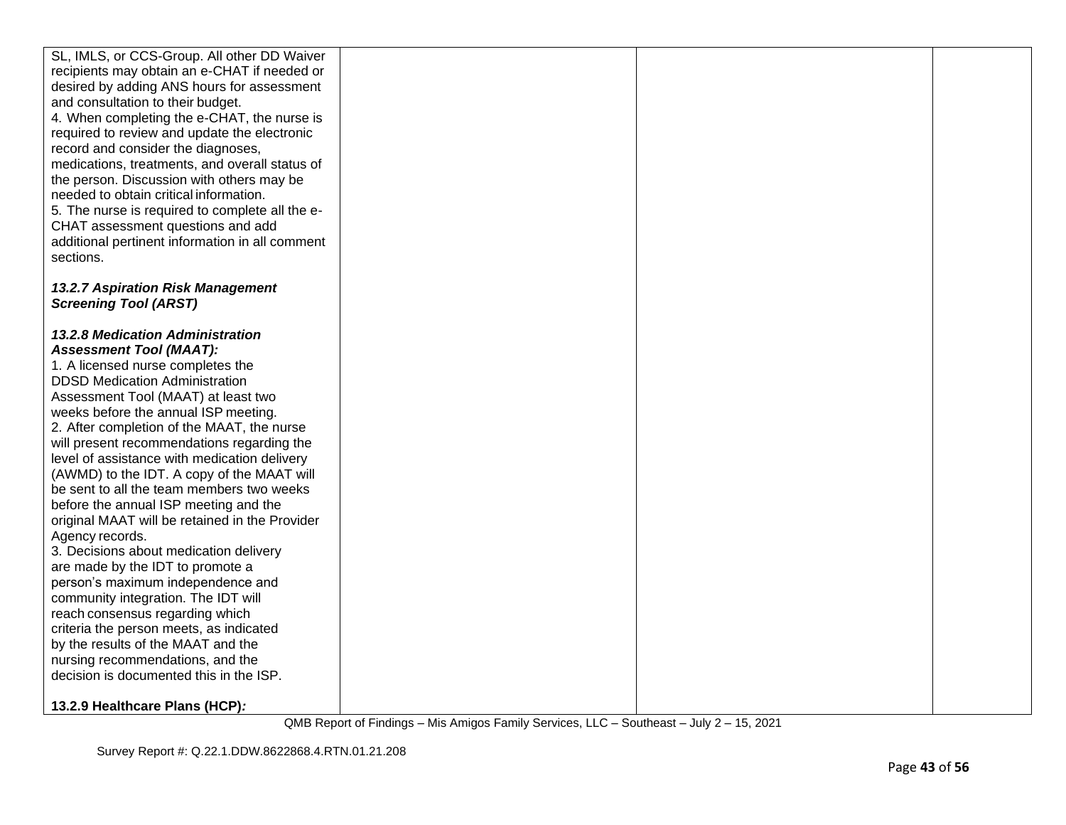| | | | |
|---|---|---|---|
| SL, IMLS, or CCS-Group. All other DD Waiver recipients may obtain an e-CHAT if needed or desired by adding ANS hours for assessment and consultation to their budget.<br>4. When completing the e-CHAT, the nurse is required to review and update the electronic record and consider the diagnoses, medications, treatments, and overall status of the person. Discussion with others may be needed to obtain critical information.<br>5. The nurse is required to complete all the e-CHAT assessment questions and add additional pertinent information in all comment sections.<br><br>***13.2.7 Aspiration Risk Management Screening Tool (ARST)***<br><br>***13.2.8 Medication Administration Assessment Tool (MAAT):***<br>1. A licensed nurse completes the DDSD Medication Administration Assessment Tool (MAAT) at least two weeks before the annual ISP meeting.<br>2. After completion of the MAAT, the nurse will present recommendations regarding the level of assistance with medication delivery (AWMD) to the IDT. A copy of the MAAT will be sent to all the team members two weeks before the annual ISP meeting and the original MAAT will be retained in the Provider Agency records.<br>3. Decisions about medication delivery are made by the IDT to promote a person's maximum independence and community integration. The IDT will reach consensus regarding which criteria the person meets, as indicated by the results of the MAAT and the nursing recommendations, and the decision is documented this in the ISP.<br><br>**13.2.9 Healthcare Plans (HCP)*:*** | | | |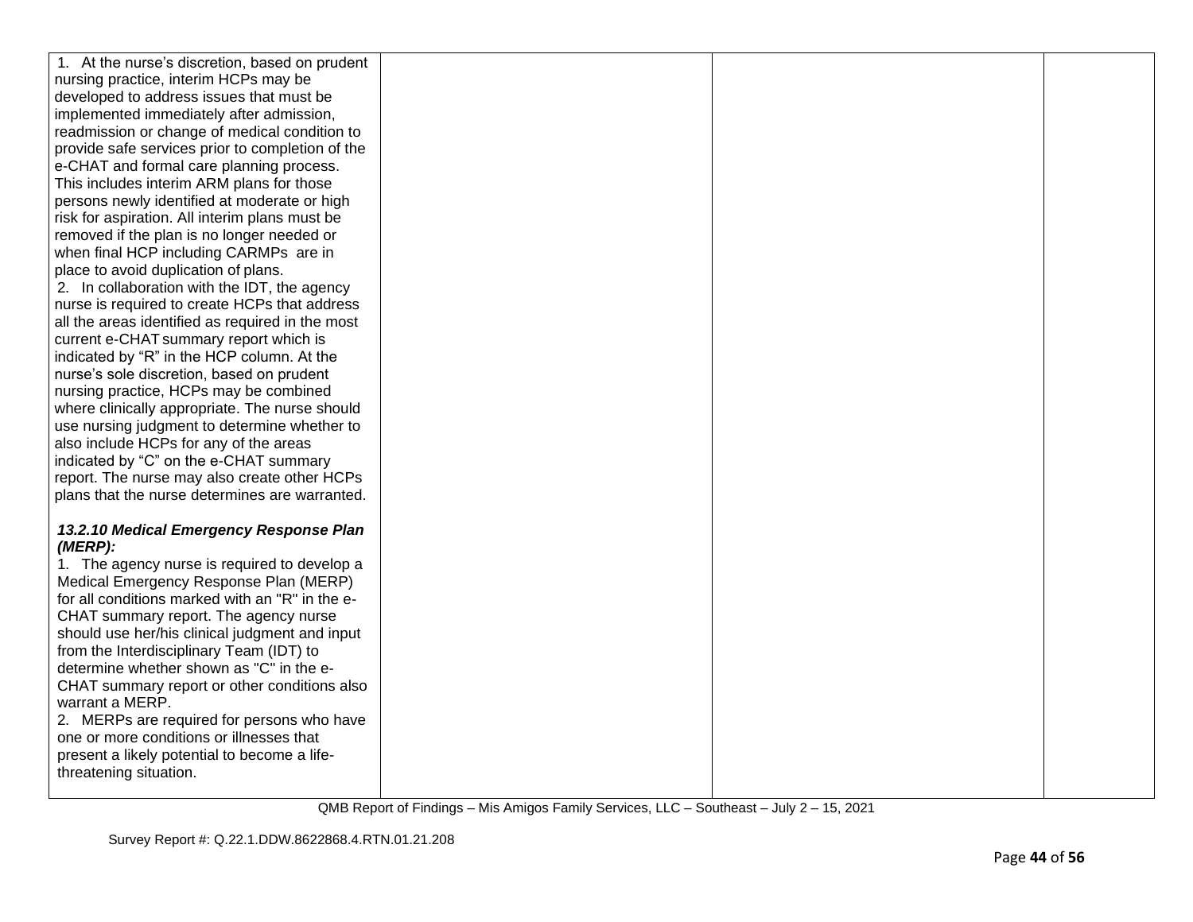| | | | |
|---|---|---|---|
| 1. At the nurse's discretion, based on prudent nursing practice, interim HCPs may be developed to address issues that must be implemented immediately after admission, readmission or change of medical condition to provide safe services prior to completion of the e-CHAT and formal care planning process. This includes interim ARM plans for those persons newly identified at moderate or high risk for aspiration. All interim plans must be removed if the plan is no longer needed or when final HCP including CARMPs are in place to avoid duplication of plans.<br>2. In collaboration with the IDT, the agency nurse is required to create HCPs that address all the areas identified as required in the most current e-CHAT summary report which is indicated by "R" in the HCP column. At the nurse's sole discretion, based on prudent nursing practice, HCPs may be combined where clinically appropriate. The nurse should use nursing judgment to determine whether to also include HCPs for any of the areas indicated by "C" on the e-CHAT summary report. The nurse may also create other HCPs plans that the nurse determines are warranted.<br><br>***13.2.10 Medical Emergency Response Plan (MERP):***<br>1. The agency nurse is required to develop a Medical Emergency Response Plan (MERP) for all conditions marked with an "R" in the e-CHAT summary report. The agency nurse should use her/his clinical judgment and input from the Interdisciplinary Team (IDT) to determine whether shown as "C" in the e-CHAT summary report or other conditions also warrant a MERP.<br>2. MERPs are required for persons who have one or more conditions or illnesses that present a likely potential to become a life-threatening situation. | | | |

QMB Report of Findings – Mis Amigos Family Services, LLC – Southeast – July 2 – 15, 2021

Survey Report #: Q.22.1.DDW.8622868.4.RTN.01.21.208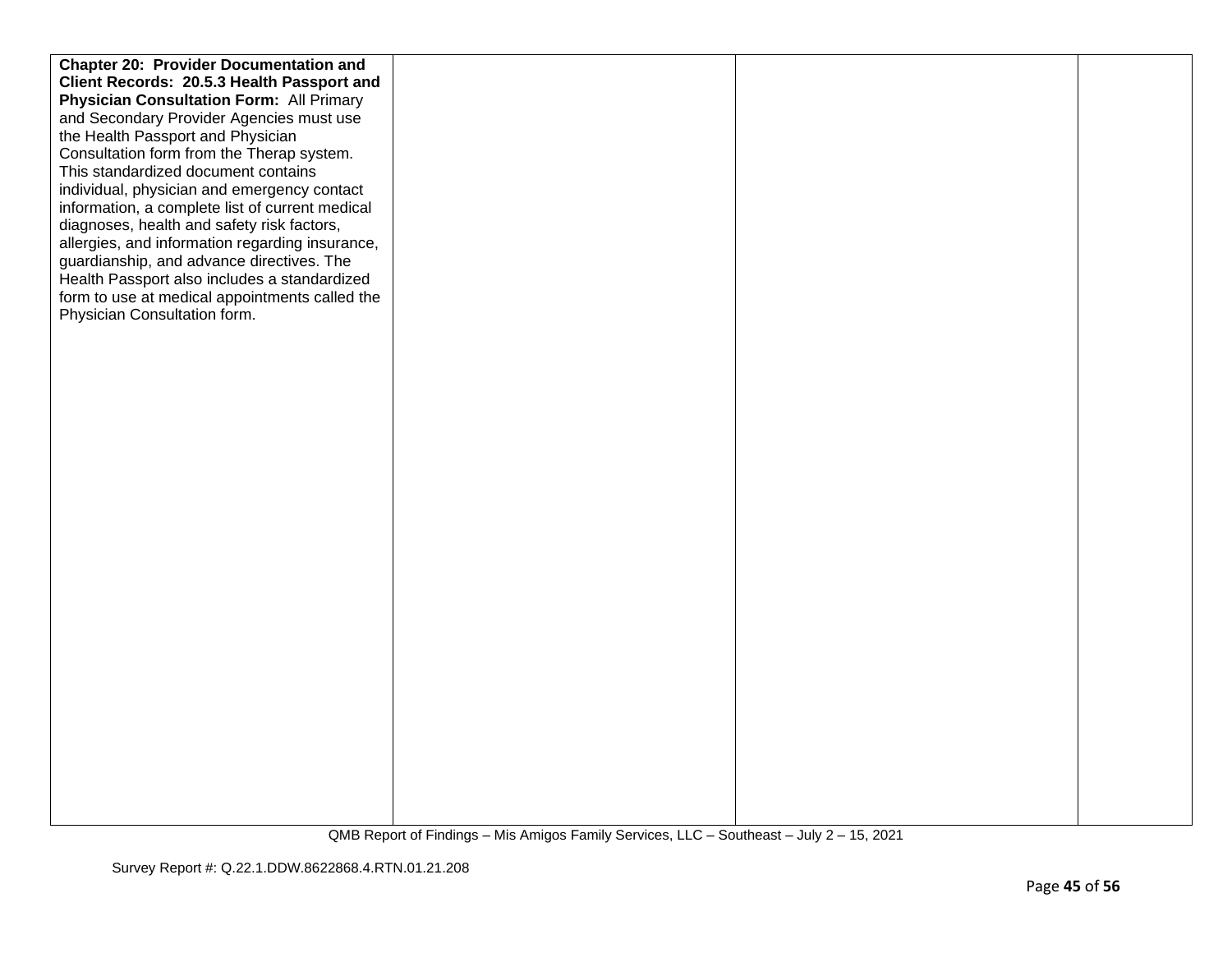| | | | |
|---|---|---|---|
| **Chapter 20: Provider Documentation and Client Records: 20.5.3 Health Passport and Physician Consultation Form:** All Primary and Secondary Provider Agencies must use the Health Passport and Physician Consultation form from the Therap system. This standardized document contains individual, physician and emergency contact information, a complete list of current medical diagnoses, health and safety risk factors, allergies, and information regarding insurance, guardianship, and advance directives. The Health Passport also includes a standardized form to use at medical appointments called the Physician Consultation form. | | | |

QMB Report of Findings – Mis Amigos Family Services, LLC – Southeast – July 2 – 15, 2021

Survey Report #: Q.22.1.DDW.8622868.4.RTN.01.21.208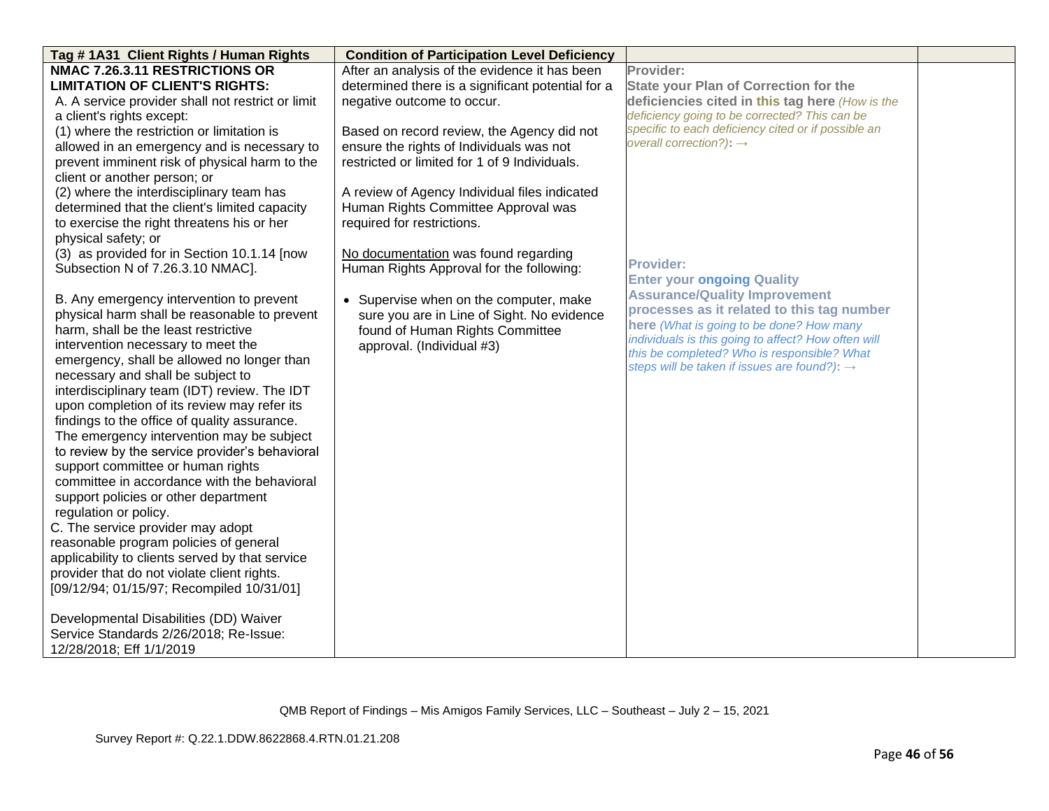| Tag # 1A31 Client Rights / Human Rights | Condition of Participation Level Deficiency | | |
|---|---|---|---|
| **NMAC 7.26.3.11 RESTRICTIONS OR LIMITATION OF CLIENT'S RIGHTS:**<br>A. A service provider shall not restrict or limit a client's rights except:<br>(1) where the restriction or limitation is allowed in an emergency and is necessary to prevent imminent risk of physical harm to the client or another person; or<br>(2) where the interdisciplinary team has determined that the client's limited capacity to exercise the right threatens his or her physical safety; or<br>(3) as provided for in Section 10.1.14 [now Subsection N of 7.26.3.10 NMAC].<br><br>B. Any emergency intervention to prevent physical harm shall be reasonable to prevent harm, shall be the least restrictive intervention necessary to meet the emergency, shall be allowed no longer than necessary and shall be subject to interdisciplinary team (IDT) review. The IDT upon completion of its review may refer its findings to the office of quality assurance. The emergency intervention may be subject to review by the service provider's behavioral support committee or human rights committee in accordance with the behavioral support policies or other department regulation or policy.<br>C. The service provider may adopt reasonable program policies of general applicability to clients served by that service provider that do not violate client rights. [09/12/94; 01/15/97; Recompiled 10/31/01]<br><br>Developmental Disabilities (DD) Waiver Service Standards 2/26/2018; Re-Issue: 12/28/2018; Eff 1/1/2019 | After an analysis of the evidence it has been determined there is a significant potential for a negative outcome to occur.<br><br>Based on record review, the Agency did not ensure the rights of Individuals was not restricted or limited for 1 of 9 Individuals.<br><br>A review of Agency Individual files indicated Human Rights Committee Approval was required for restrictions.<br><br>No documentation was found regarding Human Rights Approval for the following:<br><br>• Supervise when on the computer, make sure you are in Line of Sight. No evidence found of Human Rights Committee approval. (Individual #3) | **Provider:**<br>**State your Plan of Correction for the deficiencies cited in this tag here** *(How is the deficiency going to be corrected? This can be specific to each deficiency cited or if possible an overall correction?)*: →<br><br><br><br><br>**Provider:**<br>**Enter your ongoing Quality Assurance/Quality Improvement processes as it related to this tag number here** *(What is going to be done? How many individuals is this going to affect? How often will this be completed? Who is responsible? What steps will be taken if issues are found?)*: → | |

QMB Report of Findings – Mis Amigos Family Services, LLC – Southeast – July 2 – 15, 2021

Survey Report #: Q.22.1.DDW.8622868.4.RTN.01.21.208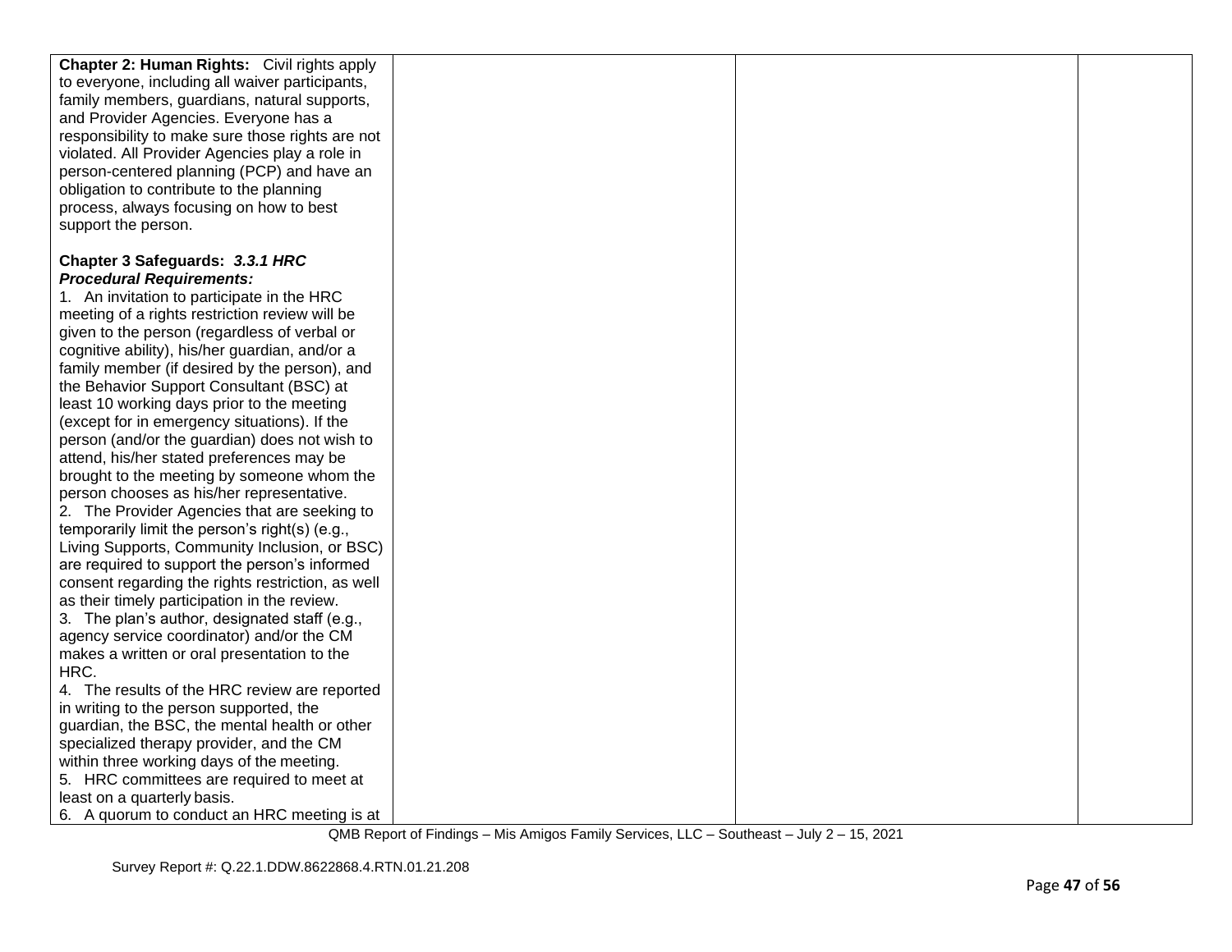| | | | |
|---|---|---|---|
| **Chapter 2: Human Rights:** Civil rights apply to everyone, including all waiver participants, family members, guardians, natural supports, and Provider Agencies. Everyone has a responsibility to make sure those rights are not violated. All Provider Agencies play a role in person-centered planning (PCP) and have an obligation to contribute to the planning process, always focusing on how to best support the person.<br><br>**Chapter 3 Safeguards:** ***3.3.1 HRC Procedural Requirements:***<br>1. An invitation to participate in the HRC meeting of a rights restriction review will be given to the person (regardless of verbal or cognitive ability), his/her guardian, and/or a family member (if desired by the person), and the Behavior Support Consultant (BSC) at least 10 working days prior to the meeting (except for in emergency situations). If the person (and/or the guardian) does not wish to attend, his/her stated preferences may be brought to the meeting by someone whom the person chooses as his/her representative.<br>2. The Provider Agencies that are seeking to temporarily limit the person's right(s) (e.g., Living Supports, Community Inclusion, or BSC) are required to support the person's informed consent regarding the rights restriction, as well as their timely participation in the review.<br>3. The plan's author, designated staff (e.g., agency service coordinator) and/or the CM makes a written or oral presentation to the HRC.<br>4. The results of the HRC review are reported in writing to the person supported, the guardian, the BSC, the mental health or other specialized therapy provider, and the CM within three working days of the meeting.<br>5. HRC committees are required to meet at least on a quarterly basis.<br>6. A quorum to conduct an HRC meeting is at | | | |

QMB Report of Findings – Mis Amigos Family Services, LLC – Southeast – July 2 – 15, 2021

Survey Report #: Q.22.1.DDW.8622868.4.RTN.01.21.208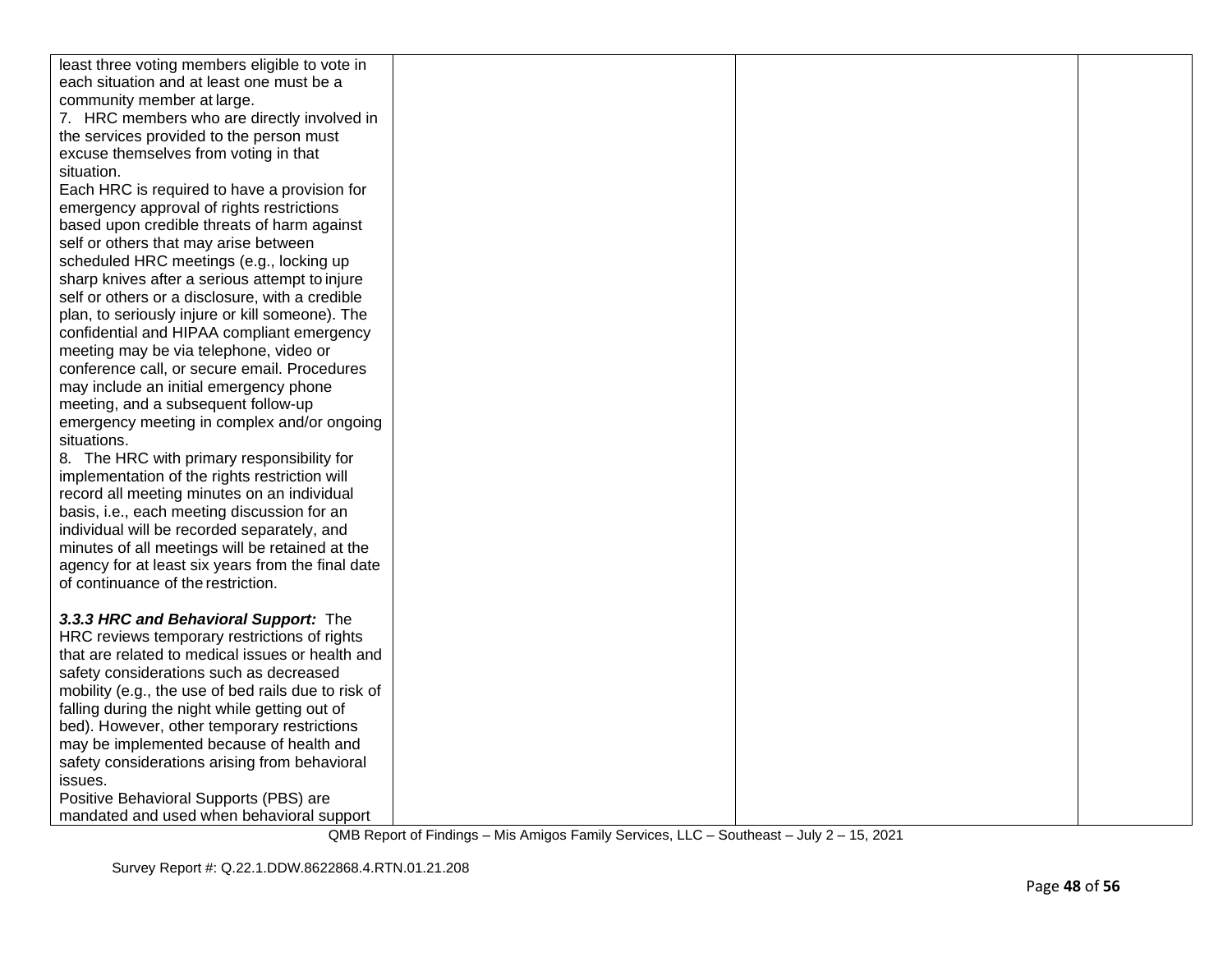| | | | |
|---|---|---|---|
| least three voting members eligible to vote in each situation and at least one must be a community member at large.<br>7. HRC members who are directly involved in the services provided to the person must excuse themselves from voting in that situation.<br>Each HRC is required to have a provision for emergency approval of rights restrictions based upon credible threats of harm against self or others that may arise between scheduled HRC meetings (e.g., locking up sharp knives after a serious attempt to injure self or others or a disclosure, with a credible plan, to seriously injure or kill someone). The confidential and HIPAA compliant emergency meeting may be via telephone, video or conference call, or secure email. Procedures may include an initial emergency phone meeting, and a subsequent follow-up emergency meeting in complex and/or ongoing situations.<br>8. The HRC with primary responsibility for implementation of the rights restriction will record all meeting minutes on an individual basis, i.e., each meeting discussion for an individual will be recorded separately, and minutes of all meetings will be retained at the agency for at least six years from the final date of continuance of the restriction.<br><br>***3.3.3 HRC and Behavioral Support:*** The HRC reviews temporary restrictions of rights that are related to medical issues or health and safety considerations such as decreased mobility (e.g., the use of bed rails due to risk of falling during the night while getting out of bed). However, other temporary restrictions may be implemented because of health and safety considerations arising from behavioral issues.<br>Positive Behavioral Supports (PBS) are mandated and used when behavioral support | | | |

QMB Report of Findings – Mis Amigos Family Services, LLC – Southeast – July 2 – 15, 2021

Survey Report #: Q.22.1.DDW.8622868.4.RTN.01.21.208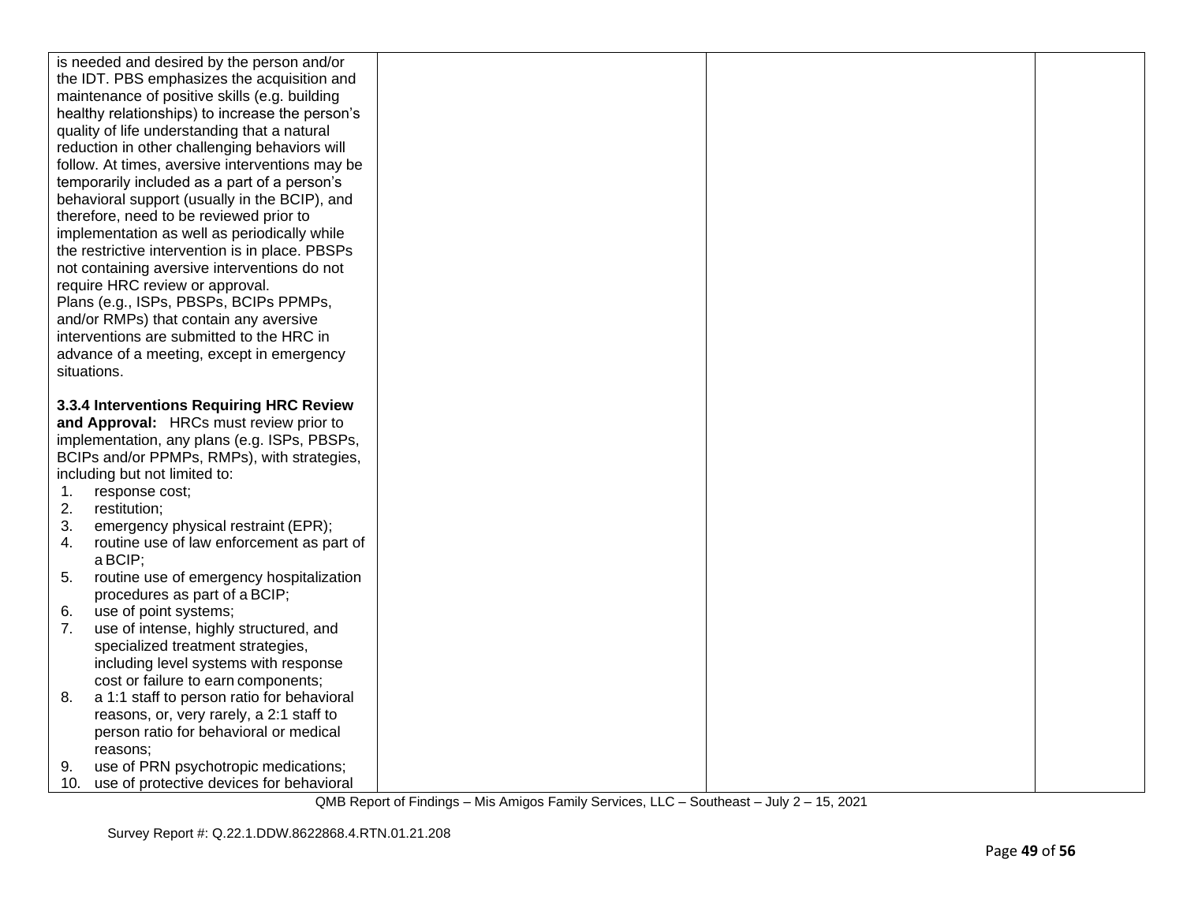| | | | |
|---|---|---|---|
| is needed and desired by the person and/or the IDT. PBS emphasizes the acquisition and maintenance of positive skills (e.g. building healthy relationships) to increase the person's quality of life understanding that a natural reduction in other challenging behaviors will follow. At times, aversive interventions may be temporarily included as a part of a person's behavioral support (usually in the BCIP), and therefore, need to be reviewed prior to implementation as well as periodically while the restrictive intervention is in place. PBSPs not containing aversive interventions do not require HRC review or approval.<br>Plans (e.g., ISPs, PBSPs, BCIPs PPMPs, and/or RMPs) that contain any aversive interventions are submitted to the HRC in advance of a meeting, except in emergency situations.<br><br>**3.3.4 Interventions Requiring HRC Review and Approval:** HRCs must review prior to implementation, any plans (e.g. ISPs, PBSPs, BCIPs and/or PPMPs, RMPs), with strategies, including but not limited to:<br>1. response cost;<br>2. restitution;<br>3. emergency physical restraint (EPR);<br>4. routine use of law enforcement as part of a BCIP;<br>5. routine use of emergency hospitalization procedures as part of a BCIP;<br>6. use of point systems;<br>7. use of intense, highly structured, and specialized treatment strategies, including level systems with response cost or failure to earn components;<br>8. a 1:1 staff to person ratio for behavioral reasons, or, very rarely, a 2:1 staff to person ratio for behavioral or medical reasons;<br>9. use of PRN psychotropic medications;<br>10. use of protective devices for behavioral | | | |

QMB Report of Findings – Mis Amigos Family Services, LLC – Southeast – July 2 – 15, 2021

Survey Report #: Q.22.1.DDW.8622868.4.RTN.01.21.208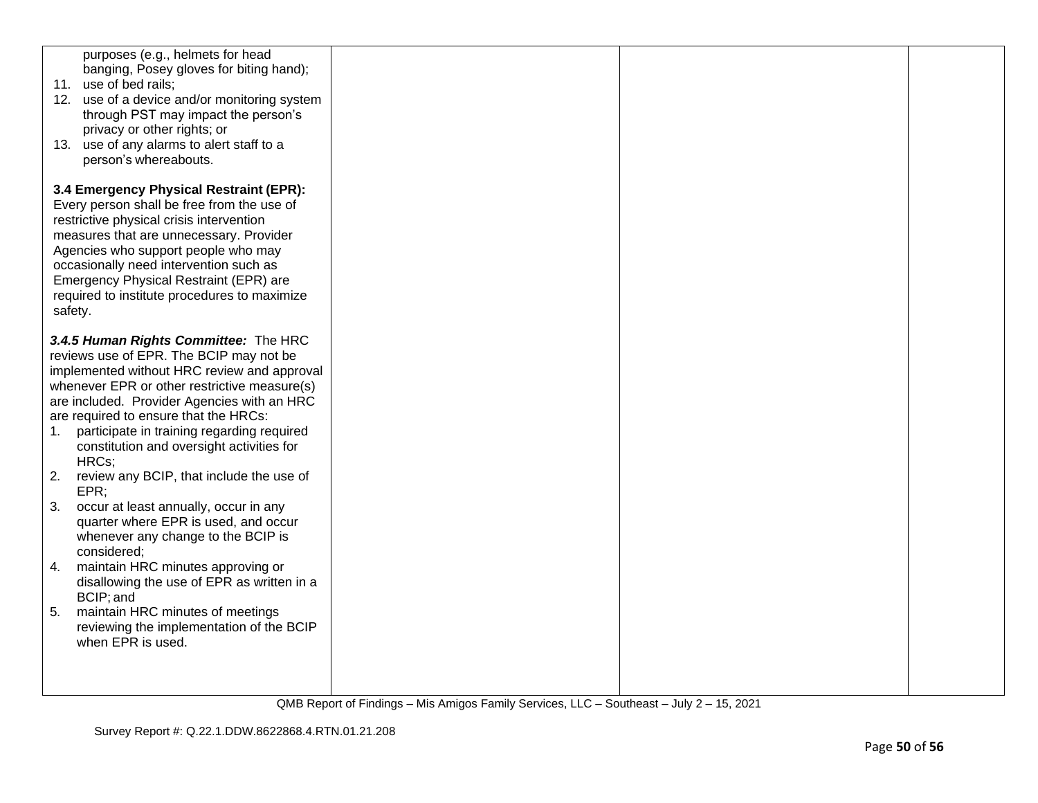| | | | |
|---|---|---|---|
| purposes (e.g., helmets for head banging, Posey gloves for biting hand);<br>11. use of bed rails;<br>12. use of a device and/or monitoring system through PST may impact the person's privacy or other rights; or<br>13. use of any alarms to alert staff to a person's whereabouts.<br><br>**3.4 Emergency Physical Restraint (EPR):** Every person shall be free from the use of restrictive physical crisis intervention measures that are unnecessary. Provider Agencies who support people who may occasionally need intervention such as Emergency Physical Restraint (EPR) are required to institute procedures to maximize safety.<br><br>***3.4.5 Human Rights Committee:*** The HRC reviews use of EPR. The BCIP may not be implemented without HRC review and approval whenever EPR or other restrictive measure(s) are included. Provider Agencies with an HRC are required to ensure that the HRCs:<br>1. participate in training regarding required constitution and oversight activities for HRCs;<br>2. review any BCIP, that include the use of EPR;<br>3. occur at least annually, occur in any quarter where EPR is used, and occur whenever any change to the BCIP is considered;<br>4. maintain HRC minutes approving or disallowing the use of EPR as written in a BCIP; and<br>5. maintain HRC minutes of meetings reviewing the implementation of the BCIP when EPR is used. | | | |

QMB Report of Findings – Mis Amigos Family Services, LLC – Southeast – July 2 – 15, 2021

Survey Report #: Q.22.1.DDW.8622868.4.RTN.01.21.208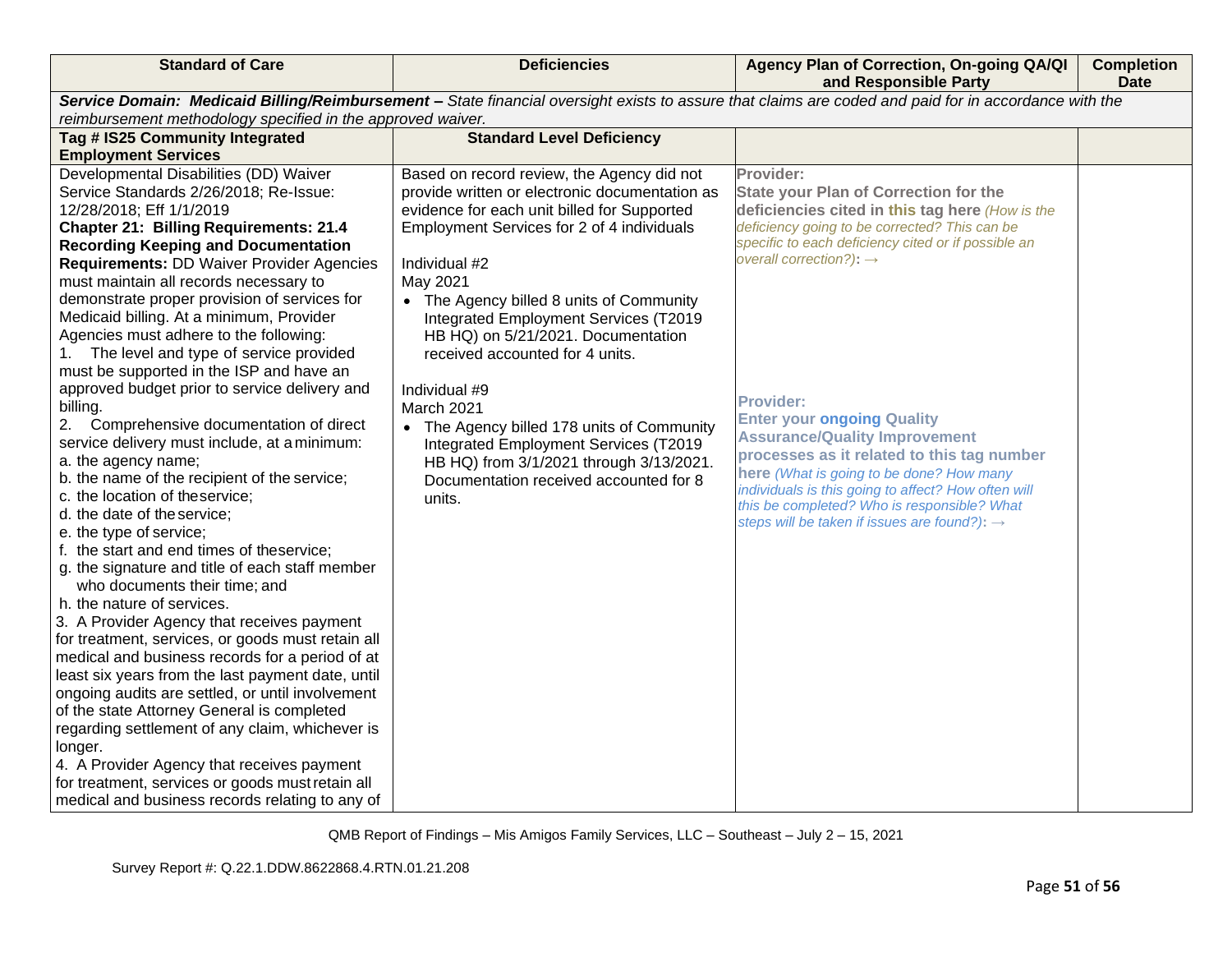| Standard of Care | Deficiencies | Agency Plan of Correction, On-going QA/QI and Responsible Party | Completion Date |
|---|---|---|---|
| ***Service Domain: Medicaid Billing/Reimbursement –*** *State financial oversight exists to assure that claims are coded and paid for in accordance with the reimbursement methodology specified in the approved waiver.* | | | |
| **Tag # IS25 Community Integrated Employment Services** | **Standard Level Deficiency** | | |
| Developmental Disabilities (DD) Waiver Service Standards 2/26/2018; Re-Issue: 12/28/2018; Eff 1/1/2019<br>**Chapter 21: Billing Requirements: 21.4 Recording Keeping and Documentation Requirements:** DD Waiver Provider Agencies must maintain all records necessary to demonstrate proper provision of services for Medicaid billing. At a minimum, Provider Agencies must adhere to the following:<br>1. The level and type of service provided must be supported in the ISP and have an approved budget prior to service delivery and billing.<br>2. Comprehensive documentation of direct service delivery must include, at a minimum:<br>a. the agency name;<br>b. the name of the recipient of the service;<br>c. the location of the service;<br>d. the date of the service;<br>e. the type of service;<br>f. the start and end times of the service;<br>g. the signature and title of each staff member who documents their time; and<br>h. the nature of services.<br>3. A Provider Agency that receives payment for treatment, services, or goods must retain all medical and business records for a period of at least six years from the last payment date, until ongoing audits are settled, or until involvement of the state Attorney General is completed regarding settlement of any claim, whichever is longer.<br>4. A Provider Agency that receives payment for treatment, services or goods must retain all medical and business records relating to any of | Based on record review, the Agency did not provide written or electronic documentation as evidence for each unit billed for Supported Employment Services for 2 of 4 individuals<br><br>Individual #2<br>May 2021<br>• The Agency billed 8 units of Community Integrated Employment Services (T2019 HB HQ) on 5/21/2021. Documentation received accounted for 4 units.<br><br>Individual #9<br>March 2021<br>• The Agency billed 178 units of Community Integrated Employment Services (T2019 HB HQ) from 3/1/2021 through 3/13/2021. Documentation received accounted for 8 units. | **Provider:**<br>**State your Plan of Correction for the deficiencies cited in this tag here** *(How is the deficiency going to be corrected? This can be specific to each deficiency cited or if possible an overall correction?)***:** →<br><br>**Provider:**<br>**Enter your ongoing Quality Assurance/Quality Improvement processes as it related to this tag number here** *(What is going to be done? How many individuals is this going to affect? How often will this be completed? Who is responsible? What steps will be taken if issues are found?)***:** → | |

QMB Report of Findings – Mis Amigos Family Services, LLC – Southeast – July 2 – 15, 2021

Survey Report #: Q.22.1.DDW.8622868.4.RTN.01.21.208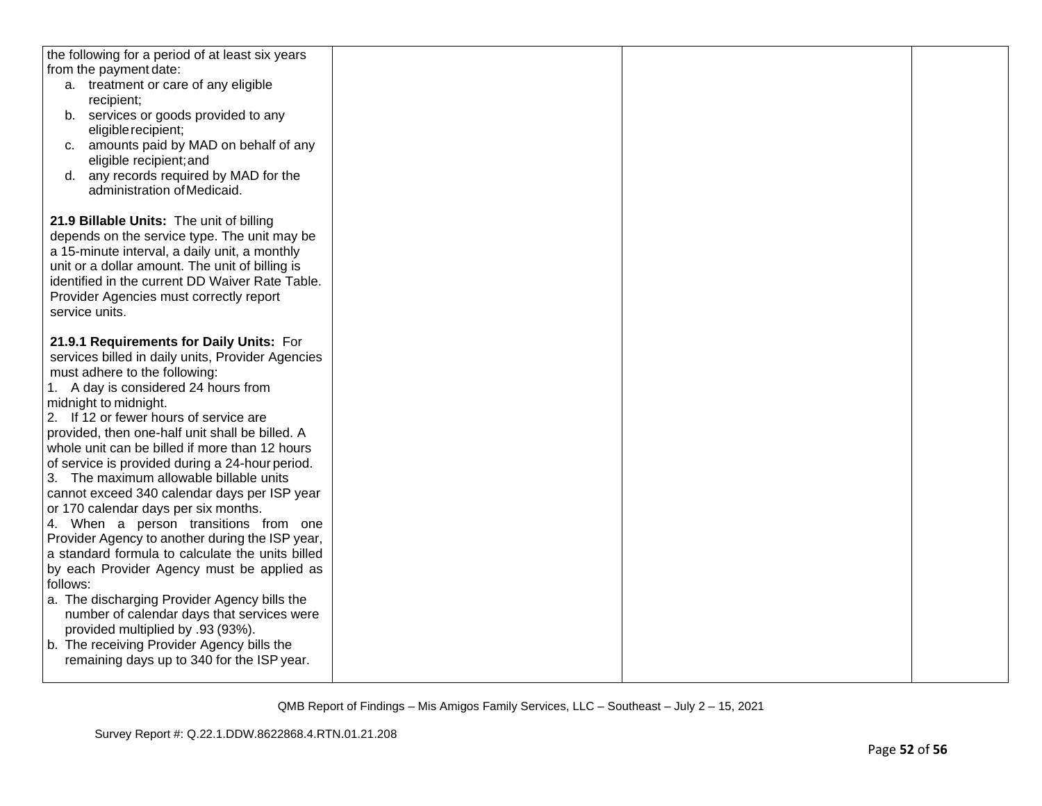| | | | |
|---|---|---|---|
| the following for a period of at least six years from the payment date:<br>a. treatment or care of any eligible recipient;<br>b. services or goods provided to any eligible recipient;<br>c. amounts paid by MAD on behalf of any eligible recipient; and<br>d. any records required by MAD for the administration of Medicaid.<br><br>**21.9 Billable Units:** The unit of billing depends on the service type. The unit may be a 15-minute interval, a daily unit, a monthly unit or a dollar amount. The unit of billing is identified in the current DD Waiver Rate Table. Provider Agencies must correctly report service units.<br><br>**21.9.1 Requirements for Daily Units:** For services billed in daily units, Provider Agencies must adhere to the following:<br>1. A day is considered 24 hours from midnight to midnight.<br>2. If 12 or fewer hours of service are provided, then one-half unit shall be billed. A whole unit can be billed if more than 12 hours of service is provided during a 24-hour period.<br>3. The maximum allowable billable units cannot exceed 340 calendar days per ISP year or 170 calendar days per six months.<br>4. When a person transitions from one Provider Agency to another during the ISP year, a standard formula to calculate the units billed by each Provider Agency must be applied as follows:<br>a. The discharging Provider Agency bills the number of calendar days that services were provided multiplied by .93 (93%).<br>b. The receiving Provider Agency bills the remaining days up to 340 for the ISP year. | | | |

QMB Report of Findings – Mis Amigos Family Services, LLC – Southeast – July 2 – 15, 2021

Survey Report #: Q.22.1.DDW.8622868.4.RTN.01.21.208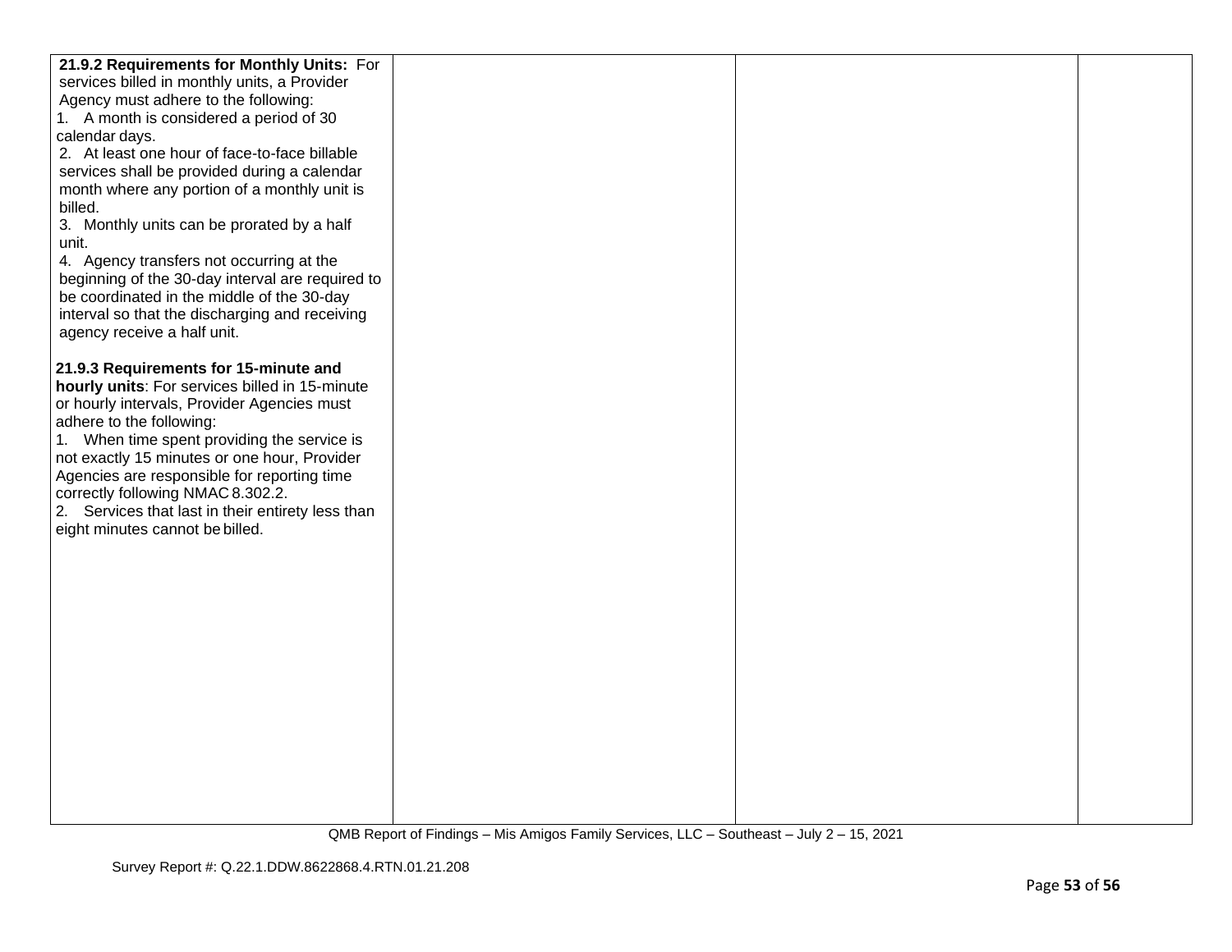| | | | |
|---|---|---|---|
| **21.9.2 Requirements for Monthly Units:** For services billed in monthly units, a Provider Agency must adhere to the following:<br>1. A month is considered a period of 30 calendar days.<br>2. At least one hour of face-to-face billable services shall be provided during a calendar month where any portion of a monthly unit is billed.<br>3. Monthly units can be prorated by a half unit.<br>4. Agency transfers not occurring at the beginning of the 30-day interval are required to be coordinated in the middle of the 30-day interval so that the discharging and receiving agency receive a half unit.<br><br>**21.9.3 Requirements for 15-minute and hourly units**: For services billed in 15-minute or hourly intervals, Provider Agencies must adhere to the following:<br>1. When time spent providing the service is not exactly 15 minutes or one hour, Provider Agencies are responsible for reporting time correctly following NMAC 8.302.2.<br>2. Services that last in their entirety less than eight minutes cannot be billed. | | | |

QMB Report of Findings – Mis Amigos Family Services, LLC – Southeast – July 2 – 15, 2021

Survey Report #: Q.22.1.DDW.8622868.4.RTN.01.21.208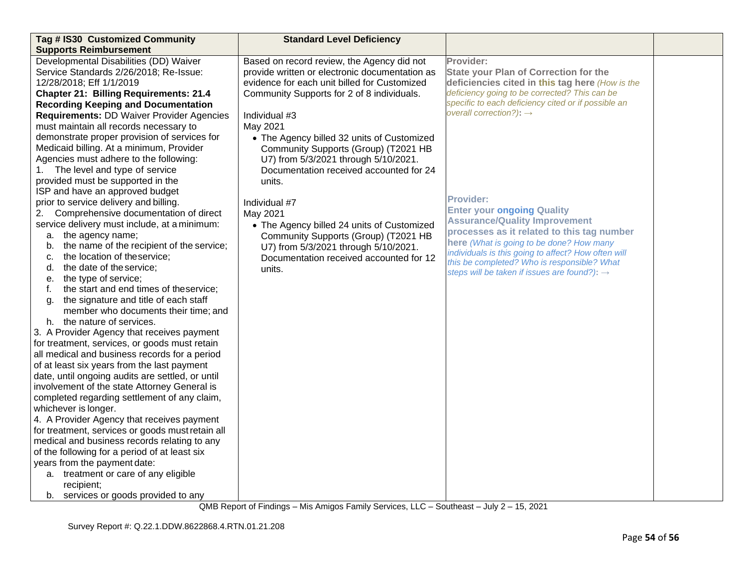| Tag # IS30 Customized Community Supports Reimbursement | Standard Level Deficiency | | |
|---|---|---|---|
| Developmental Disabilities (DD) Waiver Service Standards 2/26/2018; Re-Issue: 12/28/2018; Eff 1/1/2019<br>**Chapter 21: Billing Requirements: 21.4 Recording Keeping and Documentation Requirements:** DD Waiver Provider Agencies must maintain all records necessary to demonstrate proper provision of services for Medicaid billing. At a minimum, Provider Agencies must adhere to the following:<br>1. The level and type of service provided must be supported in the ISP and have an approved budget prior to service delivery and billing.<br>2. Comprehensive documentation of direct service delivery must include, at a minimum:<br>a. the agency name;<br>b. the name of the recipient of the service;<br>c. the location of the service;<br>d. the date of the service;<br>e. the type of service;<br>f. the start and end times of the service;<br>g. the signature and title of each staff member who documents their time; and<br>h. the nature of services.<br>3. A Provider Agency that receives payment for treatment, services, or goods must retain all medical and business records for a period of at least six years from the last payment date, until ongoing audits are settled, or until involvement of the state Attorney General is completed regarding settlement of any claim, whichever is longer.<br>4. A Provider Agency that receives payment for treatment, services or goods must retain all medical and business records relating to any of the following for a period of at least six years from the payment date:<br>a. treatment or care of any eligible recipient;<br>b. services or goods provided to any | Based on record review, the Agency did not provide written or electronic documentation as evidence for each unit billed for Customized Community Supports for 2 of 8 individuals.<br><br>Individual #3<br>May 2021<br>• The Agency billed 32 units of Customized Community Supports (Group) (T2021 HB U7) from 5/3/2021 through 5/10/2021. Documentation received accounted for 24 units.<br><br>Individual #7<br>May 2021<br>• The Agency billed 24 units of Customized Community Supports (Group) (T2021 HB U7) from 5/3/2021 through 5/10/2021. Documentation received accounted for 12 units. | **Provider:**<br>**State your Plan of Correction for the deficiencies cited in this tag here** *(How is the deficiency going to be corrected? This can be specific to each deficiency cited or if possible an overall correction?)*: →<br><br>**Provider:**<br>**Enter your ongoing Quality Assurance/Quality Improvement processes as it related to this tag number here** *(What is going to be done? How many individuals is this going to affect? How often will this be completed? Who is responsible? What steps will be taken if issues are found?)*: → | |

QMB Report of Findings – Mis Amigos Family Services, LLC – Southeast – July 2 – 15, 2021

Survey Report #: Q.22.1.DDW.8622868.4.RTN.01.21.208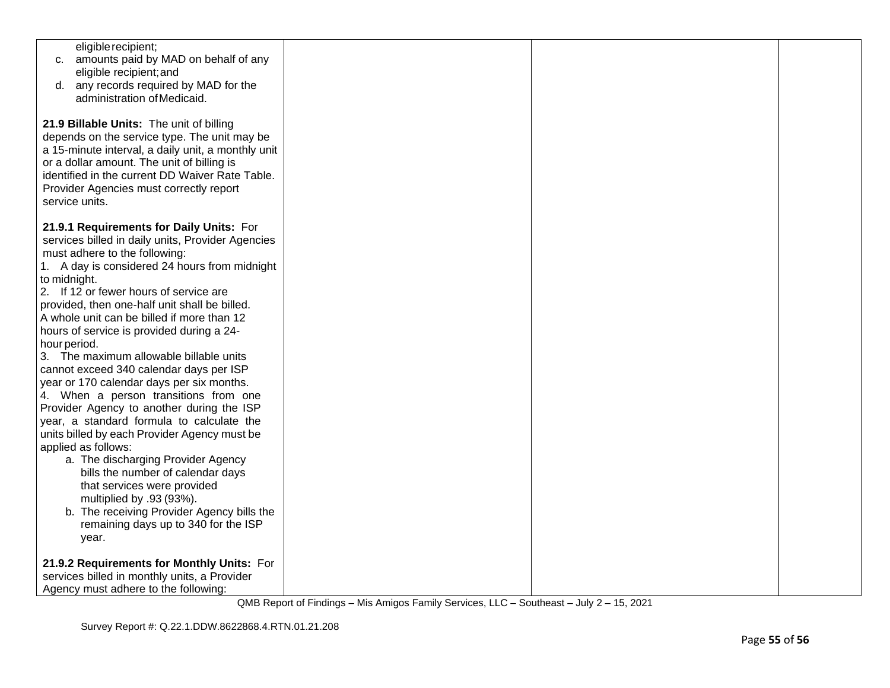| | | | |
|---|---|---|---|
| eligible recipient;<br>c. amounts paid by MAD on behalf of any eligible recipient; and<br>d. any records required by MAD for the administration of Medicaid.<br><br>**21.9 Billable Units:** The unit of billing depends on the service type. The unit may be a 15-minute interval, a daily unit, a monthly unit or a dollar amount. The unit of billing is identified in the current DD Waiver Rate Table. Provider Agencies must correctly report service units.<br><br>**21.9.1 Requirements for Daily Units:** For services billed in daily units, Provider Agencies must adhere to the following:<br>1. A day is considered 24 hours from midnight to midnight.<br>2. If 12 or fewer hours of service are provided, then one-half unit shall be billed. A whole unit can be billed if more than 12 hours of service is provided during a 24-hour period.<br>3. The maximum allowable billable units cannot exceed 340 calendar days per ISP year or 170 calendar days per six months.<br>4. When a person transitions from one Provider Agency to another during the ISP year, a standard formula to calculate the units billed by each Provider Agency must be applied as follows:<br>a. The discharging Provider Agency bills the number of calendar days that services were provided multiplied by .93 (93%).<br>b. The receiving Provider Agency bills the remaining days up to 340 for the ISP year.<br><br>**21.9.2 Requirements for Monthly Units:** For services billed in monthly units, a Provider Agency must adhere to the following: | | | |

QMB Report of Findings – Mis Amigos Family Services, LLC – Southeast – July 2 – 15, 2021

Survey Report #: Q.22.1.DDW.8622868.4.RTN.01.21.208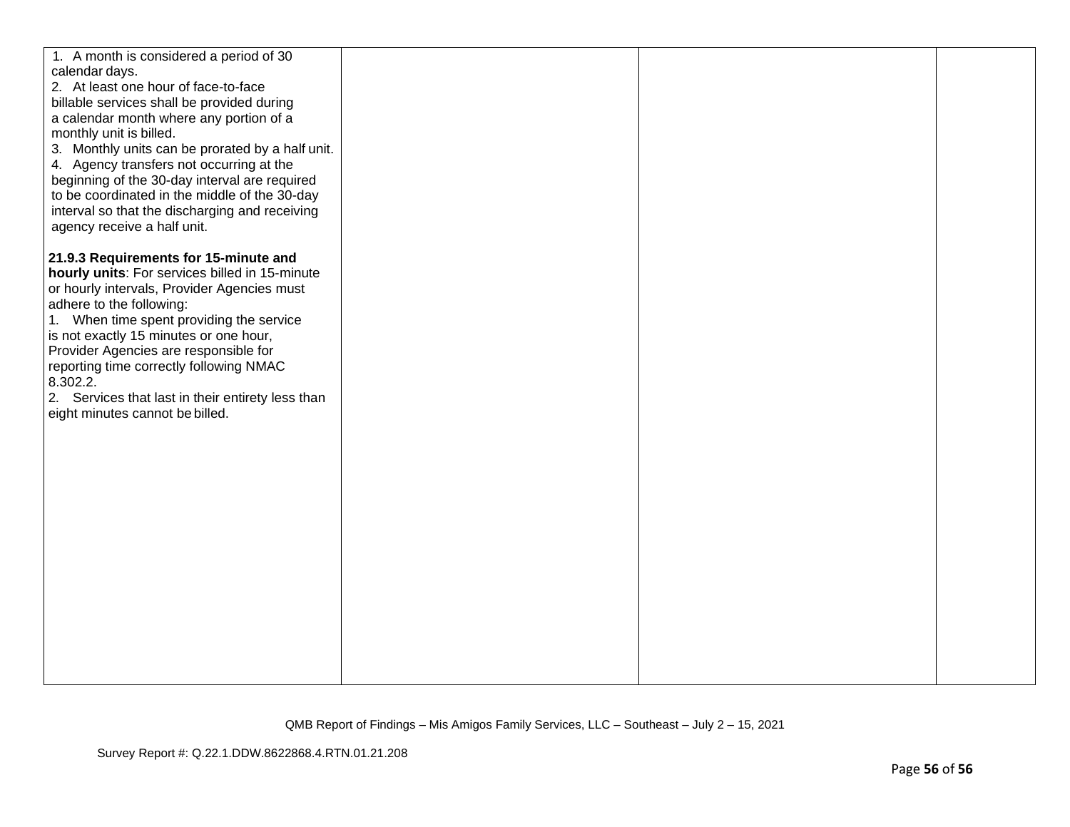| | | | |
|---|---|---|---|
| 1. A month is considered a period of 30 calendar days.<br>2. At least one hour of face-to-face billable services shall be provided during a calendar month where any portion of a monthly unit is billed.<br>3. Monthly units can be prorated by a half unit.<br>4. Agency transfers not occurring at the beginning of the 30-day interval are required to be coordinated in the middle of the 30-day interval so that the discharging and receiving agency receive a half unit.<br><br>**21.9.3 Requirements for 15-minute and hourly units**: For services billed in 15-minute or hourly intervals, Provider Agencies must adhere to the following:<br>1. When time spent providing the service is not exactly 15 minutes or one hour, Provider Agencies are responsible for reporting time correctly following NMAC 8.302.2.<br>2. Services that last in their entirety less than eight minutes cannot be billed. | | | |

QMB Report of Findings – Mis Amigos Family Services, LLC – Southeast – July 2 – 15, 2021

Survey Report #: Q.22.1.DDW.8622868.4.RTN.01.21.208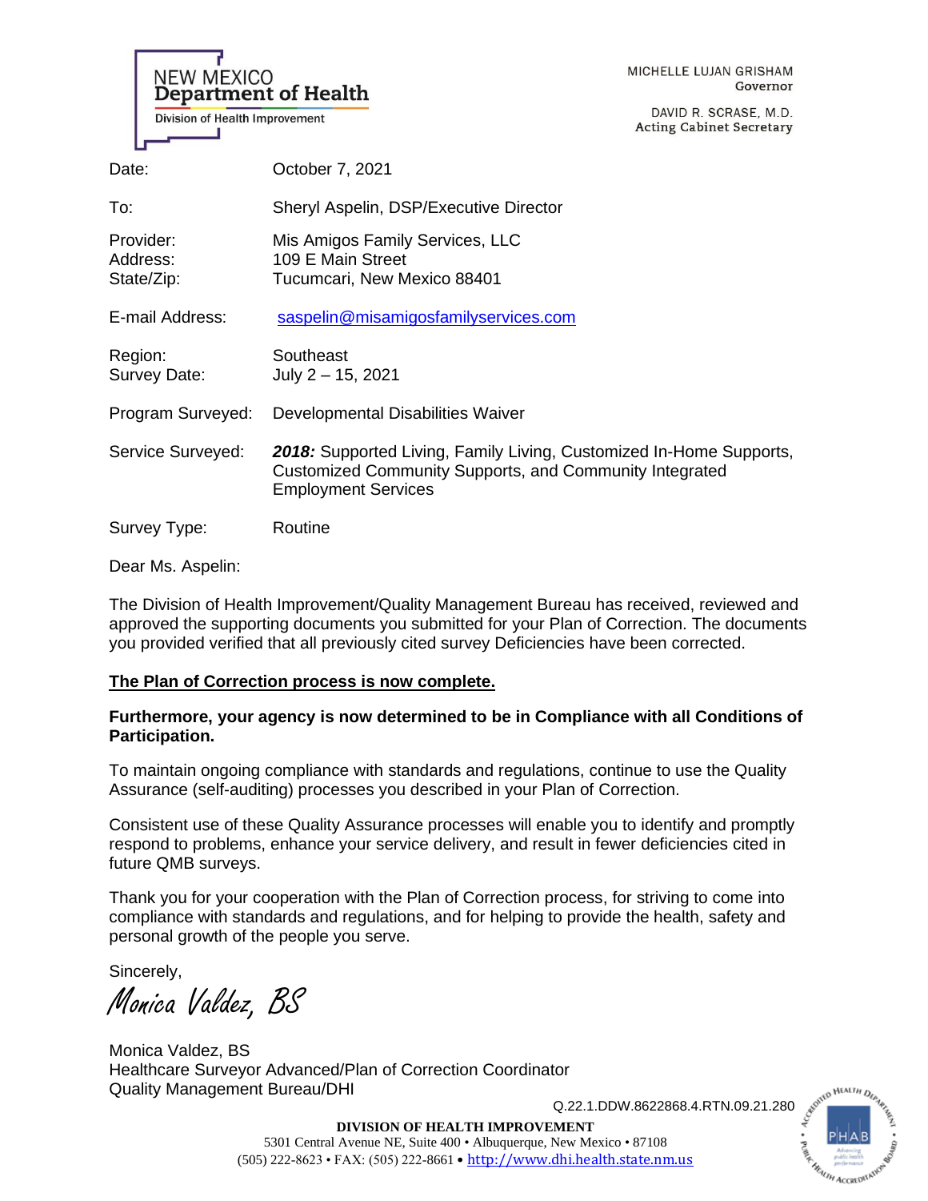NEW MEXICO
**Department of Health**
Division of Health Improvement

MICHELLE LUJAN GRISHAM
Governor

DAVID R. SCRASE, M.D.
Acting Cabinet Secretary

| | |
|---|---|
| Date: | October 7, 2021 |
| To: | Sheryl Aspelin, DSP/Executive Director |
| Provider: | Mis Amigos Family Services, LLC |
| Address: | 109 E Main Street |
| State/Zip: | Tucumcari, New Mexico 88401 |
| E-mail Address: | saspelin@misamigosfamilyservices.com |
| Region: | Southeast |
| Survey Date: | July 2 – 15, 2021 |
| Program Surveyed: | Developmental Disabilities Waiver |
| Service Surveyed: | ***2018:*** Supported Living, Family Living, Customized In-Home Supports, Customized Community Supports, and Community Integrated Employment Services |
| Survey Type: | Routine |

Dear Ms. Aspelin:

The Division of Health Improvement/Quality Management Bureau has received, reviewed and approved the supporting documents you submitted for your Plan of Correction. The documents you provided verified that all previously cited survey Deficiencies have been corrected.

**The Plan of Correction process is now complete.**

**Furthermore, your agency is now determined to be in Compliance with all Conditions of Participation.**

To maintain ongoing compliance with standards and regulations, continue to use the Quality Assurance (self-auditing) processes you described in your Plan of Correction.

Consistent use of these Quality Assurance processes will enable you to identify and promptly respond to problems, enhance your service delivery, and result in fewer deficiencies cited in future QMB surveys.

Thank you for your cooperation with the Plan of Correction process, for striving to come into compliance with standards and regulations, and for helping to provide the health, safety and personal growth of the people you serve.

Sincerely,

*Monica Valdez, BS*

Monica Valdez, BS
Healthcare Surveyor Advanced/Plan of Correction Coordinator
Quality Management Bureau/DHI

Q.22.1.DDW.8622868.4.RTN.09.21.280

**DIVISION OF HEALTH IMPROVEMENT**
5301 Central Avenue NE, Suite 400 • Albuquerque, New Mexico • 87108
(505) 222-8623 • FAX: (505) 222-8661 • http://www.dhi.health.state.nm.us